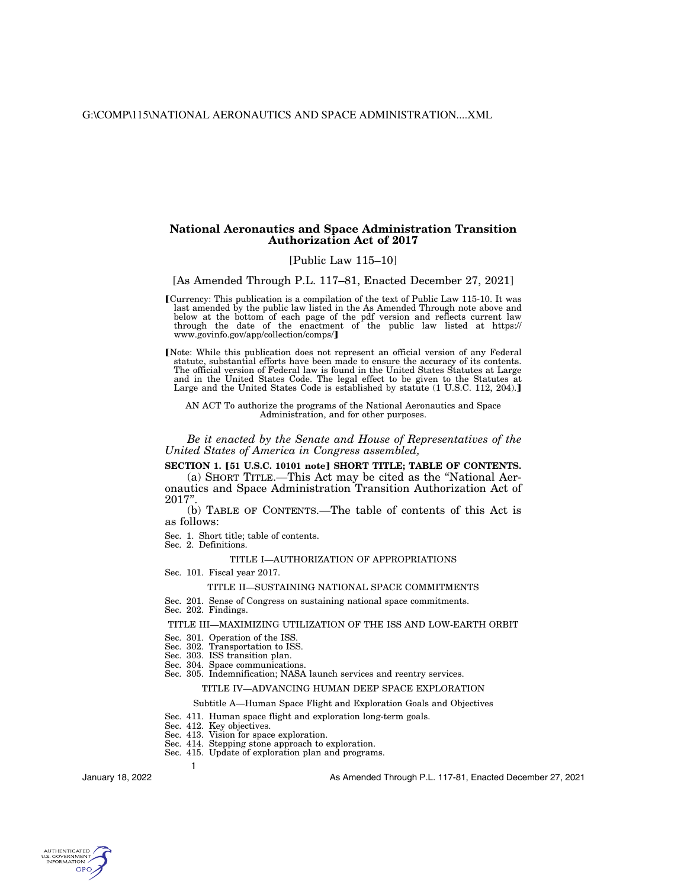# National Aeronautics and Space Administration Transition Authorization Act of 2017

[Public Law 115–10]

[As Amended Through P.L. 117–81, Enacted December 27, 2021]

【Currency: This publication is a compilation of the text of Public Law 115-10. It was last amended by the public law listed in the As Amended Through note above and below at the bottom of each page of the pdf version and reflects current law through the date of the enactment of the public law listed at https://www.govinfo.gov/app/collection/comps/】

【Note: While this publication does not represent an official version of any Federal statute, substantial efforts have been made to ensure the accuracy of its contents. The official version of Federal law is found in the United States Statutes at Large and in the United States Code. The legal effect to be given to the Statutes at Large and the United States Code is established by statute (1 U.S.C. 112, 204).】

AN ACT To authorize the programs of the National Aeronautics and Space Administration, and for other purposes.

*Be it enacted by the Senate and House of Representatives of the United States of America in Congress assembled,*

**SECTION 1. 【51 U.S.C. 10101 note】 SHORT TITLE; TABLE OF CONTENTS.**

(a) SHORT TITLE.—This Act may be cited as the "National Aeronautics and Space Administration Transition Authorization Act of 2017".

(b) TABLE OF CONTENTS.—The table of contents of this Act is as follows:

Sec. 1. Short title; table of contents.
Sec. 2. Definitions.

TITLE I—AUTHORIZATION OF APPROPRIATIONS

Sec. 101. Fiscal year 2017.

TITLE II—SUSTAINING NATIONAL SPACE COMMITMENTS

Sec. 201. Sense of Congress on sustaining national space commitments.
Sec. 202. Findings.

TITLE III—MAXIMIZING UTILIZATION OF THE ISS AND LOW-EARTH ORBIT

Sec. 301. Operation of the ISS.
Sec. 302. Transportation to ISS.
Sec. 303. ISS transition plan.
Sec. 304. Space communications.
Sec. 305. Indemnification; NASA launch services and reentry services.

TITLE IV—ADVANCING HUMAN DEEP SPACE EXPLORATION

Subtitle A—Human Space Flight and Exploration Goals and Objectives

Sec. 411. Human space flight and exploration long-term goals.
Sec. 412. Key objectives.
Sec. 413. Vision for space exploration.
Sec. 414. Stepping stone approach to exploration.
Sec. 415. Update of exploration plan and programs.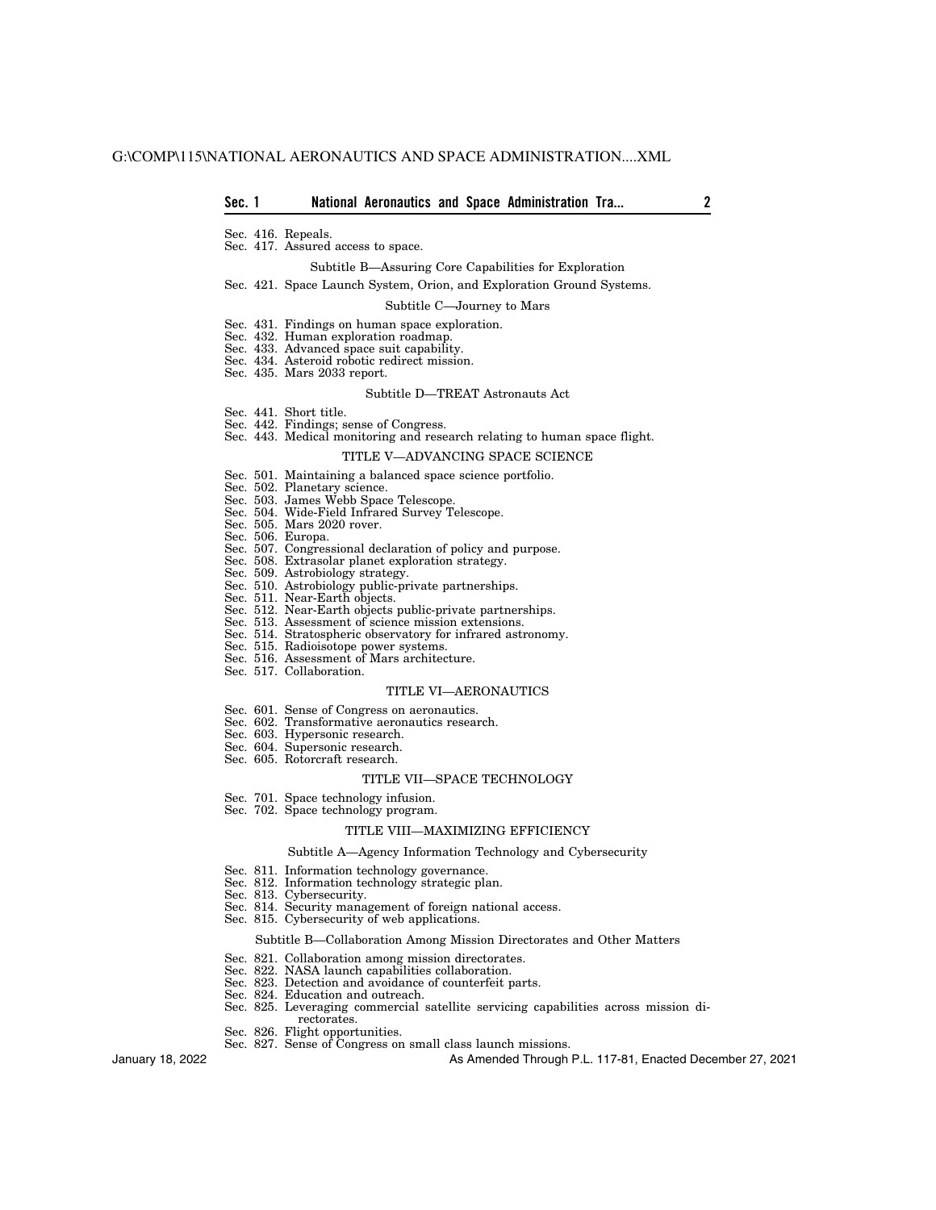Sec. 416. Repeals.
Sec. 417. Assured access to space.

Subtitle B—Assuring Core Capabilities for Exploration

Sec. 421. Space Launch System, Orion, and Exploration Ground Systems.

Subtitle C—Journey to Mars

Sec. 431. Findings on human space exploration.
Sec. 432. Human exploration roadmap.
Sec. 433. Advanced space suit capability.
Sec. 434. Asteroid robotic redirect mission.
Sec. 435. Mars 2033 report.

Subtitle D—TREAT Astronauts Act

Sec. 441. Short title.
Sec. 442. Findings; sense of Congress.
Sec. 443. Medical monitoring and research relating to human space flight.

TITLE V—ADVANCING SPACE SCIENCE

Sec. 501. Maintaining a balanced space science portfolio.
Sec. 502. Planetary science.
Sec. 503. James Webb Space Telescope.
Sec. 504. Wide-Field Infrared Survey Telescope.
Sec. 505. Mars 2020 rover.
Sec. 506. Europa.
Sec. 507. Congressional declaration of policy and purpose.
Sec. 508. Extrasolar planet exploration strategy.
Sec. 509. Astrobiology strategy.
Sec. 510. Astrobiology public-private partnerships.
Sec. 511. Near-Earth objects.
Sec. 512. Near-Earth objects public-private partnerships.
Sec. 513. Assessment of science mission extensions.
Sec. 514. Stratospheric observatory for infrared astronomy.
Sec. 515. Radioisotope power systems.
Sec. 516. Assessment of Mars architecture.
Sec. 517. Collaboration.

TITLE VI—AERONAUTICS

Sec. 601. Sense of Congress on aeronautics.
Sec. 602. Transformative aeronautics research.
Sec. 603. Hypersonic research.
Sec. 604. Supersonic research.
Sec. 605. Rotorcraft research.

TITLE VII—SPACE TECHNOLOGY

Sec. 701. Space technology infusion.
Sec. 702. Space technology program.

TITLE VIII—MAXIMIZING EFFICIENCY

Subtitle A—Agency Information Technology and Cybersecurity

Sec. 811. Information technology governance.
Sec. 812. Information technology strategic plan.
Sec. 813. Cybersecurity.
Sec. 814. Security management of foreign national access.
Sec. 815. Cybersecurity of web applications.

Subtitle B—Collaboration Among Mission Directorates and Other Matters

Sec. 821. Collaboration among mission directorates.
Sec. 822. NASA launch capabilities collaboration.
Sec. 823. Detection and avoidance of counterfeit parts.
Sec. 824. Education and outreach.
Sec. 825. Leveraging commercial satellite servicing capabilities across mission directorates.
Sec. 826. Flight opportunities.
Sec. 827. Sense of Congress on small class launch missions.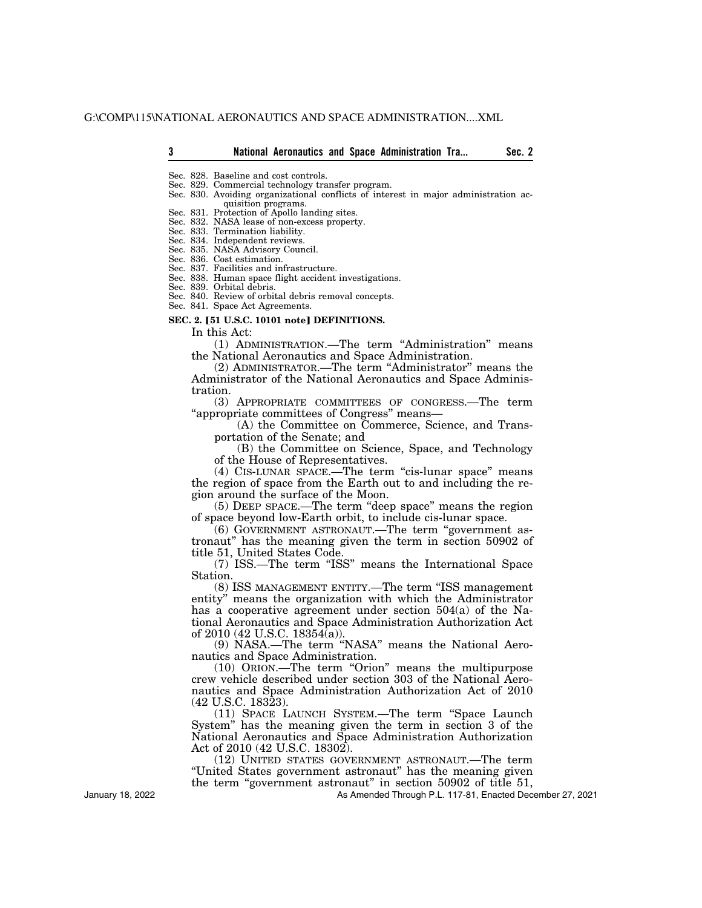Sec. 828. Baseline and cost controls.
Sec. 829. Commercial technology transfer program.
Sec. 830. Avoiding organizational conflicts of interest in major administration acquisition programs.
Sec. 831. Protection of Apollo landing sites.
Sec. 832. NASA lease of non-excess property.
Sec. 833. Termination liability.
Sec. 834. Independent reviews.
Sec. 835. NASA Advisory Council.
Sec. 836. Cost estimation.
Sec. 837. Facilities and infrastructure.
Sec. 838. Human space flight accident investigations.
Sec. 839. Orbital debris.
Sec. 840. Review of orbital debris removal concepts.
Sec. 841. Space Act Agreements.

**SEC. 2. [51 U.S.C. 10101 note] DEFINITIONS.**

In this Act:

(1) ADMINISTRATION.—The term "Administration" means the National Aeronautics and Space Administration.

(2) ADMINISTRATOR.—The term "Administrator" means the Administrator of the National Aeronautics and Space Administration.

(3) APPROPRIATE COMMITTEES OF CONGRESS.—The term "appropriate committees of Congress" means—

(A) the Committee on Commerce, Science, and Transportation of the Senate; and

(B) the Committee on Science, Space, and Technology of the House of Representatives.

(4) CIS-LUNAR SPACE.—The term "cis-lunar space" means the region of space from the Earth out to and including the region around the surface of the Moon.

(5) DEEP SPACE.—The term "deep space" means the region of space beyond low-Earth orbit, to include cis-lunar space.

(6) GOVERNMENT ASTRONAUT.—The term "government astronaut" has the meaning given the term in section 50902 of title 51, United States Code.

(7) ISS.—The term "ISS" means the International Space Station.

(8) ISS MANAGEMENT ENTITY.—The term "ISS management entity" means the organization with which the Administrator has a cooperative agreement under section 504(a) of the National Aeronautics and Space Administration Authorization Act of 2010 (42 U.S.C. 18354(a)).

(9) NASA.—The term "NASA" means the National Aeronautics and Space Administration.

(10) ORION.—The term "Orion" means the multipurpose crew vehicle described under section 303 of the National Aeronautics and Space Administration Authorization Act of 2010 (42 U.S.C. 18323).

(11) SPACE LAUNCH SYSTEM.—The term "Space Launch System" has the meaning given the term in section 3 of the National Aeronautics and Space Administration Authorization Act of 2010 (42 U.S.C. 18302).

(12) UNITED STATES GOVERNMENT ASTRONAUT.—The term "United States government astronaut" has the meaning given the term "government astronaut" in section 50902 of title 51,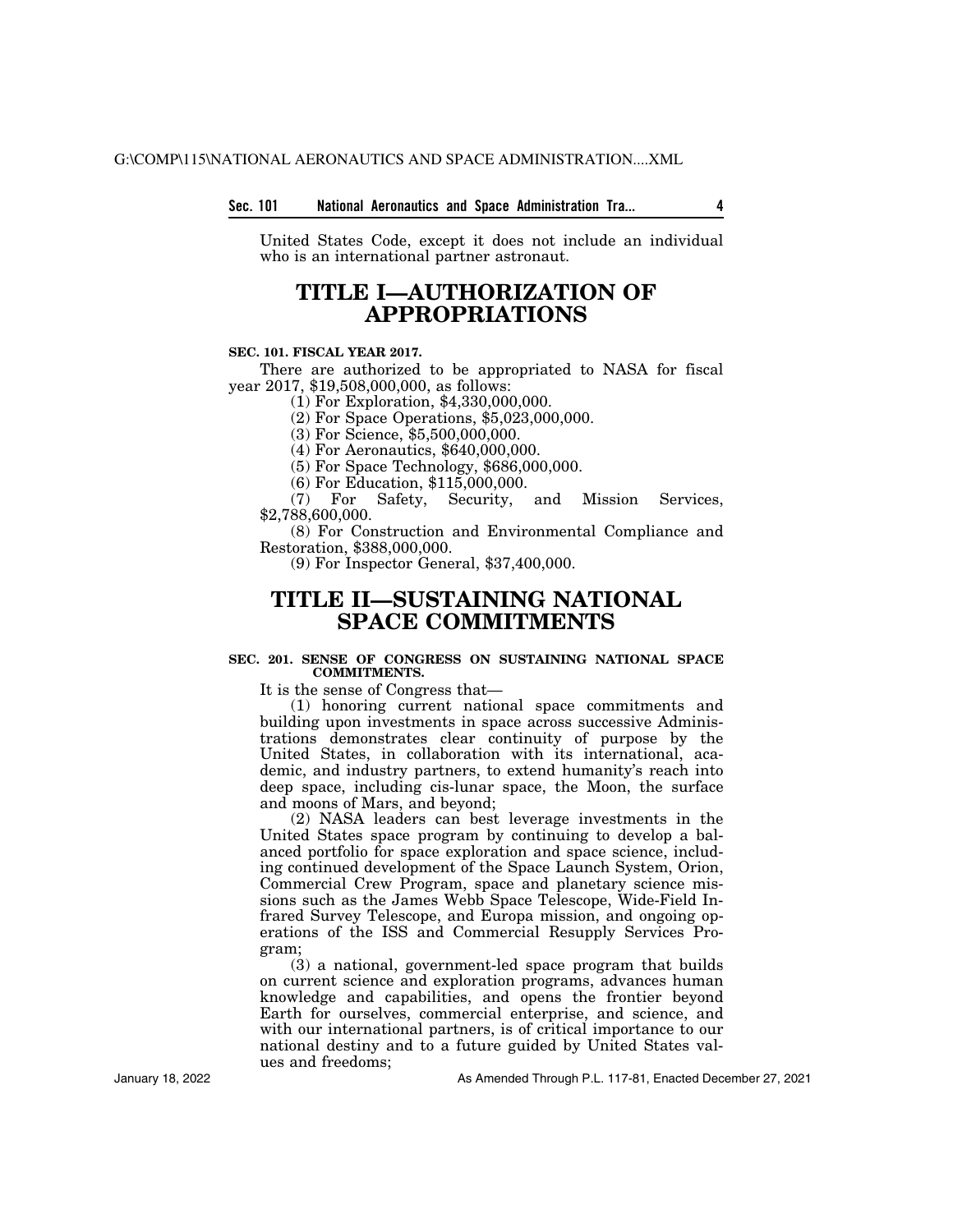United States Code, except it does not include an individual who is an international partner astronaut.

# TITLE I—AUTHORIZATION OF APPROPRIATIONS

**SEC. 101. FISCAL YEAR 2017.**

There are authorized to be appropriated to NASA for fiscal year 2017, $19,508,000,000, as follows:

(1) For Exploration, $4,330,000,000.

(2) For Space Operations, $5,023,000,000.

(3) For Science, $5,500,000,000.

(4) For Aeronautics, $640,000,000.

(5) For Space Technology, $686,000,000.

(6) For Education, $115,000,000.

(7) For Safety, Security, and Mission Services, $2,788,600,000.

(8) For Construction and Environmental Compliance and Restoration, $388,000,000.

(9) For Inspector General, $37,400,000.

# TITLE II—SUSTAINING NATIONAL SPACE COMMITMENTS

**SEC. 201. SENSE OF CONGRESS ON SUSTAINING NATIONAL SPACE COMMITMENTS.**

It is the sense of Congress that—

(1) honoring current national space commitments and building upon investments in space across successive Administrations demonstrates clear continuity of purpose by the United States, in collaboration with its international, academic, and industry partners, to extend humanity's reach into deep space, including cis-lunar space, the Moon, the surface and moons of Mars, and beyond;

(2) NASA leaders can best leverage investments in the United States space program by continuing to develop a balanced portfolio for space exploration and space science, including continued development of the Space Launch System, Orion, Commercial Crew Program, space and planetary science missions such as the James Webb Space Telescope, Wide-Field Infrared Survey Telescope, and Europa mission, and ongoing operations of the ISS and Commercial Resupply Services Program;

(3) a national, government-led space program that builds on current science and exploration programs, advances human knowledge and capabilities, and opens the frontier beyond Earth for ourselves, commercial enterprise, and science, and with our international partners, is of critical importance to our national destiny and to a future guided by United States values and freedoms;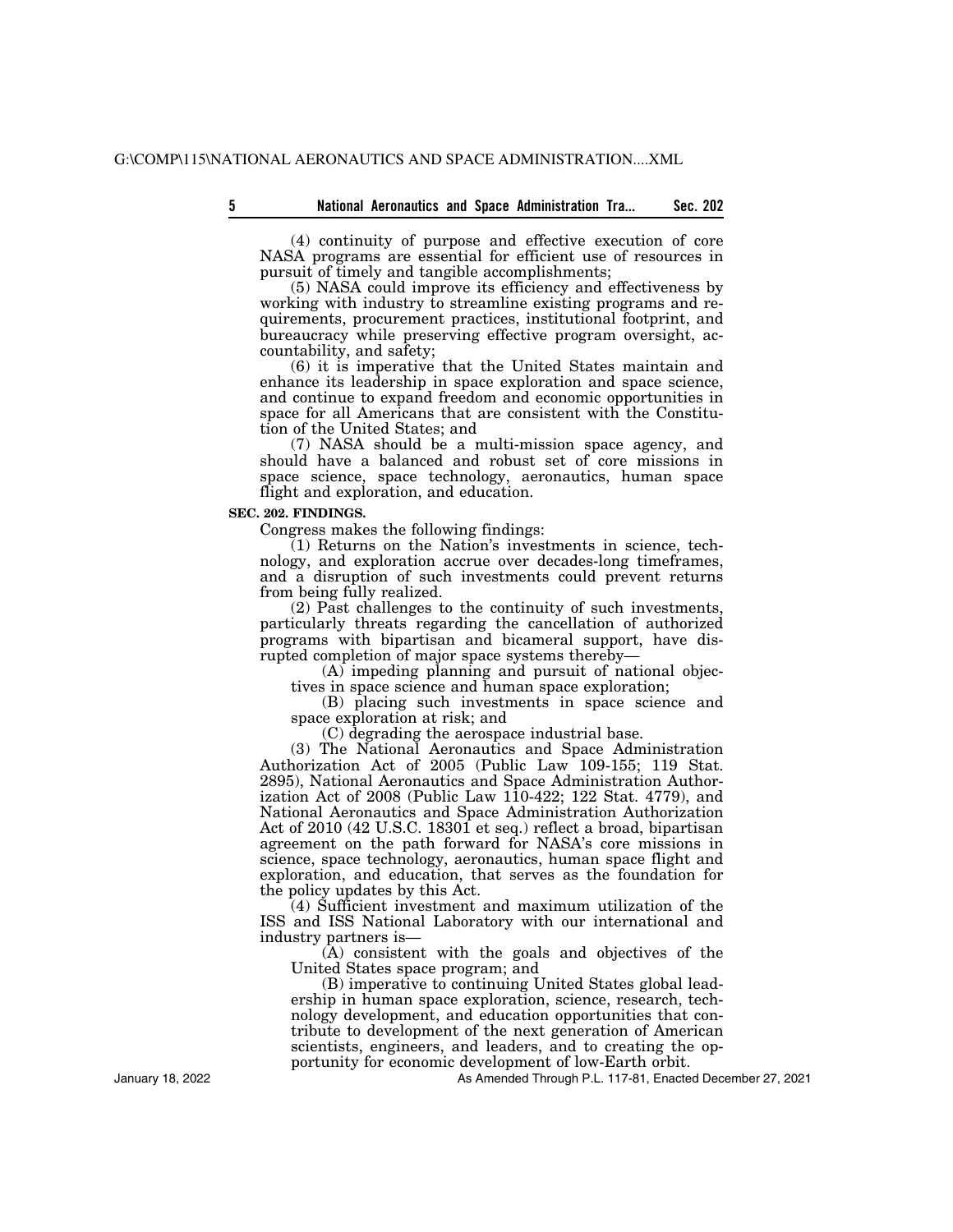(4) continuity of purpose and effective execution of core NASA programs are essential for efficient use of resources in pursuit of timely and tangible accomplishments;

(5) NASA could improve its efficiency and effectiveness by working with industry to streamline existing programs and requirements, procurement practices, institutional footprint, and bureaucracy while preserving effective program oversight, accountability, and safety;

(6) it is imperative that the United States maintain and enhance its leadership in space exploration and space science, and continue to expand freedom and economic opportunities in space for all Americans that are consistent with the Constitution of the United States; and

(7) NASA should be a multi-mission space agency, and should have a balanced and robust set of core missions in space science, space technology, aeronautics, human space flight and exploration, and education.

**SEC. 202. FINDINGS.**

Congress makes the following findings:

(1) Returns on the Nation's investments in science, technology, and exploration accrue over decades-long timeframes, and a disruption of such investments could prevent returns from being fully realized.

(2) Past challenges to the continuity of such investments, particularly threats regarding the cancellation of authorized programs with bipartisan and bicameral support, have disrupted completion of major space systems thereby—

(A) impeding planning and pursuit of national objectives in space science and human space exploration;

(B) placing such investments in space science and space exploration at risk; and

(C) degrading the aerospace industrial base.

(3) The National Aeronautics and Space Administration Authorization Act of 2005 (Public Law 109-155; 119 Stat. 2895), National Aeronautics and Space Administration Authorization Act of 2008 (Public Law 110-422; 122 Stat. 4779), and National Aeronautics and Space Administration Authorization Act of 2010 (42 U.S.C. 18301 et seq.) reflect a broad, bipartisan agreement on the path forward for NASA's core missions in science, space technology, aeronautics, human space flight and exploration, and education, that serves as the foundation for the policy updates by this Act.

(4) Sufficient investment and maximum utilization of the ISS and ISS National Laboratory with our international and industry partners is—

(A) consistent with the goals and objectives of the United States space program; and

(B) imperative to continuing United States global leadership in human space exploration, science, research, technology development, and education opportunities that contribute to development of the next generation of American scientists, engineers, and leaders, and to creating the opportunity for economic development of low-Earth orbit.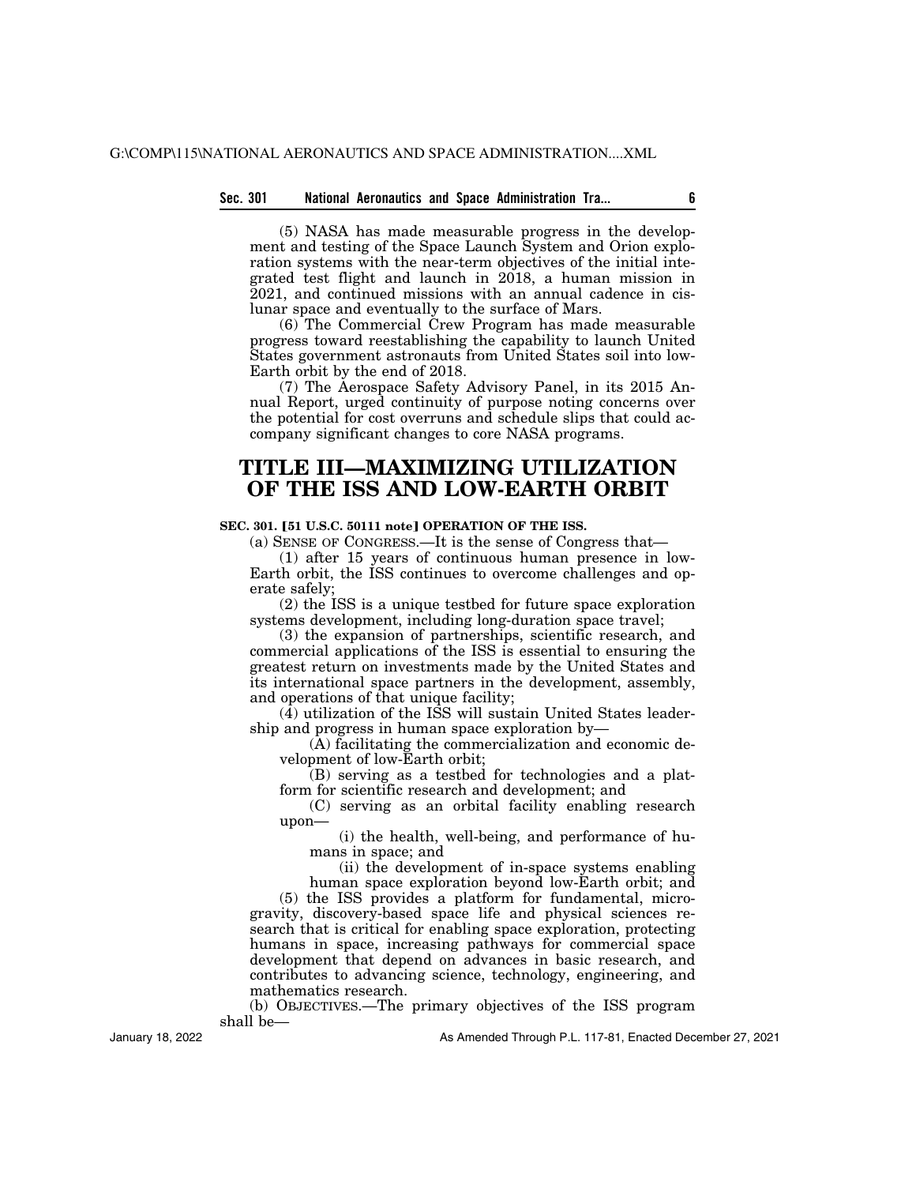(5) NASA has made measurable progress in the development and testing of the Space Launch System and Orion exploration systems with the near-term objectives of the initial integrated test flight and launch in 2018, a human mission in 2021, and continued missions with an annual cadence in cislunar space and eventually to the surface of Mars.

(6) The Commercial Crew Program has made measurable progress toward reestablishing the capability to launch United States government astronauts from United States soil into low-Earth orbit by the end of 2018.

(7) The Aerospace Safety Advisory Panel, in its 2015 Annual Report, urged continuity of purpose noting concerns over the potential for cost overruns and schedule slips that could accompany significant changes to core NASA programs.

# TITLE III—MAXIMIZING UTILIZATION OF THE ISS AND LOW-EARTH ORBIT

**SEC. 301. [51 U.S.C. 50111 note] OPERATION OF THE ISS.**

(a) SENSE OF CONGRESS.—It is the sense of Congress that—

(1) after 15 years of continuous human presence in low-Earth orbit, the ISS continues to overcome challenges and operate safely;

(2) the ISS is a unique testbed for future space exploration systems development, including long-duration space travel;

(3) the expansion of partnerships, scientific research, and commercial applications of the ISS is essential to ensuring the greatest return on investments made by the United States and its international space partners in the development, assembly, and operations of that unique facility;

(4) utilization of the ISS will sustain United States leadership and progress in human space exploration by—

(A) facilitating the commercialization and economic development of low-Earth orbit;

(B) serving as a testbed for technologies and a platform for scientific research and development; and

(C) serving as an orbital facility enabling research upon—

(i) the health, well-being, and performance of humans in space; and

(ii) the development of in-space systems enabling human space exploration beyond low-Earth orbit; and

(5) the ISS provides a platform for fundamental, microgravity, discovery-based space life and physical sciences research that is critical for enabling space exploration, protecting humans in space, increasing pathways for commercial space development that depend on advances in basic research, and contributes to advancing science, technology, engineering, and mathematics research.

(b) OBJECTIVES.—The primary objectives of the ISS program shall be—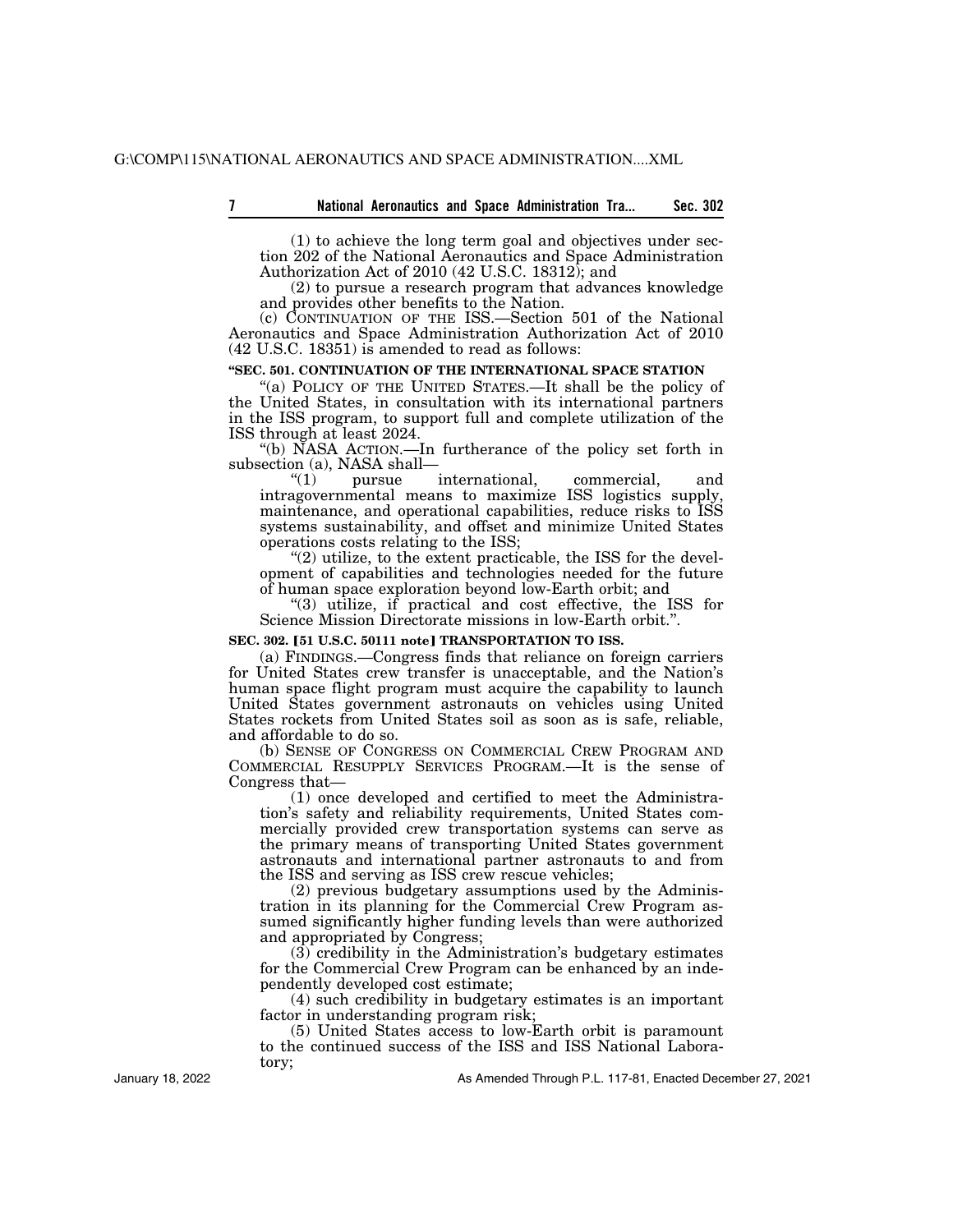(1) to achieve the long term goal and objectives under section 202 of the National Aeronautics and Space Administration Authorization Act of 2010 (42 U.S.C. 18312); and

(2) to pursue a research program that advances knowledge and provides other benefits to the Nation.

(c) CONTINUATION OF THE ISS.—Section 501 of the National Aeronautics and Space Administration Authorization Act of 2010 (42 U.S.C. 18351) is amended to read as follows:

**"SEC. 501. CONTINUATION OF THE INTERNATIONAL SPACE STATION**

"(a) POLICY OF THE UNITED STATES.—It shall be the policy of the United States, in consultation with its international partners in the ISS program, to support full and complete utilization of the ISS through at least 2024.

"(b) NASA ACTION.—In furtherance of the policy set forth in subsection (a), NASA shall—

"(1) pursue international, commercial, and intragovernmental means to maximize ISS logistics supply, maintenance, and operational capabilities, reduce risks to ISS systems sustainability, and offset and minimize United States operations costs relating to the ISS;

"(2) utilize, to the extent practicable, the ISS for the development of capabilities and technologies needed for the future of human space exploration beyond low-Earth orbit; and

"(3) utilize, if practical and cost effective, the ISS for Science Mission Directorate missions in low-Earth orbit.".

**SEC. 302. [51 U.S.C. 50111 note] TRANSPORTATION TO ISS.**

(a) FINDINGS.—Congress finds that reliance on foreign carriers for United States crew transfer is unacceptable, and the Nation's human space flight program must acquire the capability to launch United States government astronauts on vehicles using United States rockets from United States soil as soon as is safe, reliable, and affordable to do so.

(b) SENSE OF CONGRESS ON COMMERCIAL CREW PROGRAM AND COMMERCIAL RESUPPLY SERVICES PROGRAM.—It is the sense of Congress that—

(1) once developed and certified to meet the Administration's safety and reliability requirements, United States commercially provided crew transportation systems can serve as the primary means of transporting United States government astronauts and international partner astronauts to and from the ISS and serving as ISS crew rescue vehicles;

(2) previous budgetary assumptions used by the Administration in its planning for the Commercial Crew Program assumed significantly higher funding levels than were authorized and appropriated by Congress;

(3) credibility in the Administration's budgetary estimates for the Commercial Crew Program can be enhanced by an independently developed cost estimate;

(4) such credibility in budgetary estimates is an important factor in understanding program risk;

(5) United States access to low-Earth orbit is paramount to the continued success of the ISS and ISS National Laboratory;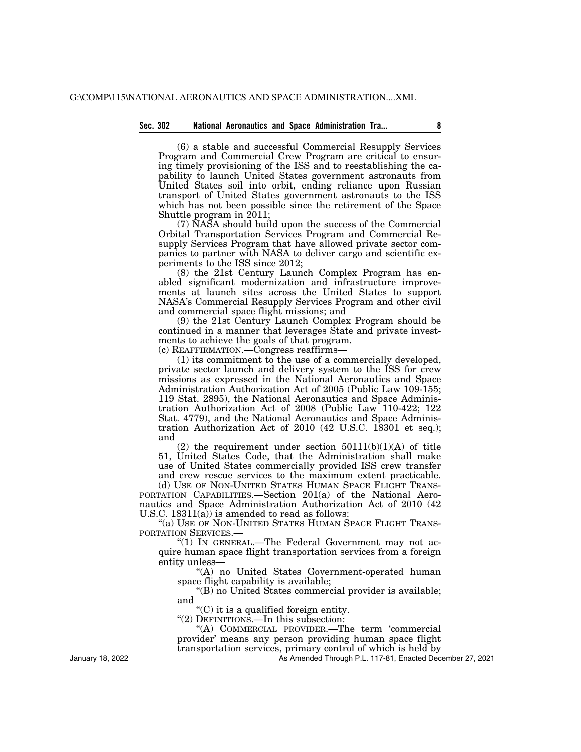(6) a stable and successful Commercial Resupply Services Program and Commercial Crew Program are critical to ensuring timely provisioning of the ISS and to reestablishing the capability to launch United States government astronauts from United States soil into orbit, ending reliance upon Russian transport of United States government astronauts to the ISS which has not been possible since the retirement of the Space Shuttle program in 2011;

(7) NASA should build upon the success of the Commercial Orbital Transportation Services Program and Commercial Resupply Services Program that have allowed private sector companies to partner with NASA to deliver cargo and scientific experiments to the ISS since 2012;

(8) the 21st Century Launch Complex Program has enabled significant modernization and infrastructure improvements at launch sites across the United States to support NASA's Commercial Resupply Services Program and other civil and commercial space flight missions; and

(9) the 21st Century Launch Complex Program should be continued in a manner that leverages State and private investments to achieve the goals of that program.

(c) REAFFIRMATION.—Congress reaffirms—

(1) its commitment to the use of a commercially developed, private sector launch and delivery system to the ISS for crew missions as expressed in the National Aeronautics and Space Administration Authorization Act of 2005 (Public Law 109-155; 119 Stat. 2895), the National Aeronautics and Space Administration Authorization Act of 2008 (Public Law 110-422; 122 Stat. 4779), and the National Aeronautics and Space Administration Authorization Act of 2010 (42 U.S.C. 18301 et seq.); and

(2) the requirement under section 50111(b)(1)(A) of title 51, United States Code, that the Administration shall make use of United States commercially provided ISS crew transfer and crew rescue services to the maximum extent practicable.

(d) USE OF NON-UNITED STATES HUMAN SPACE FLIGHT TRANSPORTATION CAPABILITIES.—Section 201(a) of the National Aeronautics and Space Administration Authorization Act of 2010 (42 U.S.C. 18311(a)) is amended to read as follows:

"(a) USE OF NON-UNITED STATES HUMAN SPACE FLIGHT TRANSPORTATION SERVICES.—

"(1) IN GENERAL.—The Federal Government may not acquire human space flight transportation services from a foreign entity unless—

"(A) no United States Government-operated human space flight capability is available;

"(B) no United States commercial provider is available; and

"(C) it is a qualified foreign entity.

"(2) DEFINITIONS.—In this subsection:

"(A) COMMERCIAL PROVIDER.—The term 'commercial provider' means any person providing human space flight transportation services, primary control of which is held by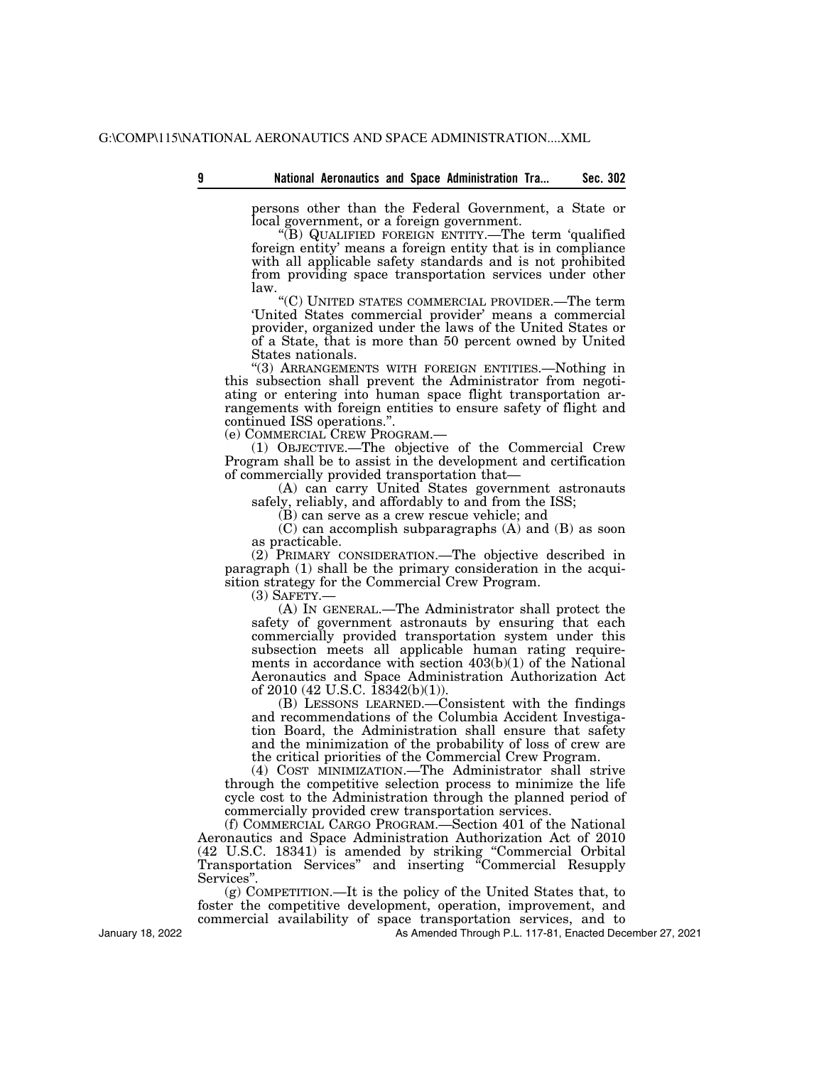persons other than the Federal Government, a State or local government, or a foreign government.

"(B) QUALIFIED FOREIGN ENTITY.—The term 'qualified foreign entity' means a foreign entity that is in compliance with all applicable safety standards and is not prohibited from providing space transportation services under other law.

"(C) UNITED STATES COMMERCIAL PROVIDER.—The term 'United States commercial provider' means a commercial provider, organized under the laws of the United States or of a State, that is more than 50 percent owned by United States nationals.

"(3) ARRANGEMENTS WITH FOREIGN ENTITIES.—Nothing in this subsection shall prevent the Administrator from negotiating or entering into human space flight transportation arrangements with foreign entities to ensure safety of flight and continued ISS operations.".

(e) COMMERCIAL CREW PROGRAM.—

(1) OBJECTIVE.—The objective of the Commercial Crew Program shall be to assist in the development and certification of commercially provided transportation that—

(A) can carry United States government astronauts safely, reliably, and affordably to and from the ISS;

(B) can serve as a crew rescue vehicle; and

(C) can accomplish subparagraphs (A) and (B) as soon as practicable.

(2) PRIMARY CONSIDERATION.—The objective described in paragraph (1) shall be the primary consideration in the acquisition strategy for the Commercial Crew Program.

(3) SAFETY.—

(A) IN GENERAL.—The Administrator shall protect the safety of government astronauts by ensuring that each commercially provided transportation system under this subsection meets all applicable human rating requirements in accordance with section 403(b)(1) of the National Aeronautics and Space Administration Authorization Act of 2010 (42 U.S.C. 18342(b)(1)).

(B) LESSONS LEARNED.—Consistent with the findings and recommendations of the Columbia Accident Investigation Board, the Administration shall ensure that safety and the minimization of the probability of loss of crew are the critical priorities of the Commercial Crew Program.

(4) COST MINIMIZATION.—The Administrator shall strive through the competitive selection process to minimize the life cycle cost to the Administration through the planned period of commercially provided crew transportation services.

(f) COMMERCIAL CARGO PROGRAM.—Section 401 of the National Aeronautics and Space Administration Authorization Act of 2010 (42 U.S.C. 18341) is amended by striking "Commercial Orbital Transportation Services" and inserting "Commercial Resupply Services".

(g) COMPETITION.—It is the policy of the United States that, to foster the competitive development, operation, improvement, and commercial availability of space transportation services, and to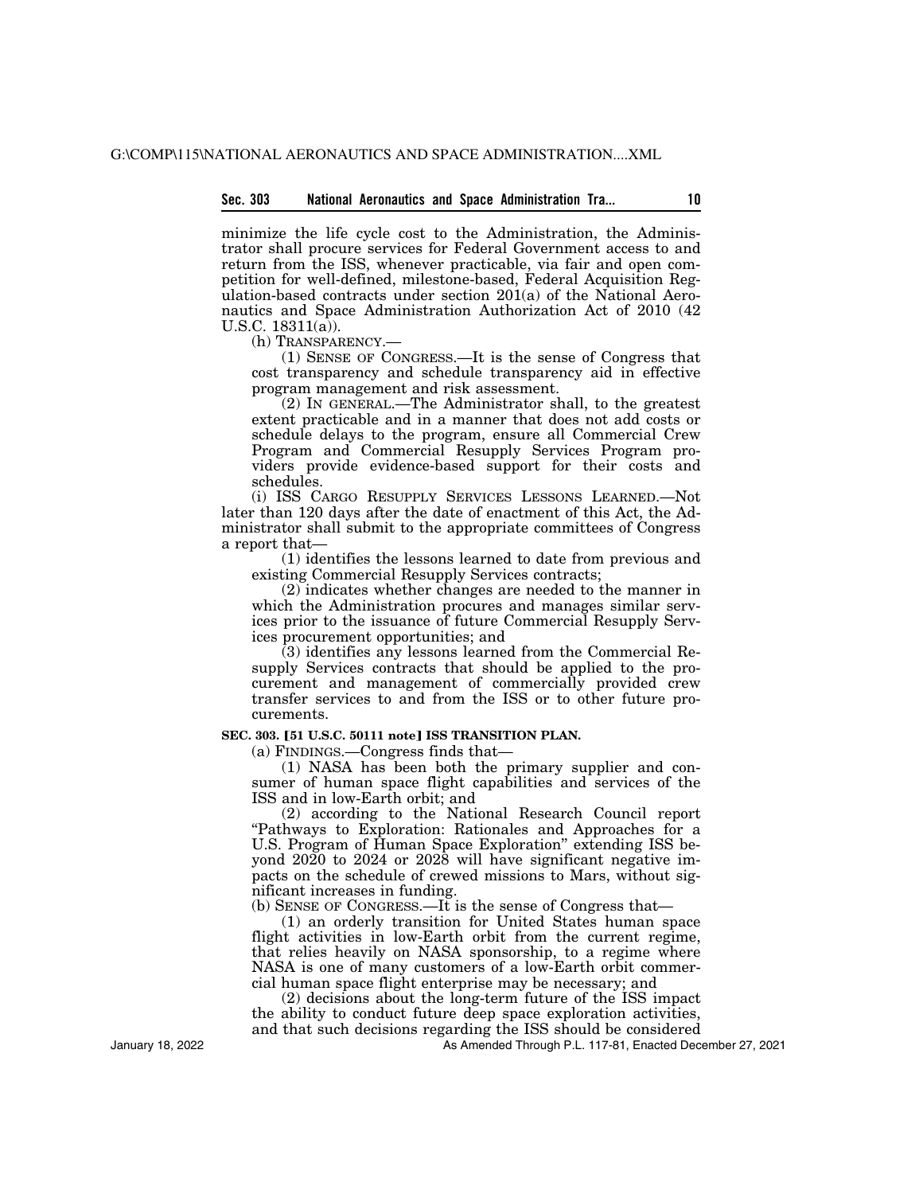minimize the life cycle cost to the Administration, the Administrator shall procure services for Federal Government access to and return from the ISS, whenever practicable, via fair and open competition for well-defined, milestone-based, Federal Acquisition Regulation-based contracts under section 201(a) of the National Aeronautics and Space Administration Authorization Act of 2010 (42 U.S.C. 18311(a)).

(h) TRANSPARENCY.—

(1) SENSE OF CONGRESS.—It is the sense of Congress that cost transparency and schedule transparency aid in effective program management and risk assessment.

(2) IN GENERAL.—The Administrator shall, to the greatest extent practicable and in a manner that does not add costs or schedule delays to the program, ensure all Commercial Crew Program and Commercial Resupply Services Program providers provide evidence-based support for their costs and schedules.

(i) ISS CARGO RESUPPLY SERVICES LESSONS LEARNED.—Not later than 120 days after the date of enactment of this Act, the Administrator shall submit to the appropriate committees of Congress a report that—

(1) identifies the lessons learned to date from previous and existing Commercial Resupply Services contracts;

(2) indicates whether changes are needed to the manner in which the Administration procures and manages similar services prior to the issuance of future Commercial Resupply Services procurement opportunities; and

(3) identifies any lessons learned from the Commercial Resupply Services contracts that should be applied to the procurement and management of commercially provided crew transfer services to and from the ISS or to other future procurements.

**SEC. 303. [51 U.S.C. 50111 note] ISS TRANSITION PLAN.**

(a) FINDINGS.—Congress finds that—

(1) NASA has been both the primary supplier and consumer of human space flight capabilities and services of the ISS and in low-Earth orbit; and

(2) according to the National Research Council report "Pathways to Exploration: Rationales and Approaches for a U.S. Program of Human Space Exploration" extending ISS beyond 2020 to 2024 or 2028 will have significant negative impacts on the schedule of crewed missions to Mars, without significant increases in funding.

(b) SENSE OF CONGRESS.—It is the sense of Congress that—

(1) an orderly transition for United States human space flight activities in low-Earth orbit from the current regime, that relies heavily on NASA sponsorship, to a regime where NASA is one of many customers of a low-Earth orbit commercial human space flight enterprise may be necessary; and

(2) decisions about the long-term future of the ISS impact the ability to conduct future deep space exploration activities, and that such decisions regarding the ISS should be considered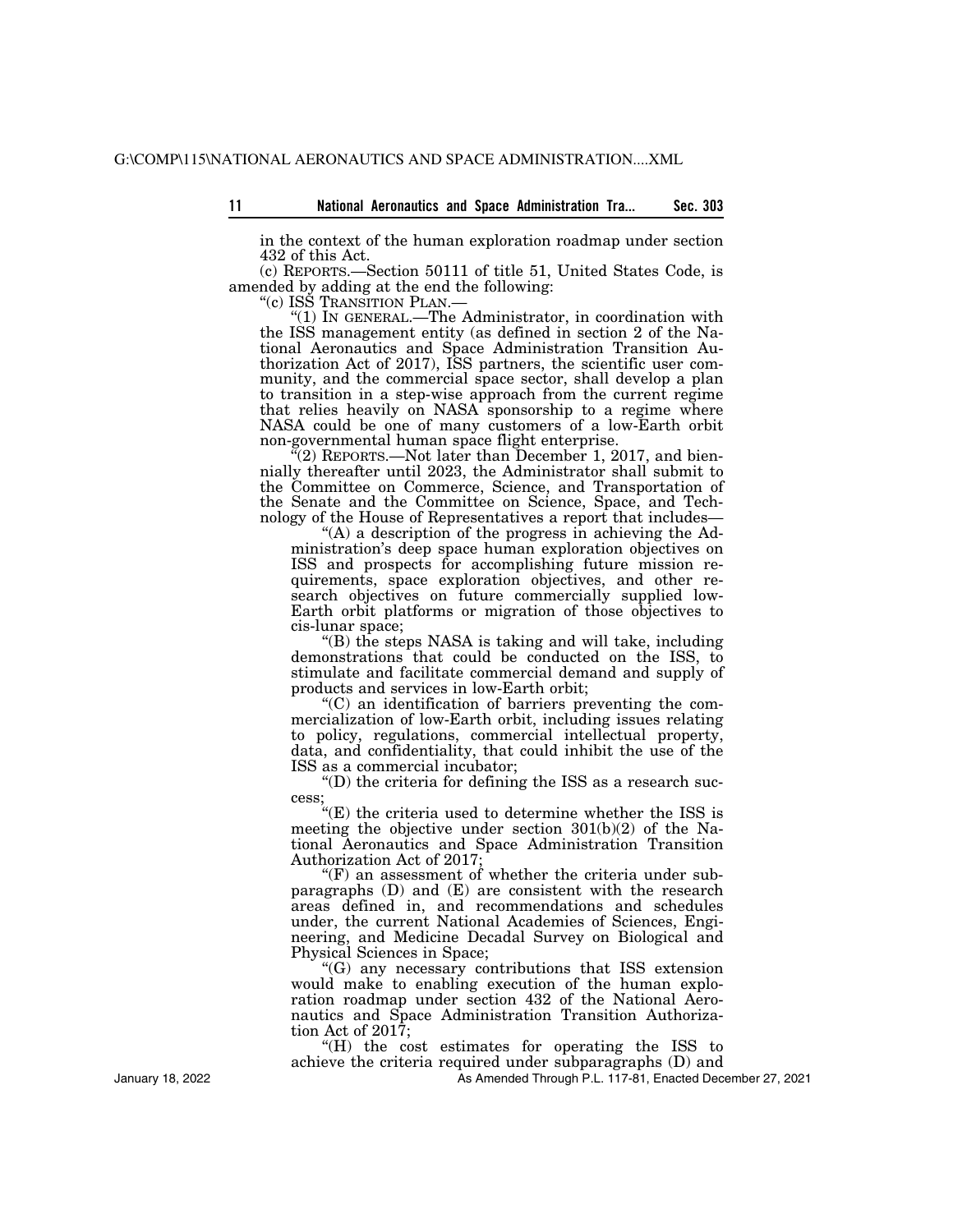in the context of the human exploration roadmap under section 432 of this Act.

(c) REPORTS.—Section 50111 of title 51, United States Code, is amended by adding at the end the following:

"(c) ISS TRANSITION PLAN.—

"(1) IN GENERAL.—The Administrator, in coordination with the ISS management entity (as defined in section 2 of the National Aeronautics and Space Administration Transition Authorization Act of 2017), ISS partners, the scientific user community, and the commercial space sector, shall develop a plan to transition in a step-wise approach from the current regime that relies heavily on NASA sponsorship to a regime where NASA could be one of many customers of a low-Earth orbit non-governmental human space flight enterprise.

"(2) REPORTS.—Not later than December 1, 2017, and biennially thereafter until 2023, the Administrator shall submit to the Committee on Commerce, Science, and Transportation of the Senate and the Committee on Science, Space, and Technology of the House of Representatives a report that includes—

"(A) a description of the progress in achieving the Administration's deep space human exploration objectives on ISS and prospects for accomplishing future mission requirements, space exploration objectives, and other research objectives on future commercially supplied low-Earth orbit platforms or migration of those objectives to cis-lunar space;

"(B) the steps NASA is taking and will take, including demonstrations that could be conducted on the ISS, to stimulate and facilitate commercial demand and supply of products and services in low-Earth orbit;

"(C) an identification of barriers preventing the commercialization of low-Earth orbit, including issues relating to policy, regulations, commercial intellectual property, data, and confidentiality, that could inhibit the use of the ISS as a commercial incubator;

"(D) the criteria for defining the ISS as a research success;

"(E) the criteria used to determine whether the ISS is meeting the objective under section 301(b)(2) of the National Aeronautics and Space Administration Transition Authorization Act of 2017;

"(F) an assessment of whether the criteria under subparagraphs (D) and (E) are consistent with the research areas defined in, and recommendations and schedules under, the current National Academies of Sciences, Engineering, and Medicine Decadal Survey on Biological and Physical Sciences in Space;

"(G) any necessary contributions that ISS extension would make to enabling execution of the human exploration roadmap under section 432 of the National Aeronautics and Space Administration Transition Authorization Act of 2017;

"(H) the cost estimates for operating the ISS to achieve the criteria required under subparagraphs (D) and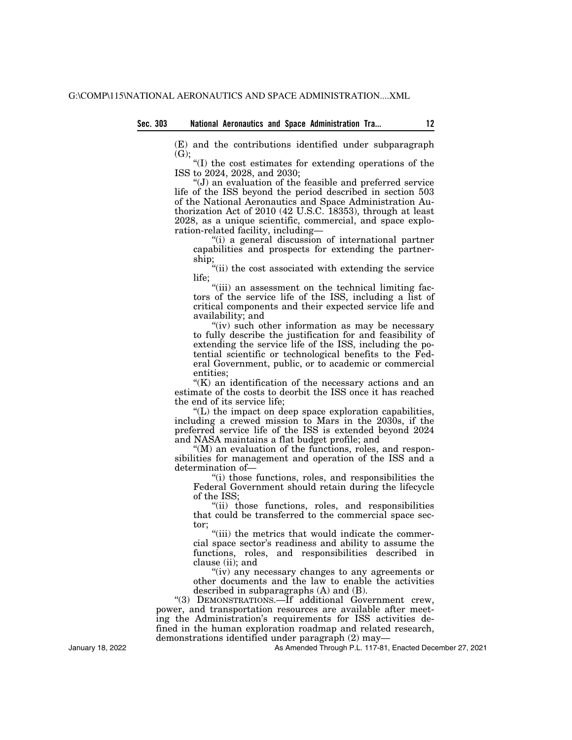(E) and the contributions identified under subparagraph (G);

"(I) the cost estimates for extending operations of the ISS to 2024, 2028, and 2030;

"(J) an evaluation of the feasible and preferred service life of the ISS beyond the period described in section 503 of the National Aeronautics and Space Administration Authorization Act of 2010 (42 U.S.C. 18353), through at least 2028, as a unique scientific, commercial, and space exploration-related facility, including—

"(i) a general discussion of international partner capabilities and prospects for extending the partnership;

"(ii) the cost associated with extending the service life;

"(iii) an assessment on the technical limiting factors of the service life of the ISS, including a list of critical components and their expected service life and availability; and

"(iv) such other information as may be necessary to fully describe the justification for and feasibility of extending the service life of the ISS, including the potential scientific or technological benefits to the Federal Government, public, or to academic or commercial entities;

"(K) an identification of the necessary actions and an estimate of the costs to deorbit the ISS once it has reached the end of its service life;

"(L) the impact on deep space exploration capabilities, including a crewed mission to Mars in the 2030s, if the preferred service life of the ISS is extended beyond 2024 and NASA maintains a flat budget profile; and

"(M) an evaluation of the functions, roles, and responsibilities for management and operation of the ISS and a determination of—

"(i) those functions, roles, and responsibilities the Federal Government should retain during the lifecycle of the ISS;

"(ii) those functions, roles, and responsibilities that could be transferred to the commercial space sector;

"(iii) the metrics that would indicate the commercial space sector's readiness and ability to assume the functions, roles, and responsibilities described in clause (ii); and

"(iv) any necessary changes to any agreements or other documents and the law to enable the activities described in subparagraphs (A) and (B).

"(3) DEMONSTRATIONS.—If additional Government crew, power, and transportation resources are available after meeting the Administration's requirements for ISS activities defined in the human exploration roadmap and related research, demonstrations identified under paragraph (2) may—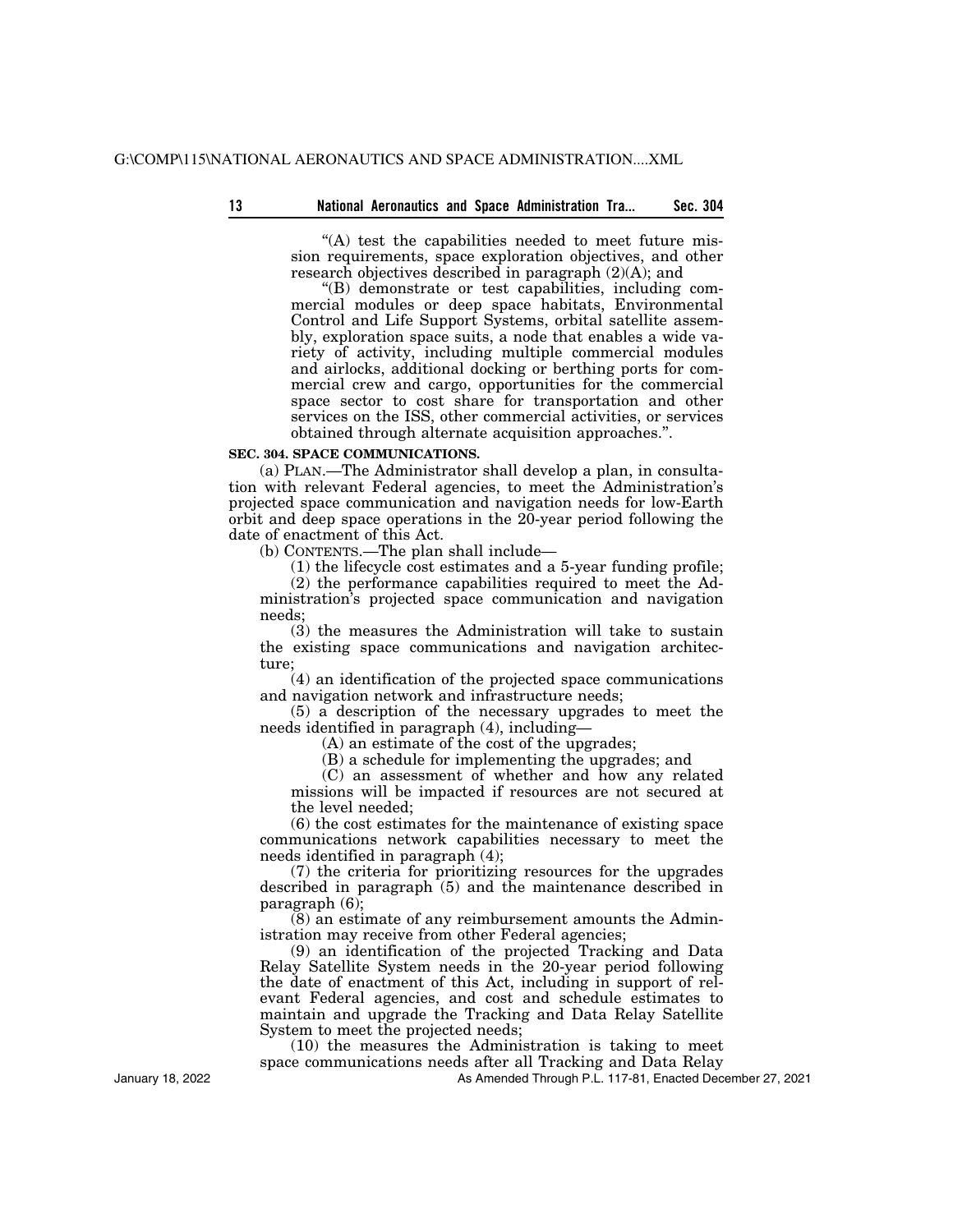"(A) test the capabilities needed to meet future mission requirements, space exploration objectives, and other research objectives described in paragraph (2)(A); and

"(B) demonstrate or test capabilities, including commercial modules or deep space habitats, Environmental Control and Life Support Systems, orbital satellite assembly, exploration space suits, a node that enables a wide variety of activity, including multiple commercial modules and airlocks, additional docking or berthing ports for commercial crew and cargo, opportunities for the commercial space sector to cost share for transportation and other services on the ISS, other commercial activities, or services obtained through alternate acquisition approaches.".

**SEC. 304. SPACE COMMUNICATIONS.**

(a) PLAN.—The Administrator shall develop a plan, in consultation with relevant Federal agencies, to meet the Administration's projected space communication and navigation needs for low-Earth orbit and deep space operations in the 20-year period following the date of enactment of this Act.

(b) CONTENTS.—The plan shall include—

(1) the lifecycle cost estimates and a 5-year funding profile;

(2) the performance capabilities required to meet the Administration's projected space communication and navigation needs;

(3) the measures the Administration will take to sustain the existing space communications and navigation architecture;

(4) an identification of the projected space communications and navigation network and infrastructure needs;

(5) a description of the necessary upgrades to meet the needs identified in paragraph (4), including—

(A) an estimate of the cost of the upgrades;

(B) a schedule for implementing the upgrades; and

(C) an assessment of whether and how any related missions will be impacted if resources are not secured at the level needed;

(6) the cost estimates for the maintenance of existing space communications network capabilities necessary to meet the needs identified in paragraph (4);

(7) the criteria for prioritizing resources for the upgrades described in paragraph (5) and the maintenance described in paragraph (6);

(8) an estimate of any reimbursement amounts the Administration may receive from other Federal agencies;

(9) an identification of the projected Tracking and Data Relay Satellite System needs in the 20-year period following the date of enactment of this Act, including in support of relevant Federal agencies, and cost and schedule estimates to maintain and upgrade the Tracking and Data Relay Satellite System to meet the projected needs;

(10) the measures the Administration is taking to meet space communications needs after all Tracking and Data Relay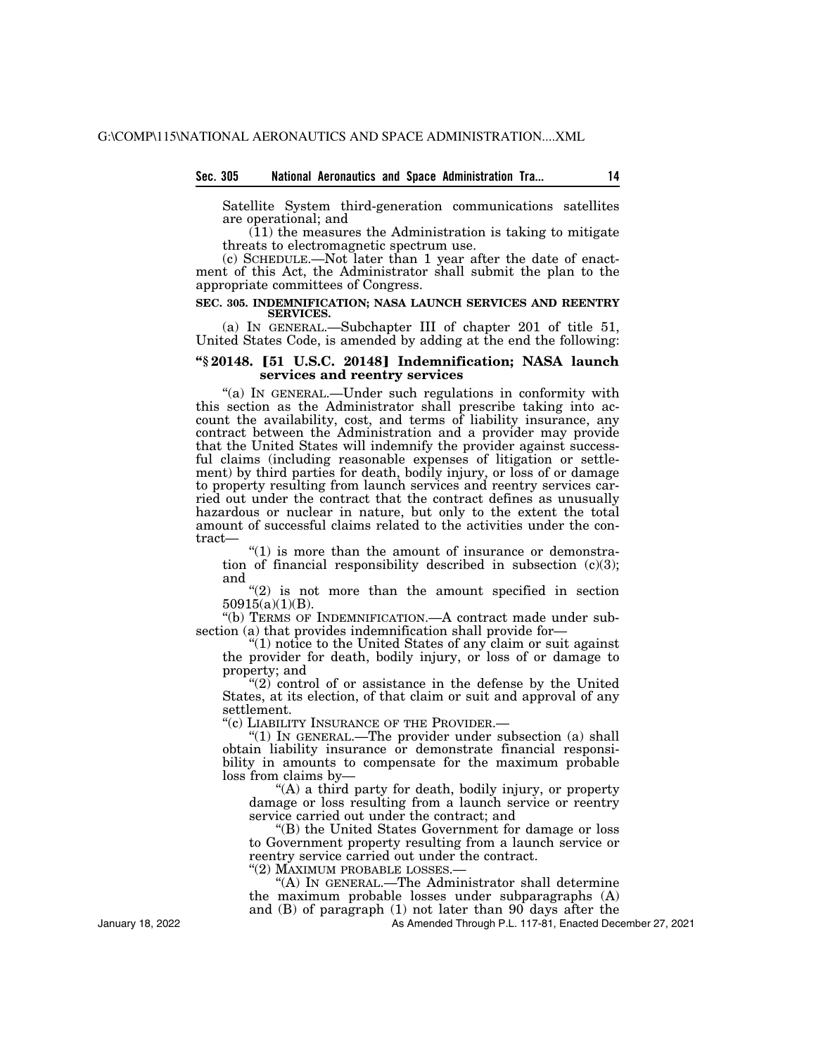Satellite System third-generation communications satellites are operational; and

(11) the measures the Administration is taking to mitigate threats to electromagnetic spectrum use.

(c) SCHEDULE.—Not later than 1 year after the date of enactment of this Act, the Administrator shall submit the plan to the appropriate committees of Congress.

**SEC. 305. INDEMNIFICATION; NASA LAUNCH SERVICES AND REENTRY SERVICES.**

(a) IN GENERAL.—Subchapter III of chapter 201 of title 51, United States Code, is amended by adding at the end the following:

**"§ 20148. [51 U.S.C. 20148] Indemnification; NASA launch services and reentry services**

"(a) IN GENERAL.—Under such regulations in conformity with this section as the Administrator shall prescribe taking into account the availability, cost, and terms of liability insurance, any contract between the Administration and a provider may provide that the United States will indemnify the provider against successful claims (including reasonable expenses of litigation or settlement) by third parties for death, bodily injury, or loss of or damage to property resulting from launch services and reentry services carried out under the contract that the contract defines as unusually hazardous or nuclear in nature, but only to the extent the total amount of successful claims related to the activities under the contract—

"(1) is more than the amount of insurance or demonstration of financial responsibility described in subsection (c)(3); and

"(2) is not more than the amount specified in section 50915(a)(1)(B).

"(b) TERMS OF INDEMNIFICATION.—A contract made under subsection (a) that provides indemnification shall provide for—

"(1) notice to the United States of any claim or suit against the provider for death, bodily injury, or loss of or damage to property; and

"(2) control of or assistance in the defense by the United States, at its election, of that claim or suit and approval of any settlement.

"(c) LIABILITY INSURANCE OF THE PROVIDER.—

"(1) IN GENERAL.—The provider under subsection (a) shall obtain liability insurance or demonstrate financial responsibility in amounts to compensate for the maximum probable loss from claims by—

"(A) a third party for death, bodily injury, or property damage or loss resulting from a launch service or reentry service carried out under the contract; and

"(B) the United States Government for damage or loss to Government property resulting from a launch service or reentry service carried out under the contract.

"(2) MAXIMUM PROBABLE LOSSES.—

"(A) IN GENERAL.—The Administrator shall determine the maximum probable losses under subparagraphs (A) and (B) of paragraph (1) not later than 90 days after the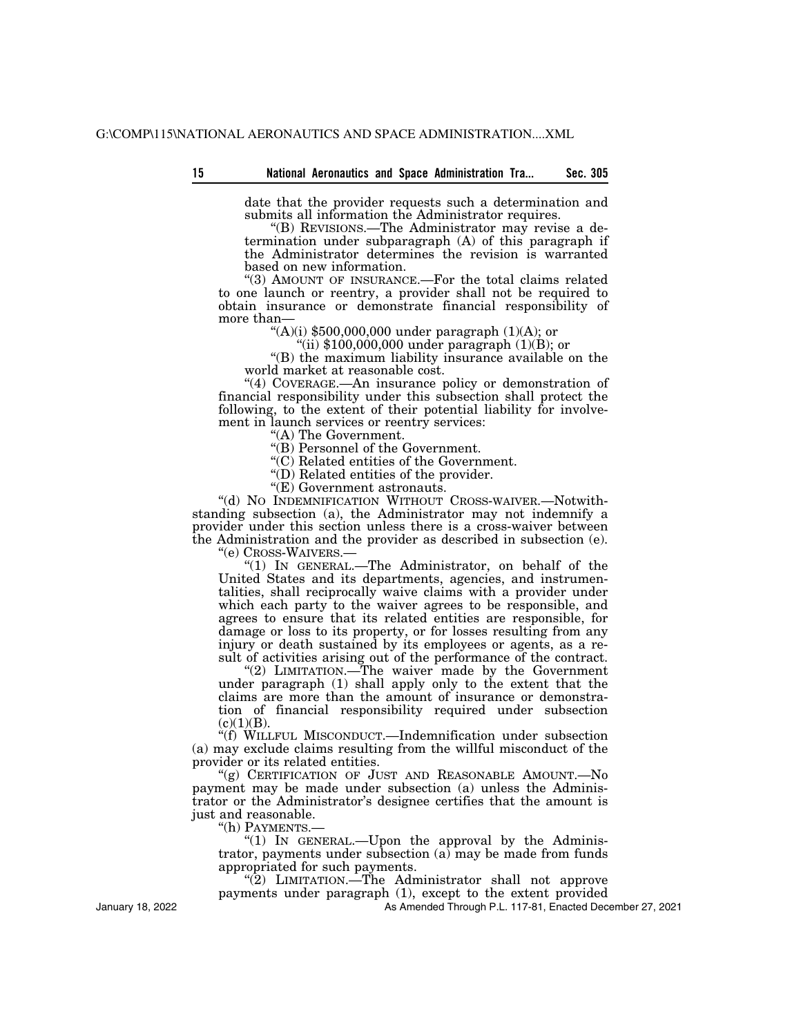date that the provider requests such a determination and submits all information the Administrator requires.

"(B) REVISIONS.—The Administrator may revise a determination under subparagraph (A) of this paragraph if the Administrator determines the revision is warranted based on new information.

"(3) AMOUNT OF INSURANCE.—For the total claims related to one launch or reentry, a provider shall not be required to obtain insurance or demonstrate financial responsibility of more than—

"(A)(i) $500,000,000 under paragraph (1)(A); or

"(ii) $100,000,000 under paragraph (1)(B); or

"(B) the maximum liability insurance available on the world market at reasonable cost.

"(4) COVERAGE.—An insurance policy or demonstration of financial responsibility under this subsection shall protect the following, to the extent of their potential liability for involvement in launch services or reentry services:

"(A) The Government.

"(B) Personnel of the Government.

"(C) Related entities of the Government.

"(D) Related entities of the provider.

"(E) Government astronauts.

"(d) NO INDEMNIFICATION WITHOUT CROSS-WAIVER.—Notwithstanding subsection (a), the Administrator may not indemnify a provider under this section unless there is a cross-waiver between the Administration and the provider as described in subsection (e).

"(e) CROSS-WAIVERS.—

"(1) IN GENERAL.—The Administrator, on behalf of the United States and its departments, agencies, and instrumentalities, shall reciprocally waive claims with a provider under which each party to the waiver agrees to be responsible, and agrees to ensure that its related entities are responsible, for damage or loss to its property, or for losses resulting from any injury or death sustained by its employees or agents, as a result of activities arising out of the performance of the contract.

"(2) LIMITATION.—The waiver made by the Government under paragraph (1) shall apply only to the extent that the claims are more than the amount of insurance or demonstration of financial responsibility required under subsection (c)(1)(B).

"(f) WILLFUL MISCONDUCT.—Indemnification under subsection (a) may exclude claims resulting from the willful misconduct of the provider or its related entities.

"(g) CERTIFICATION OF JUST AND REASONABLE AMOUNT.—No payment may be made under subsection (a) unless the Administrator or the Administrator's designee certifies that the amount is just and reasonable.

"(h) PAYMENTS.—

"(1) IN GENERAL.—Upon the approval by the Administrator, payments under subsection (a) may be made from funds appropriated for such payments.

"(2) LIMITATION.—The Administrator shall not approve payments under paragraph (1), except to the extent provided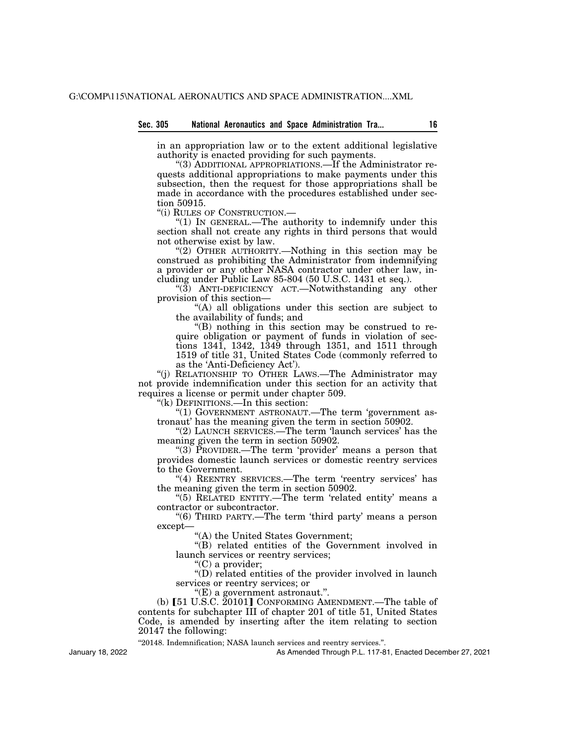in an appropriation law or to the extent additional legislative authority is enacted providing for such payments.

"(3) ADDITIONAL APPROPRIATIONS.—If the Administrator requests additional appropriations to make payments under this subsection, then the request for those appropriations shall be made in accordance with the procedures established under section 50915.

"(i) RULES OF CONSTRUCTION.—

"(1) IN GENERAL.—The authority to indemnify under this section shall not create any rights in third persons that would not otherwise exist by law.

"(2) OTHER AUTHORITY.—Nothing in this section may be construed as prohibiting the Administrator from indemnifying a provider or any other NASA contractor under other law, including under Public Law 85-804 (50 U.S.C. 1431 et seq.).

"(3) ANTI-DEFICIENCY ACT.—Notwithstanding any other provision of this section—

"(A) all obligations under this section are subject to the availability of funds; and

"(B) nothing in this section may be construed to require obligation or payment of funds in violation of sections 1341, 1342, 1349 through 1351, and 1511 through 1519 of title 31, United States Code (commonly referred to as the 'Anti-Deficiency Act').

"(j) RELATIONSHIP TO OTHER LAWS.—The Administrator may not provide indemnification under this section for an activity that requires a license or permit under chapter 509.

"(k) DEFINITIONS.—In this section:

"(1) GOVERNMENT ASTRONAUT.—The term 'government astronaut' has the meaning given the term in section 50902.

"(2) LAUNCH SERVICES.—The term 'launch services' has the meaning given the term in section 50902.

"(3) PROVIDER.—The term 'provider' means a person that provides domestic launch services or domestic reentry services to the Government.

"(4) REENTRY SERVICES.—The term 'reentry services' has the meaning given the term in section 50902.

"(5) RELATED ENTITY.—The term 'related entity' means a contractor or subcontractor.

"(6) THIRD PARTY.—The term 'third party' means a person except—

"(A) the United States Government;

"(B) related entities of the Government involved in launch services or reentry services;

"(C) a provider;

"(D) related entities of the provider involved in launch services or reentry services; or

"(E) a government astronaut.".

(b) [51 U.S.C. 20101] CONFORMING AMENDMENT.—The table of contents for subchapter III of chapter 201 of title 51, United States Code, is amended by inserting after the item relating to section 20147 the following:

"20148. Indemnification; NASA launch services and reentry services.".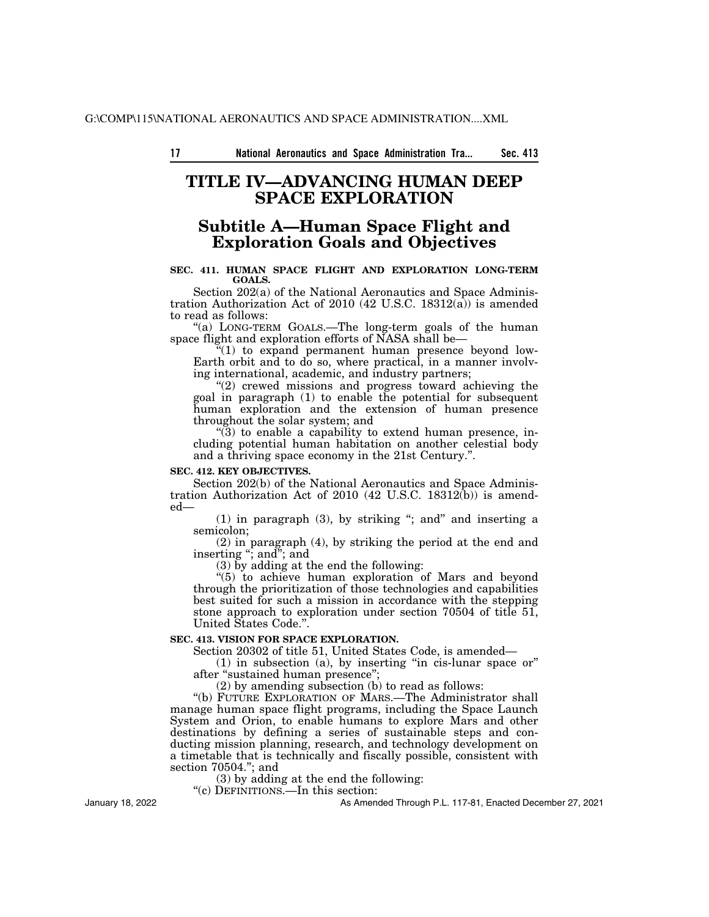# TITLE IV—ADVANCING HUMAN DEEP SPACE EXPLORATION

## Subtitle A—Human Space Flight and Exploration Goals and Objectives

**SEC. 411. HUMAN SPACE FLIGHT AND EXPLORATION LONG-TERM GOALS.**

Section 202(a) of the National Aeronautics and Space Administration Authorization Act of 2010 (42 U.S.C. 18312(a)) is amended to read as follows:

"(a) LONG-TERM GOALS.—The long-term goals of the human space flight and exploration efforts of NASA shall be—

"(1) to expand permanent human presence beyond low-Earth orbit and to do so, where practical, in a manner involving international, academic, and industry partners;

"(2) crewed missions and progress toward achieving the goal in paragraph (1) to enable the potential for subsequent human exploration and the extension of human presence throughout the solar system; and

"(3) to enable a capability to extend human presence, including potential human habitation on another celestial body and a thriving space economy in the 21st Century.".

**SEC. 412. KEY OBJECTIVES.**

Section 202(b) of the National Aeronautics and Space Administration Authorization Act of 2010 (42 U.S.C. 18312(b)) is amended—

(1) in paragraph (3), by striking "; and" and inserting a semicolon;

(2) in paragraph (4), by striking the period at the end and inserting "; and"; and

(3) by adding at the end the following:

"(5) to achieve human exploration of Mars and beyond through the prioritization of those technologies and capabilities best suited for such a mission in accordance with the stepping stone approach to exploration under section 70504 of title 51, United States Code.".

**SEC. 413. VISION FOR SPACE EXPLORATION.**

Section 20302 of title 51, United States Code, is amended—

(1) in subsection (a), by inserting "in cis-lunar space or" after "sustained human presence";

(2) by amending subsection (b) to read as follows:

"(b) FUTURE EXPLORATION OF MARS.—The Administrator shall manage human space flight programs, including the Space Launch System and Orion, to enable humans to explore Mars and other destinations by defining a series of sustainable steps and conducting mission planning, research, and technology development on a timetable that is technically and fiscally possible, consistent with section 70504."; and

(3) by adding at the end the following:

"(c) DEFINITIONS.—In this section: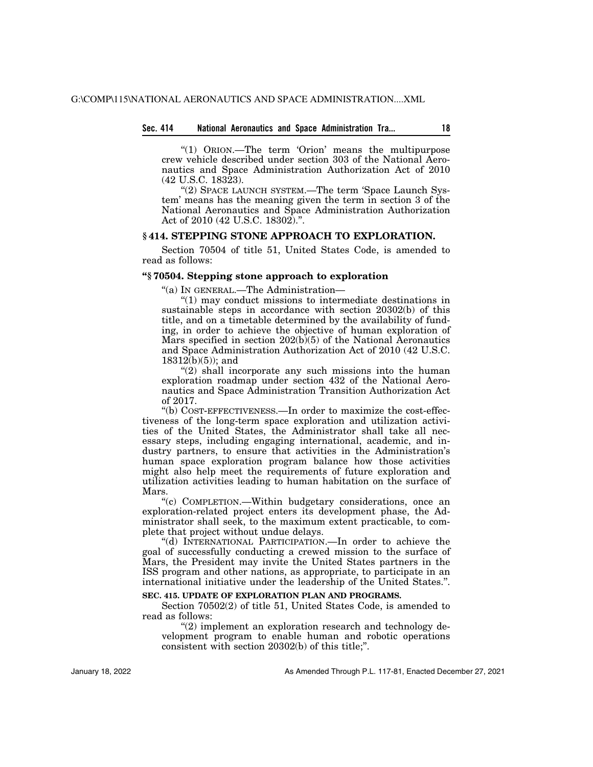"(1) ORION.—The term 'Orion' means the multipurpose crew vehicle described under section 303 of the National Aeronautics and Space Administration Authorization Act of 2010 (42 U.S.C. 18323).

"(2) SPACE LAUNCH SYSTEM.—The term 'Space Launch System' means has the meaning given the term in section 3 of the National Aeronautics and Space Administration Authorization Act of 2010 (42 U.S.C. 18302).".

## § 414. STEPPING STONE APPROACH TO EXPLORATION.

Section 70504 of title 51, United States Code, is amended to read as follows:

### "§ 70504. Stepping stone approach to exploration

"(a) IN GENERAL.—The Administration—

"(1) may conduct missions to intermediate destinations in sustainable steps in accordance with section 20302(b) of this title, and on a timetable determined by the availability of funding, in order to achieve the objective of human exploration of Mars specified in section 202(b)(5) of the National Aeronautics and Space Administration Authorization Act of 2010 (42 U.S.C. 18312(b)(5)); and

"(2) shall incorporate any such missions into the human exploration roadmap under section 432 of the National Aeronautics and Space Administration Transition Authorization Act of 2017.

"(b) COST-EFFECTIVENESS.—In order to maximize the cost-effectiveness of the long-term space exploration and utilization activities of the United States, the Administrator shall take all necessary steps, including engaging international, academic, and industry partners, to ensure that activities in the Administration's human space exploration program balance how those activities might also help meet the requirements of future exploration and utilization activities leading to human habitation on the surface of Mars.

"(c) COMPLETION.—Within budgetary considerations, once an exploration-related project enters its development phase, the Administrator shall seek, to the maximum extent practicable, to complete that project without undue delays.

"(d) INTERNATIONAL PARTICIPATION.—In order to achieve the goal of successfully conducting a crewed mission to the surface of Mars, the President may invite the United States partners in the ISS program and other nations, as appropriate, to participate in an international initiative under the leadership of the United States.".

## SEC. 415. UPDATE OF EXPLORATION PLAN AND PROGRAMS.

Section 70502(2) of title 51, United States Code, is amended to read as follows:

"(2) implement an exploration research and technology development program to enable human and robotic operations consistent with section 20302(b) of this title;".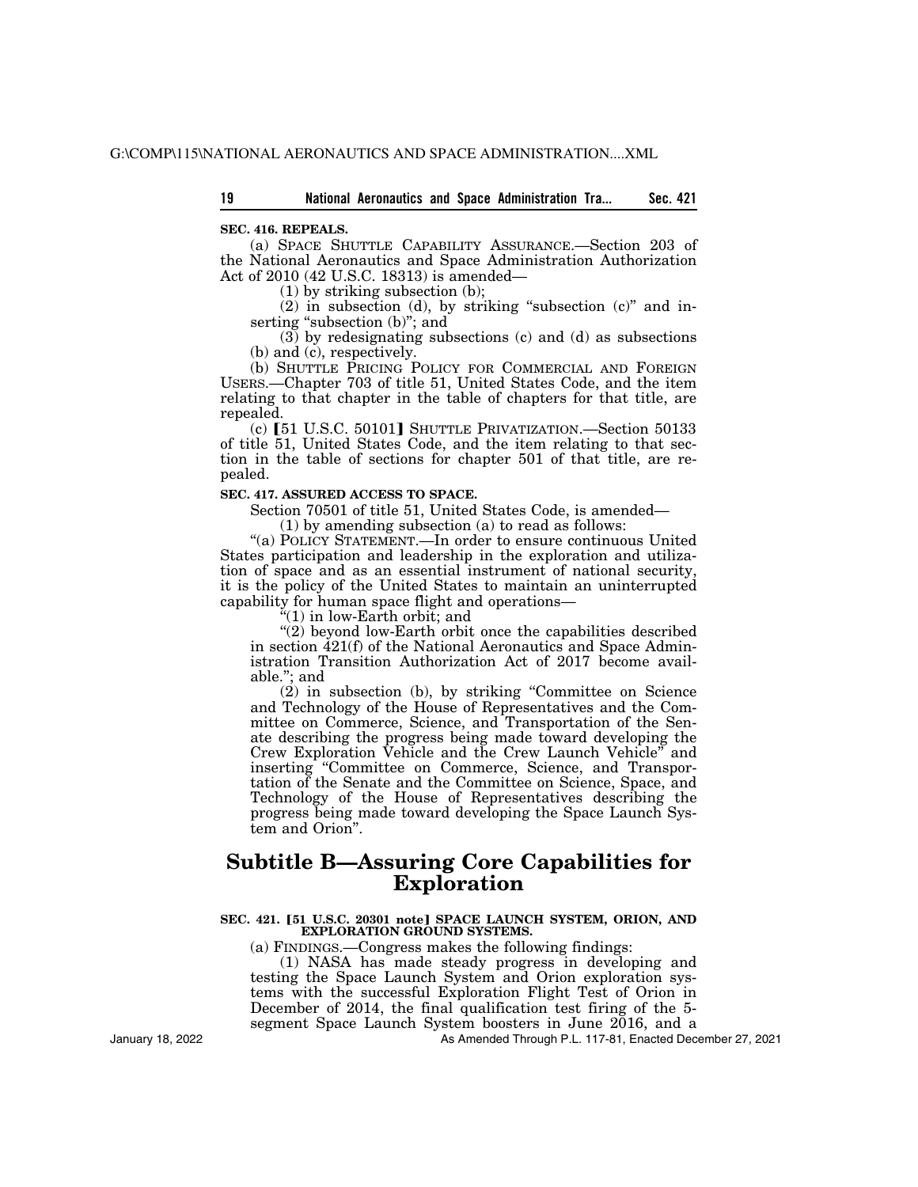**SEC. 416. REPEALS.**

(a) SPACE SHUTTLE CAPABILITY ASSURANCE.—Section 203 of the National Aeronautics and Space Administration Authorization Act of 2010 (42 U.S.C. 18313) is amended—

(1) by striking subsection (b);

(2) in subsection (d), by striking "subsection (c)" and inserting "subsection (b)"; and

(3) by redesignating subsections (c) and (d) as subsections (b) and (c), respectively.

(b) SHUTTLE PRICING POLICY FOR COMMERCIAL AND FOREIGN USERS.—Chapter 703 of title 51, United States Code, and the item relating to that chapter in the table of chapters for that title, are repealed.

(c) [51 U.S.C. 50101] SHUTTLE PRIVATIZATION.—Section 50133 of title 51, United States Code, and the item relating to that section in the table of sections for chapter 501 of that title, are repealed.

**SEC. 417. ASSURED ACCESS TO SPACE.**

Section 70501 of title 51, United States Code, is amended—

(1) by amending subsection (a) to read as follows:

"(a) POLICY STATEMENT.—In order to ensure continuous United States participation and leadership in the exploration and utilization of space and as an essential instrument of national security, it is the policy of the United States to maintain an uninterrupted capability for human space flight and operations—

"(1) in low-Earth orbit; and

"(2) beyond low-Earth orbit once the capabilities described in section 421(f) of the National Aeronautics and Space Administration Transition Authorization Act of 2017 become available."; and

(2) in subsection (b), by striking "Committee on Science and Technology of the House of Representatives and the Committee on Commerce, Science, and Transportation of the Senate describing the progress being made toward developing the Crew Exploration Vehicle and the Crew Launch Vehicle" and inserting "Committee on Commerce, Science, and Transportation of the Senate and the Committee on Science, Space, and Technology of the House of Representatives describing the progress being made toward developing the Space Launch System and Orion".

# Subtitle B—Assuring Core Capabilities for Exploration

**SEC. 421. [51 U.S.C. 20301 note] SPACE LAUNCH SYSTEM, ORION, AND EXPLORATION GROUND SYSTEMS.**

(a) FINDINGS.—Congress makes the following findings:

(1) NASA has made steady progress in developing and testing the Space Launch System and Orion exploration systems with the successful Exploration Flight Test of Orion in December of 2014, the final qualification test firing of the 5-segment Space Launch System boosters in June 2016, and a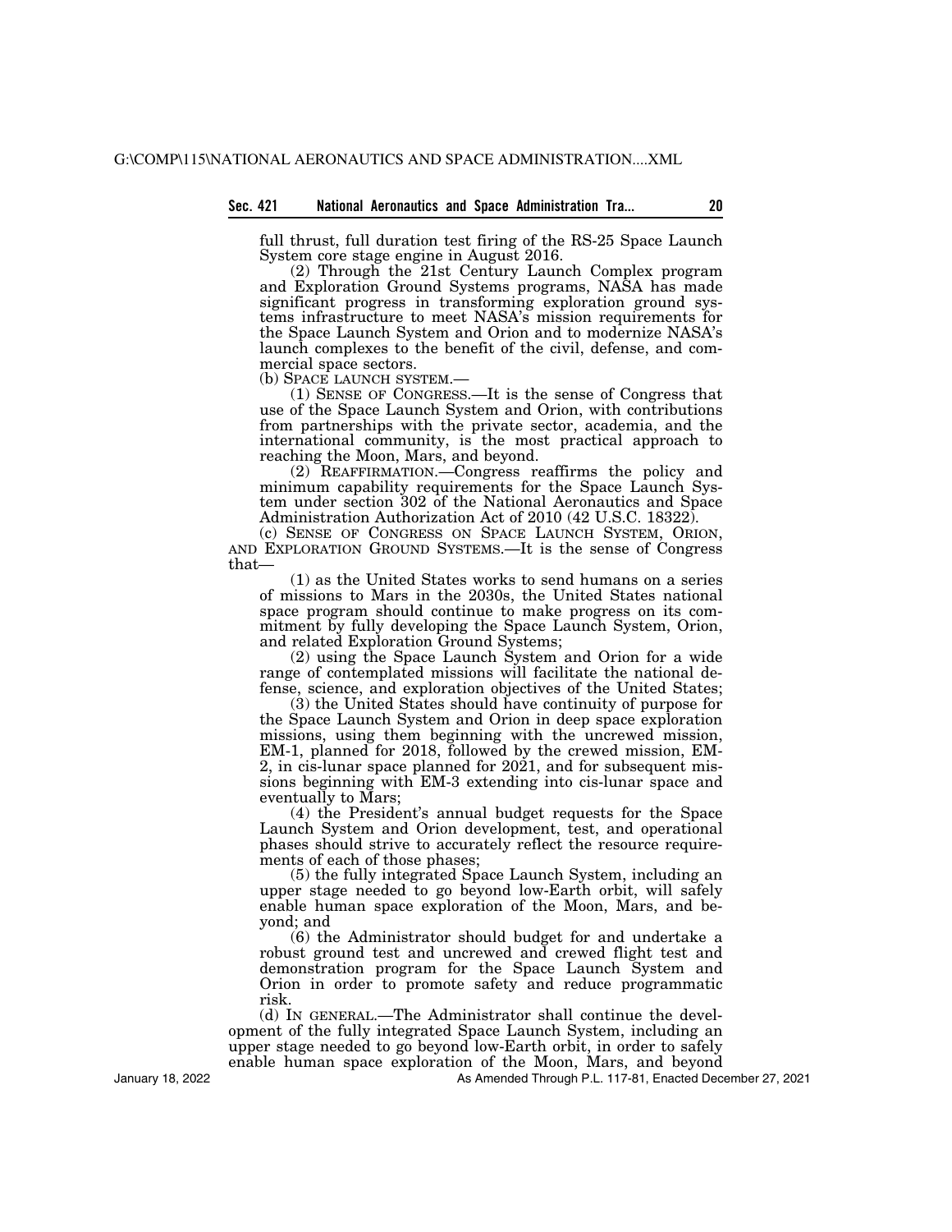full thrust, full duration test firing of the RS-25 Space Launch System core stage engine in August 2016.

(2) Through the 21st Century Launch Complex program and Exploration Ground Systems programs, NASA has made significant progress in transforming exploration ground systems infrastructure to meet NASA's mission requirements for the Space Launch System and Orion and to modernize NASA's launch complexes to the benefit of the civil, defense, and commercial space sectors.

(b) SPACE LAUNCH SYSTEM.—

(1) SENSE OF CONGRESS.—It is the sense of Congress that use of the Space Launch System and Orion, with contributions from partnerships with the private sector, academia, and the international community, is the most practical approach to reaching the Moon, Mars, and beyond.

(2) REAFFIRMATION.—Congress reaffirms the policy and minimum capability requirements for the Space Launch System under section 302 of the National Aeronautics and Space Administration Authorization Act of 2010 (42 U.S.C. 18322).

(c) SENSE OF CONGRESS ON SPACE LAUNCH SYSTEM, ORION, AND EXPLORATION GROUND SYSTEMS.—It is the sense of Congress that—

(1) as the United States works to send humans on a series of missions to Mars in the 2030s, the United States national space program should continue to make progress on its commitment by fully developing the Space Launch System, Orion, and related Exploration Ground Systems;

(2) using the Space Launch System and Orion for a wide range of contemplated missions will facilitate the national defense, science, and exploration objectives of the United States;

(3) the United States should have continuity of purpose for the Space Launch System and Orion in deep space exploration missions, using them beginning with the uncrewed mission, EM-1, planned for 2018, followed by the crewed mission, EM-2, in cis-lunar space planned for 2021, and for subsequent missions beginning with EM-3 extending into cis-lunar space and eventually to Mars;

(4) the President's annual budget requests for the Space Launch System and Orion development, test, and operational phases should strive to accurately reflect the resource requirements of each of those phases;

(5) the fully integrated Space Launch System, including an upper stage needed to go beyond low-Earth orbit, will safely enable human space exploration of the Moon, Mars, and beyond; and

(6) the Administrator should budget for and undertake a robust ground test and uncrewed and crewed flight test and demonstration program for the Space Launch System and Orion in order to promote safety and reduce programmatic risk.

(d) IN GENERAL.—The Administrator shall continue the development of the fully integrated Space Launch System, including an upper stage needed to go beyond low-Earth orbit, in order to safely enable human space exploration of the Moon, Mars, and beyond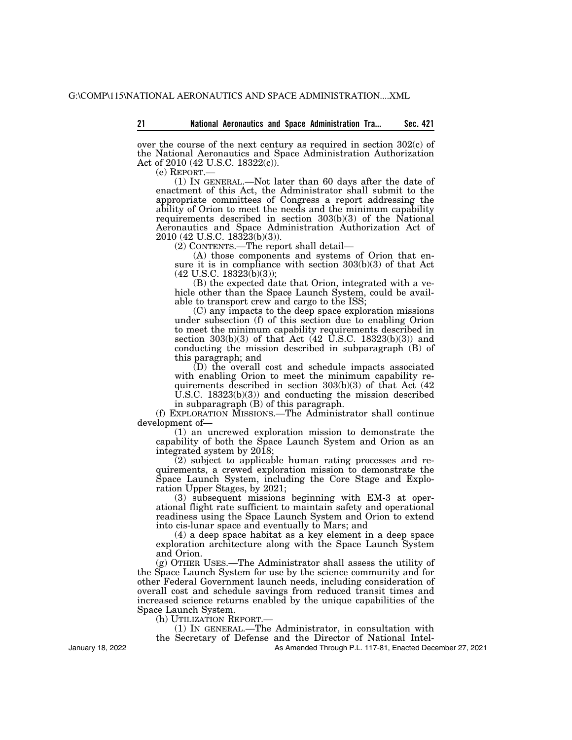over the course of the next century as required in section 302(c) of the National Aeronautics and Space Administration Authorization Act of 2010 (42 U.S.C. 18322(c)).

(e) REPORT.—

(1) IN GENERAL.—Not later than 60 days after the date of enactment of this Act, the Administrator shall submit to the appropriate committees of Congress a report addressing the ability of Orion to meet the needs and the minimum capability requirements described in section 303(b)(3) of the National Aeronautics and Space Administration Authorization Act of 2010 (42 U.S.C. 18323(b)(3)).

(2) CONTENTS.—The report shall detail—

(A) those components and systems of Orion that ensure it is in compliance with section 303(b)(3) of that Act (42 U.S.C. 18323(b)(3));

(B) the expected date that Orion, integrated with a vehicle other than the Space Launch System, could be available to transport crew and cargo to the ISS;

(C) any impacts to the deep space exploration missions under subsection (f) of this section due to enabling Orion to meet the minimum capability requirements described in section 303(b)(3) of that Act (42 U.S.C. 18323(b)(3)) and conducting the mission described in subparagraph (B) of this paragraph; and

(D) the overall cost and schedule impacts associated with enabling Orion to meet the minimum capability requirements described in section 303(b)(3) of that Act (42 U.S.C. 18323(b)(3)) and conducting the mission described in subparagraph (B) of this paragraph.

(f) EXPLORATION MISSIONS.—The Administrator shall continue development of—

(1) an uncrewed exploration mission to demonstrate the capability of both the Space Launch System and Orion as an integrated system by 2018;

(2) subject to applicable human rating processes and requirements, a crewed exploration mission to demonstrate the Space Launch System, including the Core Stage and Exploration Upper Stages, by 2021;

(3) subsequent missions beginning with EM-3 at operational flight rate sufficient to maintain safety and operational readiness using the Space Launch System and Orion to extend into cis-lunar space and eventually to Mars; and

(4) a deep space habitat as a key element in a deep space exploration architecture along with the Space Launch System and Orion.

(g) OTHER USES.—The Administrator shall assess the utility of the Space Launch System for use by the science community and for other Federal Government launch needs, including consideration of overall cost and schedule savings from reduced transit times and increased science returns enabled by the unique capabilities of the Space Launch System.

(h) UTILIZATION REPORT.—

(1) IN GENERAL.—The Administrator, in consultation with the Secretary of Defense and the Director of National Intel-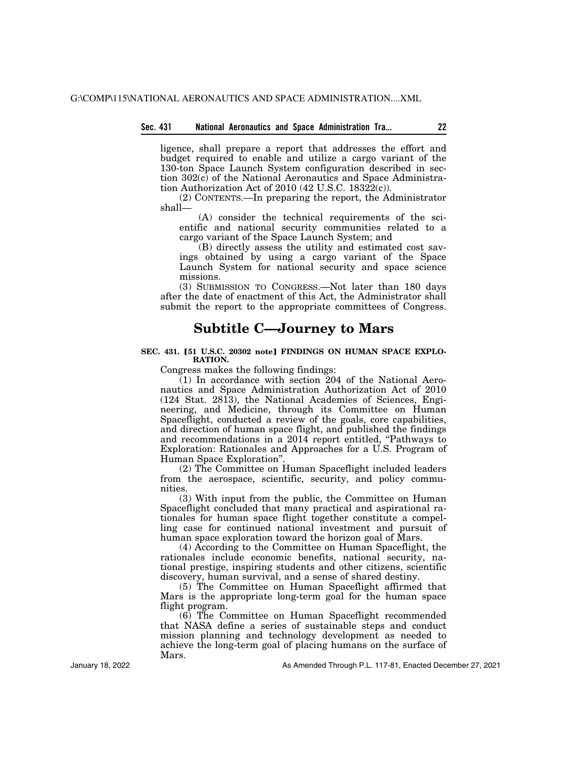ligence, shall prepare a report that addresses the effort and budget required to enable and utilize a cargo variant of the 130-ton Space Launch System configuration described in section 302(c) of the National Aeronautics and Space Administration Authorization Act of 2010 (42 U.S.C. 18322(c)).

(2) CONTENTS.—In preparing the report, the Administrator shall—

(A) consider the technical requirements of the scientific and national security communities related to a cargo variant of the Space Launch System; and

(B) directly assess the utility and estimated cost savings obtained by using a cargo variant of the Space Launch System for national security and space science missions.

(3) SUBMISSION TO CONGRESS.—Not later than 180 days after the date of enactment of this Act, the Administrator shall submit the report to the appropriate committees of Congress.

## Subtitle C—Journey to Mars

**SEC. 431. [51 U.S.C. 20302 note] FINDINGS ON HUMAN SPACE EXPLORATION.**

Congress makes the following findings:

(1) In accordance with section 204 of the National Aeronautics and Space Administration Authorization Act of 2010 (124 Stat. 2813), the National Academies of Sciences, Engineering, and Medicine, through its Committee on Human Spaceflight, conducted a review of the goals, core capabilities, and direction of human space flight, and published the findings and recommendations in a 2014 report entitled, "Pathways to Exploration: Rationales and Approaches for a U.S. Program of Human Space Exploration".

(2) The Committee on Human Spaceflight included leaders from the aerospace, scientific, security, and policy communities.

(3) With input from the public, the Committee on Human Spaceflight concluded that many practical and aspirational rationales for human space flight together constitute a compelling case for continued national investment and pursuit of human space exploration toward the horizon goal of Mars.

(4) According to the Committee on Human Spaceflight, the rationales include economic benefits, national security, national prestige, inspiring students and other citizens, scientific discovery, human survival, and a sense of shared destiny.

(5) The Committee on Human Spaceflight affirmed that Mars is the appropriate long-term goal for the human space flight program.

(6) The Committee on Human Spaceflight recommended that NASA define a series of sustainable steps and conduct mission planning and technology development as needed to achieve the long-term goal of placing humans on the surface of Mars.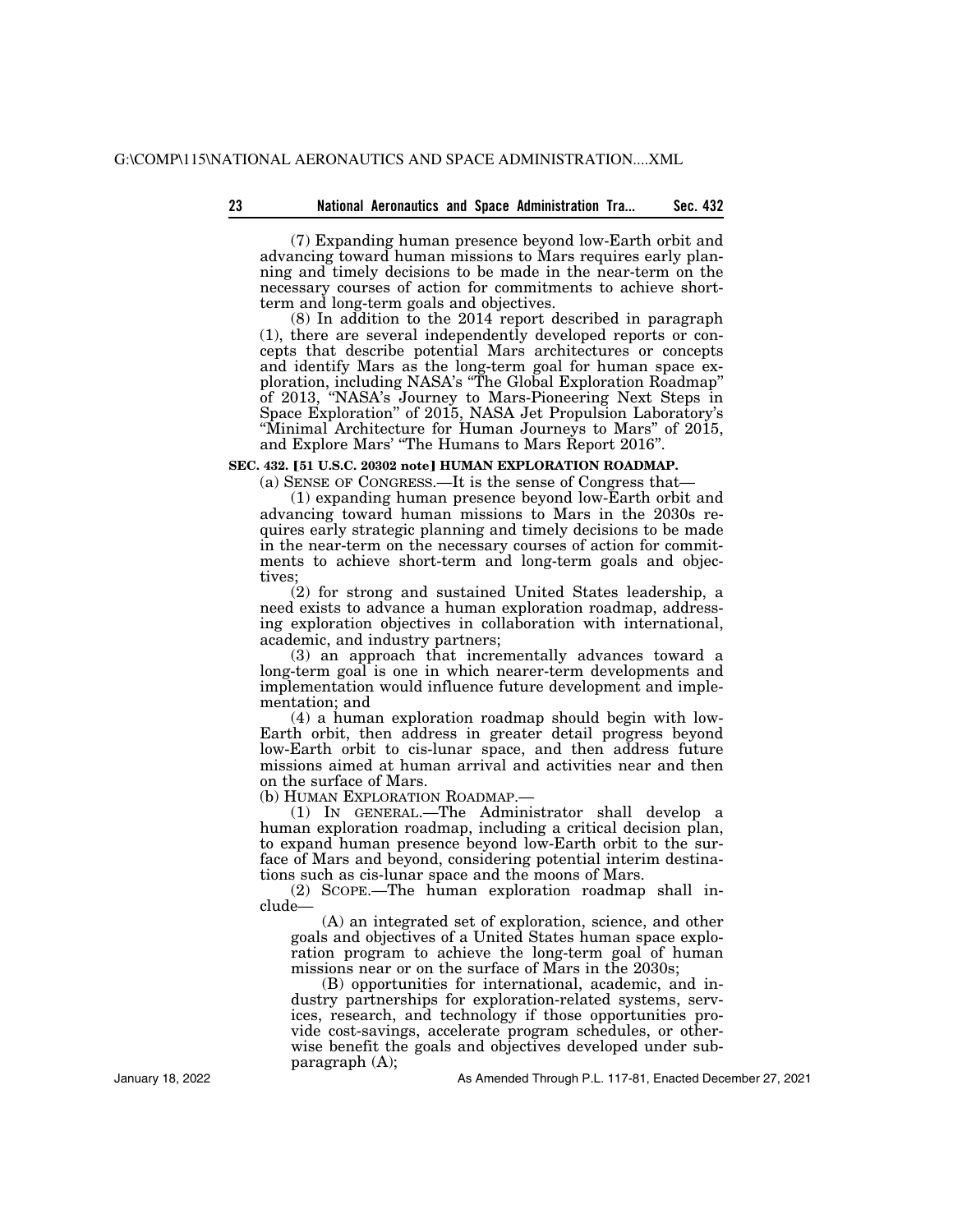(7) Expanding human presence beyond low-Earth orbit and advancing toward human missions to Mars requires early planning and timely decisions to be made in the near-term on the necessary courses of action for commitments to achieve short-term and long-term goals and objectives.

(8) In addition to the 2014 report described in paragraph (1), there are several independently developed reports or concepts that describe potential Mars architectures or concepts and identify Mars as the long-term goal for human space exploration, including NASA's "The Global Exploration Roadmap" of 2013, "NASA's Journey to Mars-Pioneering Next Steps in Space Exploration" of 2015, NASA Jet Propulsion Laboratory's "Minimal Architecture for Human Journeys to Mars" of 2015, and Explore Mars' "The Humans to Mars Report 2016".

**SEC. 432. [51 U.S.C. 20302 note] HUMAN EXPLORATION ROADMAP.**

(a) SENSE OF CONGRESS.—It is the sense of Congress that—

(1) expanding human presence beyond low-Earth orbit and advancing toward human missions to Mars in the 2030s requires early strategic planning and timely decisions to be made in the near-term on the necessary courses of action for commitments to achieve short-term and long-term goals and objectives;

(2) for strong and sustained United States leadership, a need exists to advance a human exploration roadmap, addressing exploration objectives in collaboration with international, academic, and industry partners;

(3) an approach that incrementally advances toward a long-term goal is one in which nearer-term developments and implementation would influence future development and implementation; and

(4) a human exploration roadmap should begin with low-Earth orbit, then address in greater detail progress beyond low-Earth orbit to cis-lunar space, and then address future missions aimed at human arrival and activities near and then on the surface of Mars.

(b) HUMAN EXPLORATION ROADMAP.—

(1) IN GENERAL.—The Administrator shall develop a human exploration roadmap, including a critical decision plan, to expand human presence beyond low-Earth orbit to the surface of Mars and beyond, considering potential interim destinations such as cis-lunar space and the moons of Mars.

(2) SCOPE.—The human exploration roadmap shall include—

(A) an integrated set of exploration, science, and other goals and objectives of a United States human space exploration program to achieve the long-term goal of human missions near or on the surface of Mars in the 2030s;

(B) opportunities for international, academic, and industry partnerships for exploration-related systems, services, research, and technology if those opportunities provide cost-savings, accelerate program schedules, or otherwise benefit the goals and objectives developed under subparagraph (A);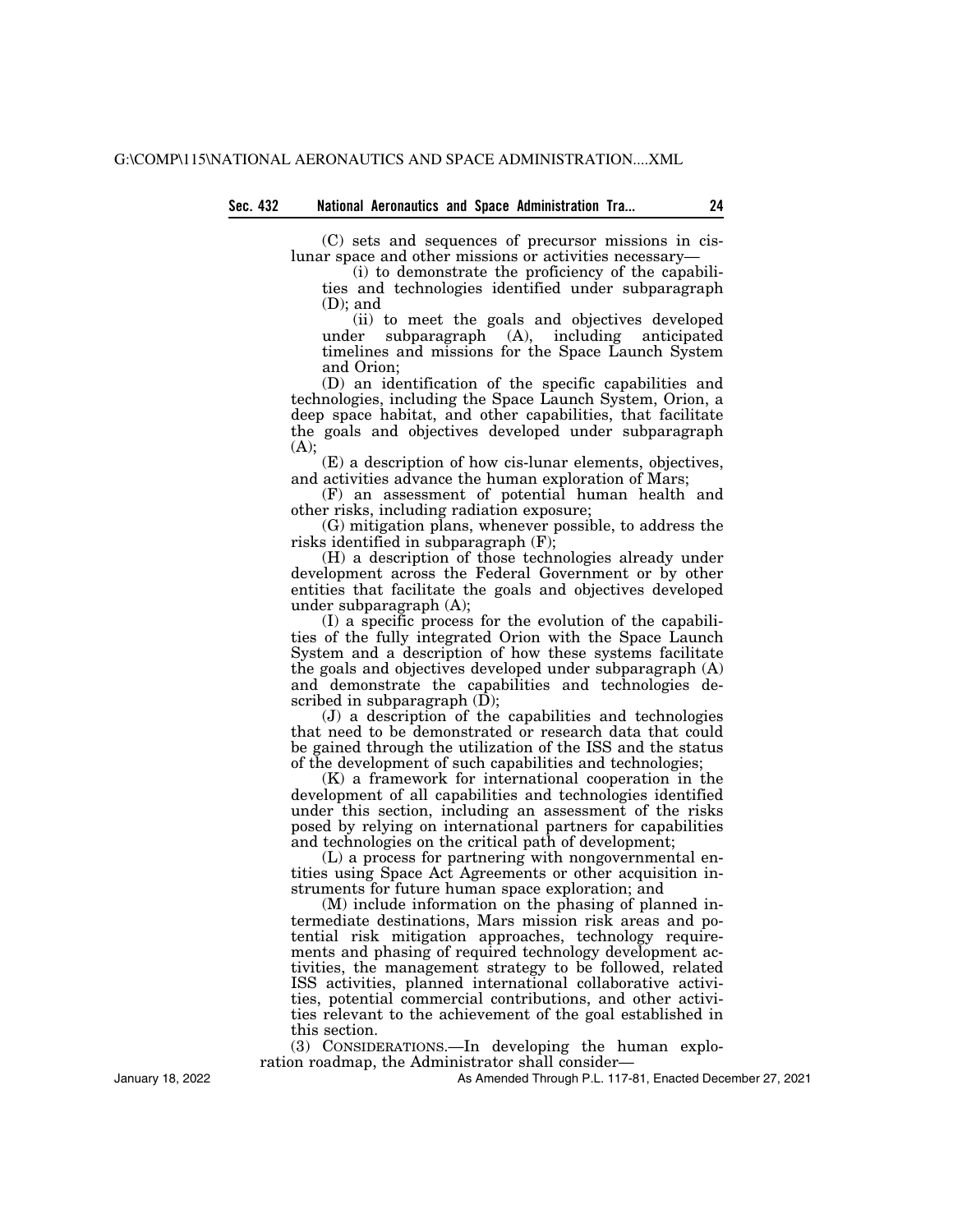(C) sets and sequences of precursor missions in cis-lunar space and other missions or activities necessary—

(i) to demonstrate the proficiency of the capabilities and technologies identified under subparagraph (D); and

(ii) to meet the goals and objectives developed under subparagraph (A), including anticipated timelines and missions for the Space Launch System and Orion;

(D) an identification of the specific capabilities and technologies, including the Space Launch System, Orion, a deep space habitat, and other capabilities, that facilitate the goals and objectives developed under subparagraph (A);

(E) a description of how cis-lunar elements, objectives, and activities advance the human exploration of Mars;

(F) an assessment of potential human health and other risks, including radiation exposure;

(G) mitigation plans, whenever possible, to address the risks identified in subparagraph (F);

(H) a description of those technologies already under development across the Federal Government or by other entities that facilitate the goals and objectives developed under subparagraph (A);

(I) a specific process for the evolution of the capabilities of the fully integrated Orion with the Space Launch System and a description of how these systems facilitate the goals and objectives developed under subparagraph (A) and demonstrate the capabilities and technologies described in subparagraph (D);

(J) a description of the capabilities and technologies that need to be demonstrated or research data that could be gained through the utilization of the ISS and the status of the development of such capabilities and technologies;

(K) a framework for international cooperation in the development of all capabilities and technologies identified under this section, including an assessment of the risks posed by relying on international partners for capabilities and technologies on the critical path of development;

(L) a process for partnering with nongovernmental entities using Space Act Agreements or other acquisition instruments for future human space exploration; and

(M) include information on the phasing of planned intermediate destinations, Mars mission risk areas and potential risk mitigation approaches, technology requirements and phasing of required technology development activities, the management strategy to be followed, related ISS activities, planned international collaborative activities, potential commercial contributions, and other activities relevant to the achievement of the goal established in this section.

(3) CONSIDERATIONS.—In developing the human exploration roadmap, the Administrator shall consider—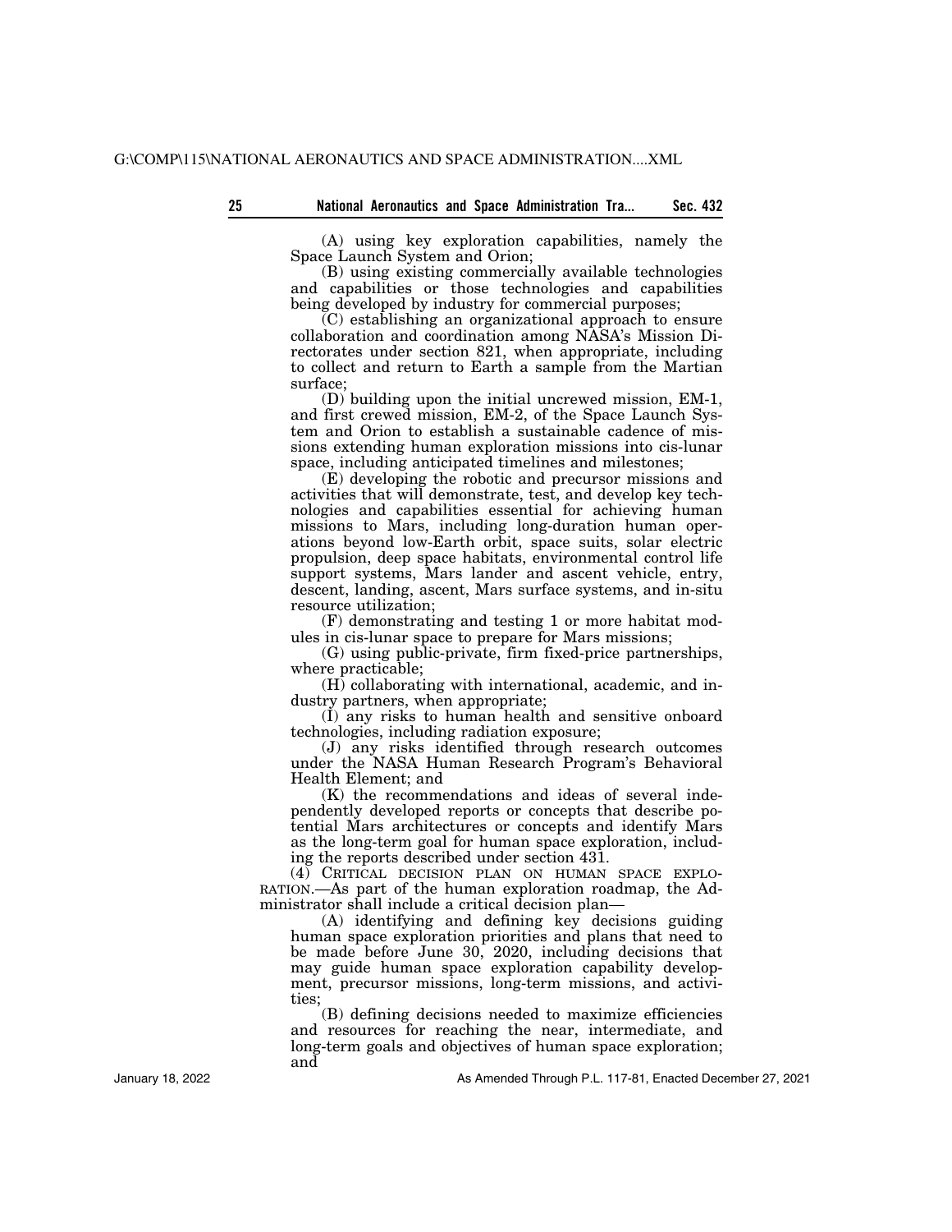(A) using key exploration capabilities, namely the Space Launch System and Orion;

(B) using existing commercially available technologies and capabilities or those technologies and capabilities being developed by industry for commercial purposes;

(C) establishing an organizational approach to ensure collaboration and coordination among NASA's Mission Directorates under section 821, when appropriate, including to collect and return to Earth a sample from the Martian surface;

(D) building upon the initial uncrewed mission, EM-1, and first crewed mission, EM-2, of the Space Launch System and Orion to establish a sustainable cadence of missions extending human exploration missions into cis-lunar space, including anticipated timelines and milestones;

(E) developing the robotic and precursor missions and activities that will demonstrate, test, and develop key technologies and capabilities essential for achieving human missions to Mars, including long-duration human operations beyond low-Earth orbit, space suits, solar electric propulsion, deep space habitats, environmental control life support systems, Mars lander and ascent vehicle, entry, descent, landing, ascent, Mars surface systems, and in-situ resource utilization;

(F) demonstrating and testing 1 or more habitat modules in cis-lunar space to prepare for Mars missions;

(G) using public-private, firm fixed-price partnerships, where practicable;

(H) collaborating with international, academic, and industry partners, when appropriate;

(I) any risks to human health and sensitive onboard technologies, including radiation exposure;

(J) any risks identified through research outcomes under the NASA Human Research Program's Behavioral Health Element; and

(K) the recommendations and ideas of several independently developed reports or concepts that describe potential Mars architectures or concepts and identify Mars as the long-term goal for human space exploration, including the reports described under section 431.

(4) CRITICAL DECISION PLAN ON HUMAN SPACE EXPLORATION.—As part of the human exploration roadmap, the Administrator shall include a critical decision plan—

(A) identifying and defining key decisions guiding human space exploration priorities and plans that need to be made before June 30, 2020, including decisions that may guide human space exploration capability development, precursor missions, long-term missions, and activities;

(B) defining decisions needed to maximize efficiencies and resources for reaching the near, intermediate, and long-term goals and objectives of human space exploration; and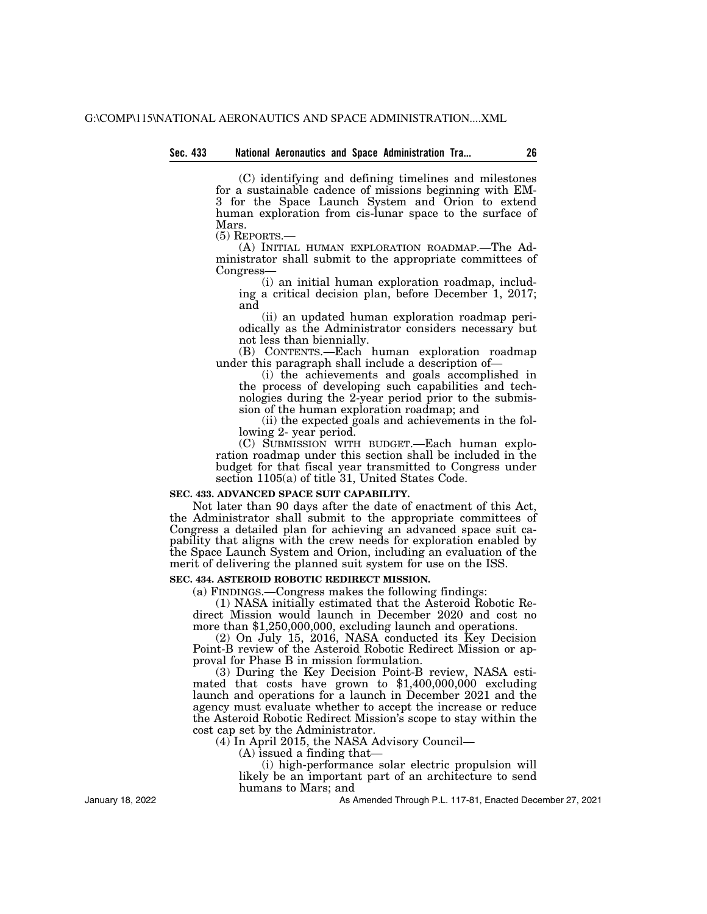(C) identifying and defining timelines and milestones for a sustainable cadence of missions beginning with EM-3 for the Space Launch System and Orion to extend human exploration from cis-lunar space to the surface of Mars.

(5) REPORTS.—

(A) INITIAL HUMAN EXPLORATION ROADMAP.—The Administrator shall submit to the appropriate committees of Congress—

(i) an initial human exploration roadmap, including a critical decision plan, before December 1, 2017; and

(ii) an updated human exploration roadmap periodically as the Administrator considers necessary but not less than biennially.

(B) CONTENTS.—Each human exploration roadmap under this paragraph shall include a description of—

(i) the achievements and goals accomplished in the process of developing such capabilities and technologies during the 2-year period prior to the submission of the human exploration roadmap; and

(ii) the expected goals and achievements in the following 2- year period.

(C) SUBMISSION WITH BUDGET.—Each human exploration roadmap under this section shall be included in the budget for that fiscal year transmitted to Congress under section 1105(a) of title 31, United States Code.

**SEC. 433. ADVANCED SPACE SUIT CAPABILITY.**

Not later than 90 days after the date of enactment of this Act, the Administrator shall submit to the appropriate committees of Congress a detailed plan for achieving an advanced space suit capability that aligns with the crew needs for exploration enabled by the Space Launch System and Orion, including an evaluation of the merit of delivering the planned suit system for use on the ISS.

**SEC. 434. ASTEROID ROBOTIC REDIRECT MISSION.**

(a) FINDINGS.—Congress makes the following findings:

(1) NASA initially estimated that the Asteroid Robotic Redirect Mission would launch in December 2020 and cost no more than $1,250,000,000, excluding launch and operations.

(2) On July 15, 2016, NASA conducted its Key Decision Point-B review of the Asteroid Robotic Redirect Mission or approval for Phase B in mission formulation.

(3) During the Key Decision Point-B review, NASA estimated that costs have grown to $1,400,000,000 excluding launch and operations for a launch in December 2021 and the agency must evaluate whether to accept the increase or reduce the Asteroid Robotic Redirect Mission's scope to stay within the cost cap set by the Administrator.

(4) In April 2015, the NASA Advisory Council—

(A) issued a finding that—

(i) high-performance solar electric propulsion will likely be an important part of an architecture to send humans to Mars; and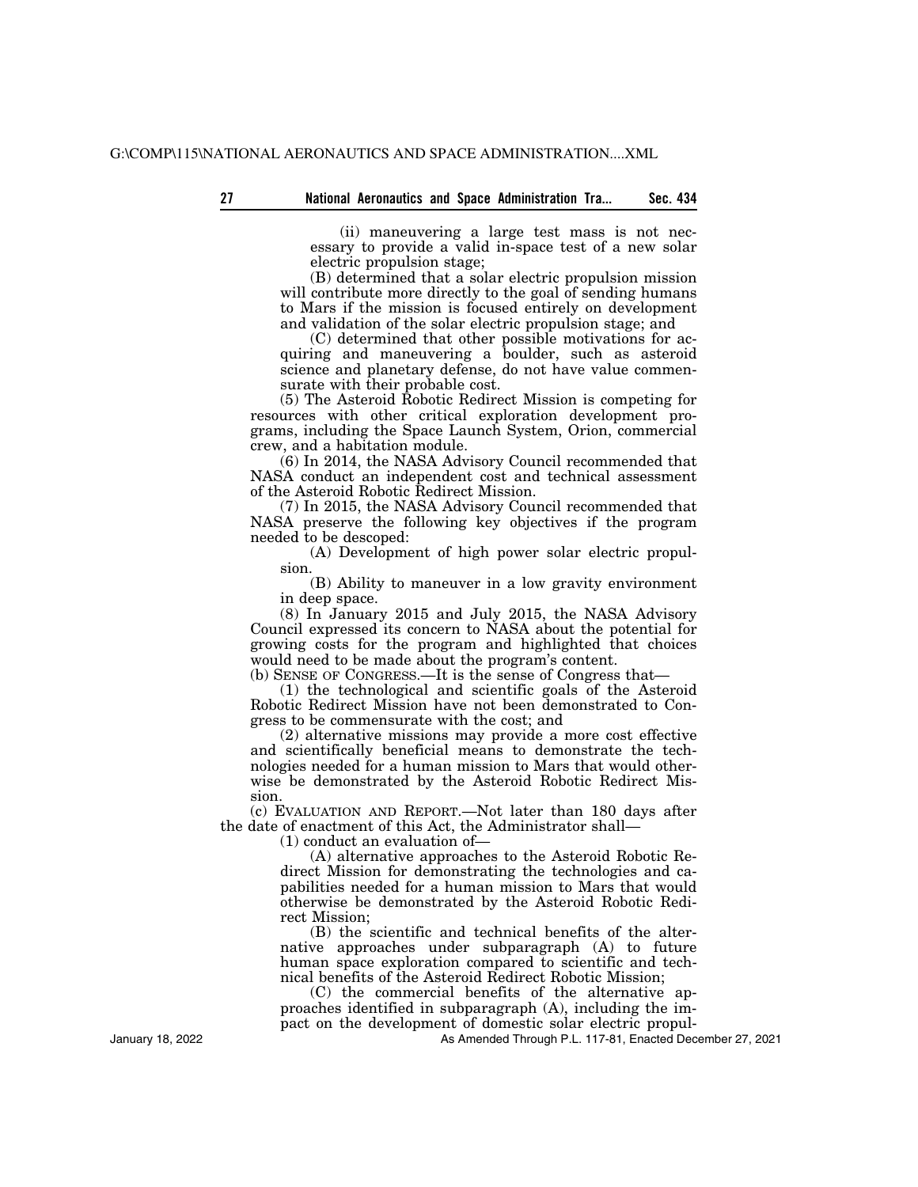(ii) maneuvering a large test mass is not necessary to provide a valid in-space test of a new solar electric propulsion stage;

(B) determined that a solar electric propulsion mission will contribute more directly to the goal of sending humans to Mars if the mission is focused entirely on development and validation of the solar electric propulsion stage; and

(C) determined that other possible motivations for acquiring and maneuvering a boulder, such as asteroid science and planetary defense, do not have value commensurate with their probable cost.

(5) The Asteroid Robotic Redirect Mission is competing for resources with other critical exploration development programs, including the Space Launch System, Orion, commercial crew, and a habitation module.

(6) In 2014, the NASA Advisory Council recommended that NASA conduct an independent cost and technical assessment of the Asteroid Robotic Redirect Mission.

(7) In 2015, the NASA Advisory Council recommended that NASA preserve the following key objectives if the program needed to be descoped:

(A) Development of high power solar electric propulsion.

(B) Ability to maneuver in a low gravity environment in deep space.

(8) In January 2015 and July 2015, the NASA Advisory Council expressed its concern to NASA about the potential for growing costs for the program and highlighted that choices would need to be made about the program's content.

(b) SENSE OF CONGRESS.—It is the sense of Congress that—

(1) the technological and scientific goals of the Asteroid Robotic Redirect Mission have not been demonstrated to Congress to be commensurate with the cost; and

(2) alternative missions may provide a more cost effective and scientifically beneficial means to demonstrate the technologies needed for a human mission to Mars that would otherwise be demonstrated by the Asteroid Robotic Redirect Mission.

(c) EVALUATION AND REPORT.—Not later than 180 days after the date of enactment of this Act, the Administrator shall—

(1) conduct an evaluation of—

(A) alternative approaches to the Asteroid Robotic Redirect Mission for demonstrating the technologies and capabilities needed for a human mission to Mars that would otherwise be demonstrated by the Asteroid Robotic Redirect Mission;

(B) the scientific and technical benefits of the alternative approaches under subparagraph (A) to future human space exploration compared to scientific and technical benefits of the Asteroid Redirect Robotic Mission;

(C) the commercial benefits of the alternative approaches identified in subparagraph (A), including the impact on the development of domestic solar electric propul-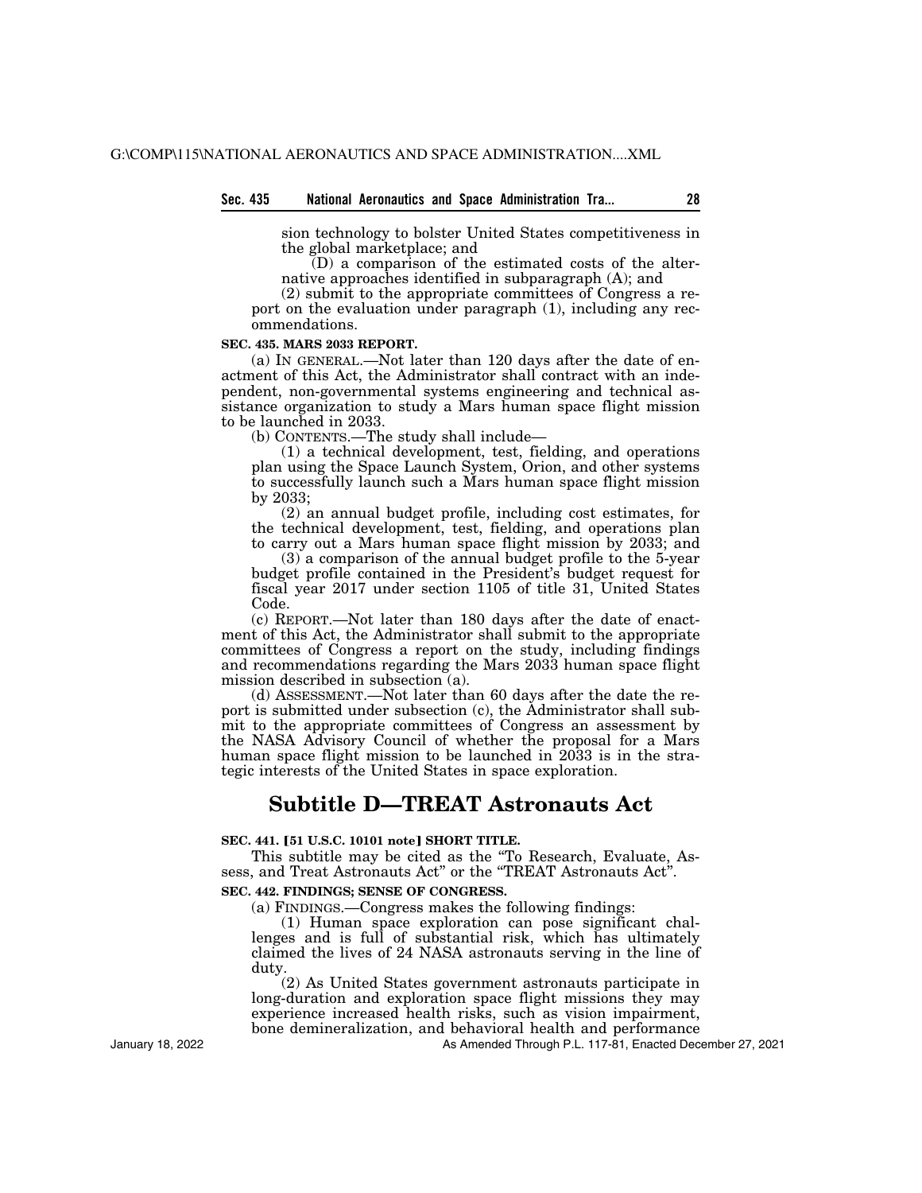sion technology to bolster United States competitiveness in the global marketplace; and

(D) a comparison of the estimated costs of the alternative approaches identified in subparagraph (A); and

(2) submit to the appropriate committees of Congress a report on the evaluation under paragraph (1), including any recommendations.

**SEC. 435. MARS 2033 REPORT.**

(a) IN GENERAL.—Not later than 120 days after the date of enactment of this Act, the Administrator shall contract with an independent, non-governmental systems engineering and technical assistance organization to study a Mars human space flight mission to be launched in 2033.

(b) CONTENTS.—The study shall include—

(1) a technical development, test, fielding, and operations plan using the Space Launch System, Orion, and other systems to successfully launch such a Mars human space flight mission by 2033;

(2) an annual budget profile, including cost estimates, for the technical development, test, fielding, and operations plan to carry out a Mars human space flight mission by 2033; and

(3) a comparison of the annual budget profile to the 5-year budget profile contained in the President's budget request for fiscal year 2017 under section 1105 of title 31, United States Code.

(c) REPORT.—Not later than 180 days after the date of enactment of this Act, the Administrator shall submit to the appropriate committees of Congress a report on the study, including findings and recommendations regarding the Mars 2033 human space flight mission described in subsection (a).

(d) ASSESSMENT.—Not later than 60 days after the date the report is submitted under subsection (c), the Administrator shall submit to the appropriate committees of Congress an assessment by the NASA Advisory Council of whether the proposal for a Mars human space flight mission to be launched in 2033 is in the strategic interests of the United States in space exploration.

## Subtitle D—TREAT Astronauts Act

**SEC. 441. [51 U.S.C. 10101 note] SHORT TITLE.**

This subtitle may be cited as the "To Research, Evaluate, Assess, and Treat Astronauts Act" or the "TREAT Astronauts Act".

**SEC. 442. FINDINGS; SENSE OF CONGRESS.**

(a) FINDINGS.—Congress makes the following findings:

(1) Human space exploration can pose significant challenges and is full of substantial risk, which has ultimately claimed the lives of 24 NASA astronauts serving in the line of duty.

(2) As United States government astronauts participate in long-duration and exploration space flight missions they may experience increased health risks, such as vision impairment, bone demineralization, and behavioral health and performance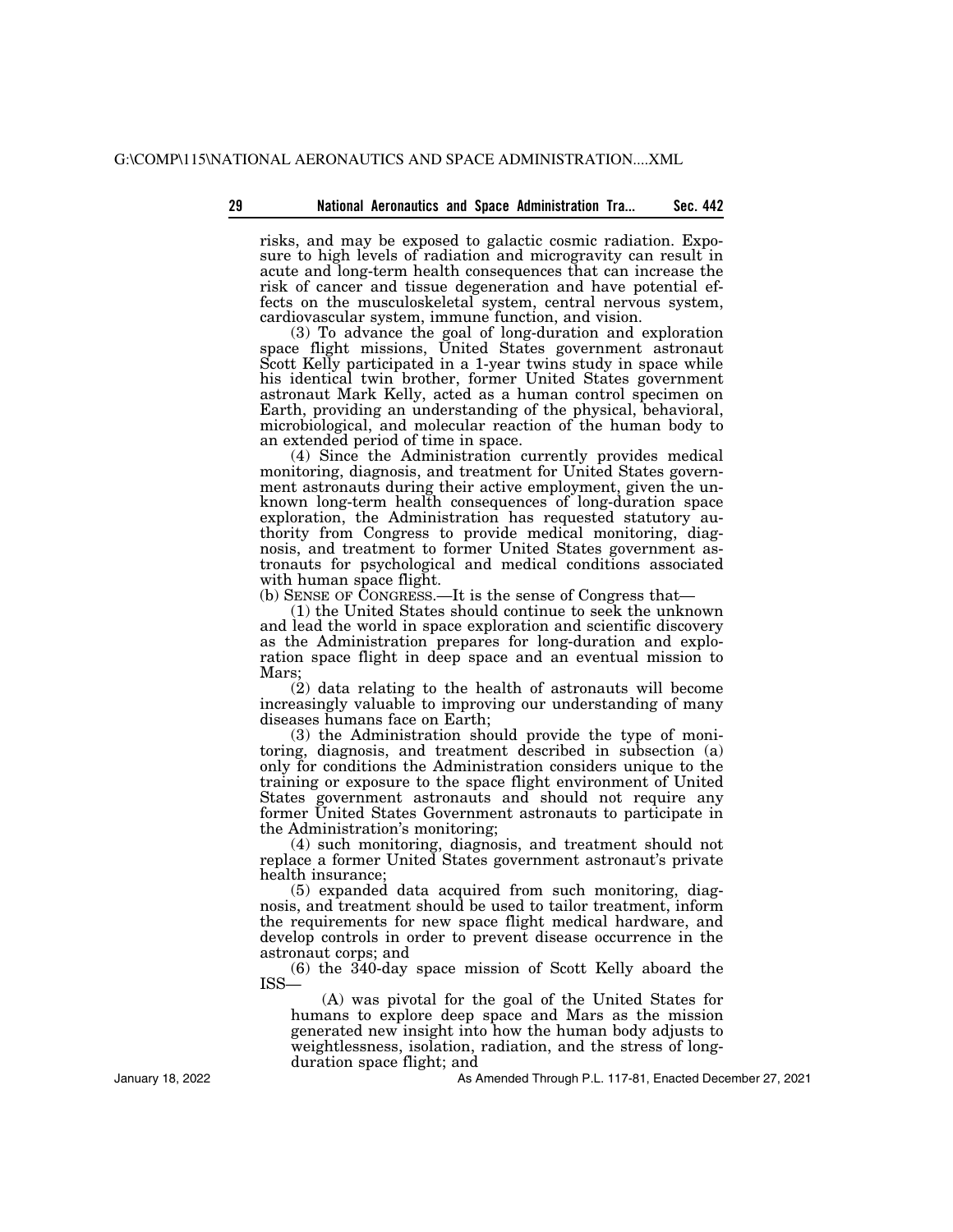risks, and may be exposed to galactic cosmic radiation. Exposure to high levels of radiation and microgravity can result in acute and long-term health consequences that can increase the risk of cancer and tissue degeneration and have potential effects on the musculoskeletal system, central nervous system, cardiovascular system, immune function, and vision.

(3) To advance the goal of long-duration and exploration space flight missions, United States government astronaut Scott Kelly participated in a 1-year twins study in space while his identical twin brother, former United States government astronaut Mark Kelly, acted as a human control specimen on Earth, providing an understanding of the physical, behavioral, microbiological, and molecular reaction of the human body to an extended period of time in space.

(4) Since the Administration currently provides medical monitoring, diagnosis, and treatment for United States government astronauts during their active employment, given the unknown long-term health consequences of long-duration space exploration, the Administration has requested statutory authority from Congress to provide medical monitoring, diagnosis, and treatment to former United States government astronauts for psychological and medical conditions associated with human space flight.

(b) SENSE OF CONGRESS.—It is the sense of Congress that—

(1) the United States should continue to seek the unknown and lead the world in space exploration and scientific discovery as the Administration prepares for long-duration and exploration space flight in deep space and an eventual mission to Mars;

(2) data relating to the health of astronauts will become increasingly valuable to improving our understanding of many diseases humans face on Earth;

(3) the Administration should provide the type of monitoring, diagnosis, and treatment described in subsection (a) only for conditions the Administration considers unique to the training or exposure to the space flight environment of United States government astronauts and should not require any former United States Government astronauts to participate in the Administration's monitoring;

(4) such monitoring, diagnosis, and treatment should not replace a former United States government astronaut's private health insurance;

(5) expanded data acquired from such monitoring, diagnosis, and treatment should be used to tailor treatment, inform the requirements for new space flight medical hardware, and develop controls in order to prevent disease occurrence in the astronaut corps; and

(6) the 340-day space mission of Scott Kelly aboard the ISS—

(A) was pivotal for the goal of the United States for humans to explore deep space and Mars as the mission generated new insight into how the human body adjusts to weightlessness, isolation, radiation, and the stress of long-duration space flight; and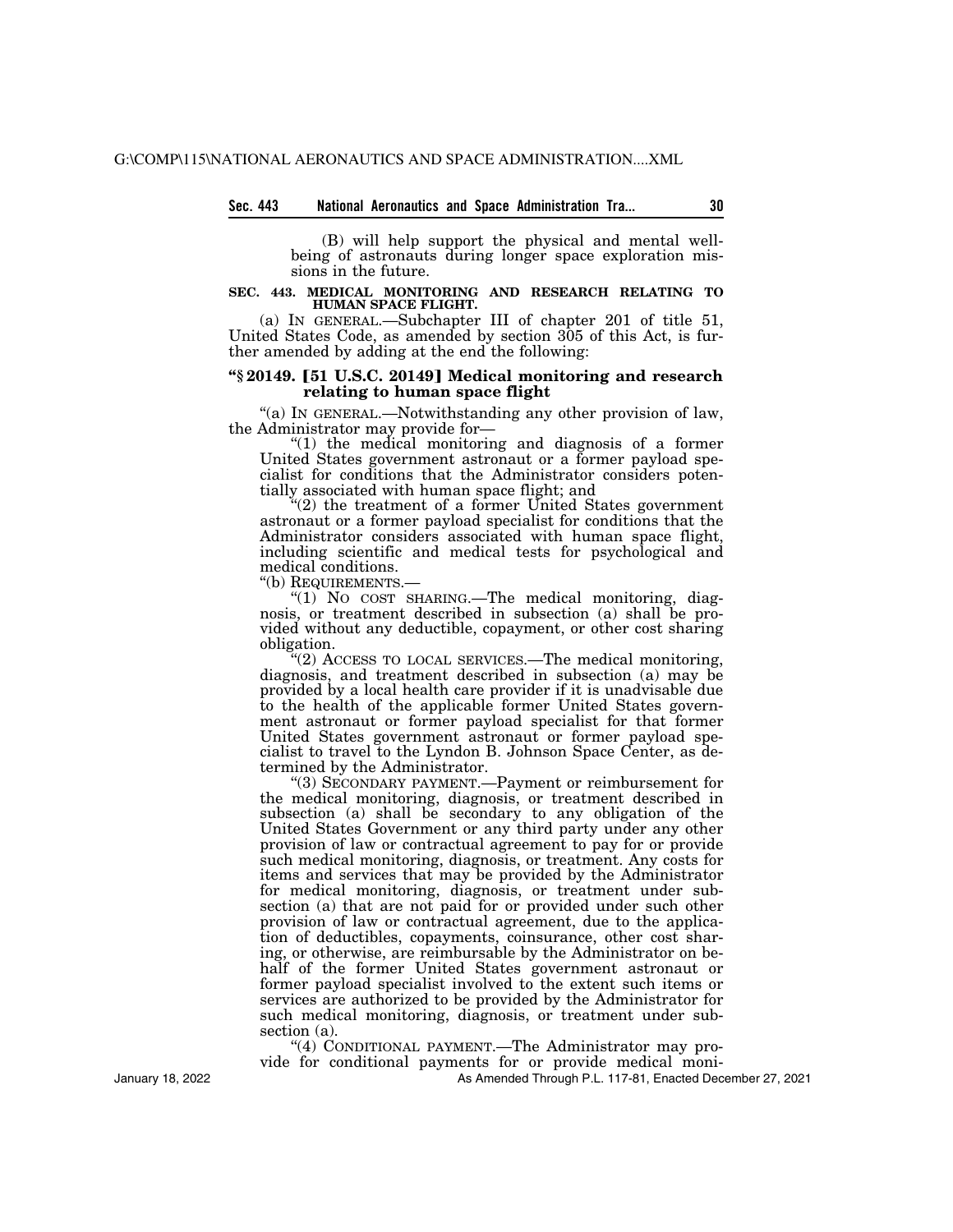(B) will help support the physical and mental well-being of astronauts during longer space exploration missions in the future.

**SEC. 443. MEDICAL MONITORING AND RESEARCH RELATING TO HUMAN SPACE FLIGHT.**

(a) IN GENERAL.—Subchapter III of chapter 201 of title 51, United States Code, as amended by section 305 of this Act, is further amended by adding at the end the following:

**"§ 20149. [51 U.S.C. 20149] Medical monitoring and research relating to human space flight**

"(a) IN GENERAL.—Notwithstanding any other provision of law, the Administrator may provide for—

"(1) the medical monitoring and diagnosis of a former United States government astronaut or a former payload specialist for conditions that the Administrator considers potentially associated with human space flight; and

"(2) the treatment of a former United States government astronaut or a former payload specialist for conditions that the Administrator considers associated with human space flight, including scientific and medical tests for psychological and medical conditions.

"(b) REQUIREMENTS.—

"(1) NO COST SHARING.—The medical monitoring, diagnosis, or treatment described in subsection (a) shall be provided without any deductible, copayment, or other cost sharing obligation.

"(2) ACCESS TO LOCAL SERVICES.—The medical monitoring, diagnosis, and treatment described in subsection (a) may be provided by a local health care provider if it is unadvisable due to the health of the applicable former United States government astronaut or former payload specialist for that former United States government astronaut or former payload specialist to travel to the Lyndon B. Johnson Space Center, as determined by the Administrator.

"(3) SECONDARY PAYMENT.—Payment or reimbursement for the medical monitoring, diagnosis, or treatment described in subsection (a) shall be secondary to any obligation of the United States Government or any third party under any other provision of law or contractual agreement to pay for or provide such medical monitoring, diagnosis, or treatment. Any costs for items and services that may be provided by the Administrator for medical monitoring, diagnosis, or treatment under subsection (a) that are not paid for or provided under such other provision of law or contractual agreement, due to the application of deductibles, copayments, coinsurance, other cost sharing, or otherwise, are reimbursable by the Administrator on behalf of the former United States government astronaut or former payload specialist involved to the extent such items or services are authorized to be provided by the Administrator for such medical monitoring, diagnosis, or treatment under subsection (a).

"(4) CONDITIONAL PAYMENT.—The Administrator may provide for conditional payments for or provide medical moni-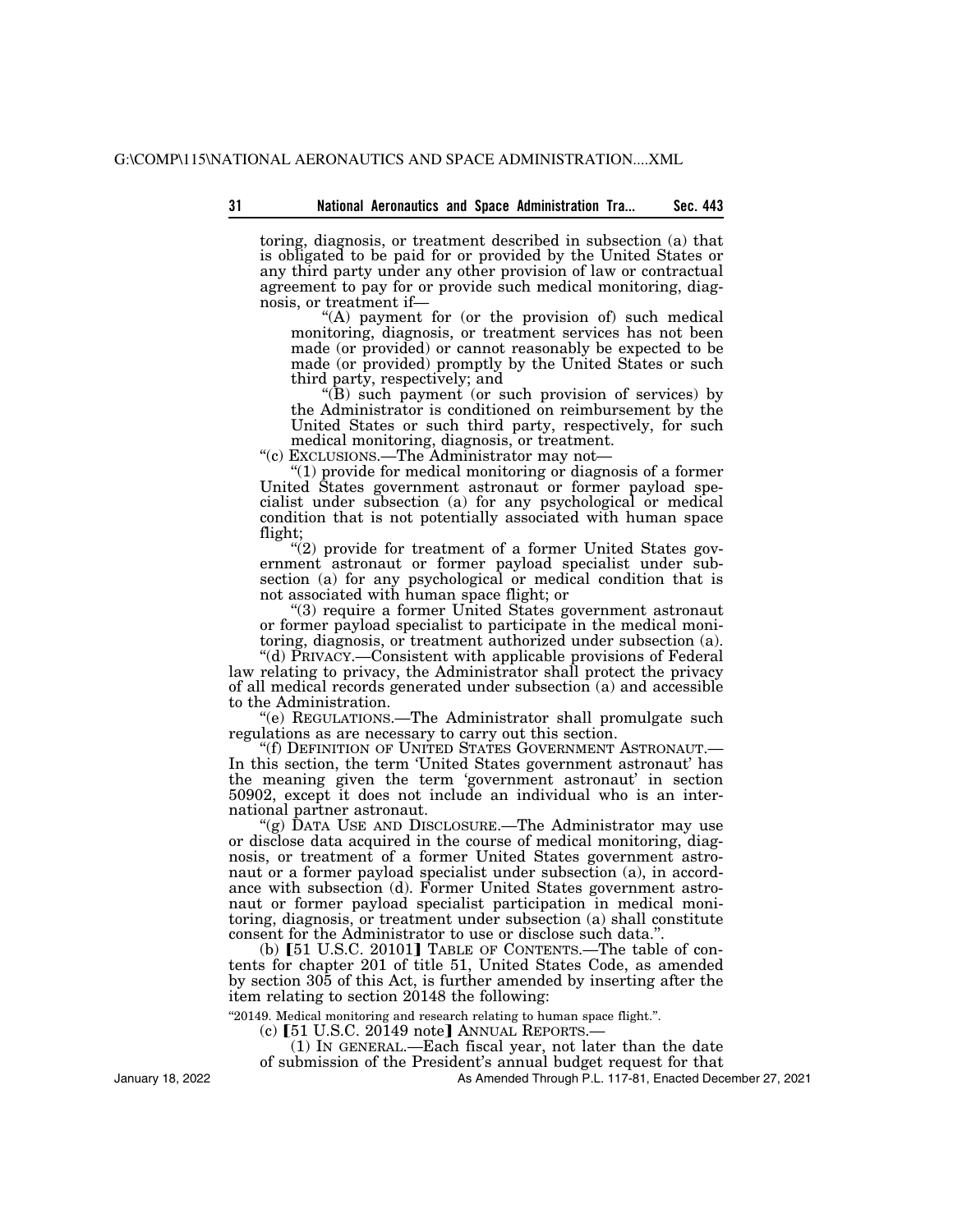toring, diagnosis, or treatment described in subsection (a) that is obligated to be paid for or provided by the United States or any third party under any other provision of law or contractual agreement to pay for or provide such medical monitoring, diagnosis, or treatment if—

"(A) payment for (or the provision of) such medical monitoring, diagnosis, or treatment services has not been made (or provided) or cannot reasonably be expected to be made (or provided) promptly by the United States or such third party, respectively; and

"(B) such payment (or such provision of services) by the Administrator is conditioned on reimbursement by the United States or such third party, respectively, for such medical monitoring, diagnosis, or treatment.

"(c) EXCLUSIONS.—The Administrator may not—

"(1) provide for medical monitoring or diagnosis of a former United States government astronaut or former payload specialist under subsection (a) for any psychological or medical condition that is not potentially associated with human space flight;

"(2) provide for treatment of a former United States government astronaut or former payload specialist under subsection (a) for any psychological or medical condition that is not associated with human space flight; or

"(3) require a former United States government astronaut or former payload specialist to participate in the medical monitoring, diagnosis, or treatment authorized under subsection (a).

"(d) PRIVACY.—Consistent with applicable provisions of Federal law relating to privacy, the Administrator shall protect the privacy of all medical records generated under subsection (a) and accessible to the Administration.

"(e) REGULATIONS.—The Administrator shall promulgate such regulations as are necessary to carry out this section.

"(f) DEFINITION OF UNITED STATES GOVERNMENT ASTRONAUT.— In this section, the term 'United States government astronaut' has the meaning given the term 'government astronaut' in section 50902, except it does not include an individual who is an international partner astronaut.

"(g) DATA USE AND DISCLOSURE.—The Administrator may use or disclose data acquired in the course of medical monitoring, diagnosis, or treatment of a former United States government astronaut or a former payload specialist under subsection (a), in accordance with subsection (d). Former United States government astronaut or former payload specialist participation in medical monitoring, diagnosis, or treatment under subsection (a) shall constitute consent for the Administrator to use or disclose such data.".

(b) 【51 U.S.C. 20101】 TABLE OF CONTENTS.—The table of contents for chapter 201 of title 51, United States Code, as amended by section 305 of this Act, is further amended by inserting after the item relating to section 20148 the following:

"20149. Medical monitoring and research relating to human space flight.".

(c) 【51 U.S.C. 20149 note】 ANNUAL REPORTS.—

(1) IN GENERAL.—Each fiscal year, not later than the date of submission of the President's annual budget request for that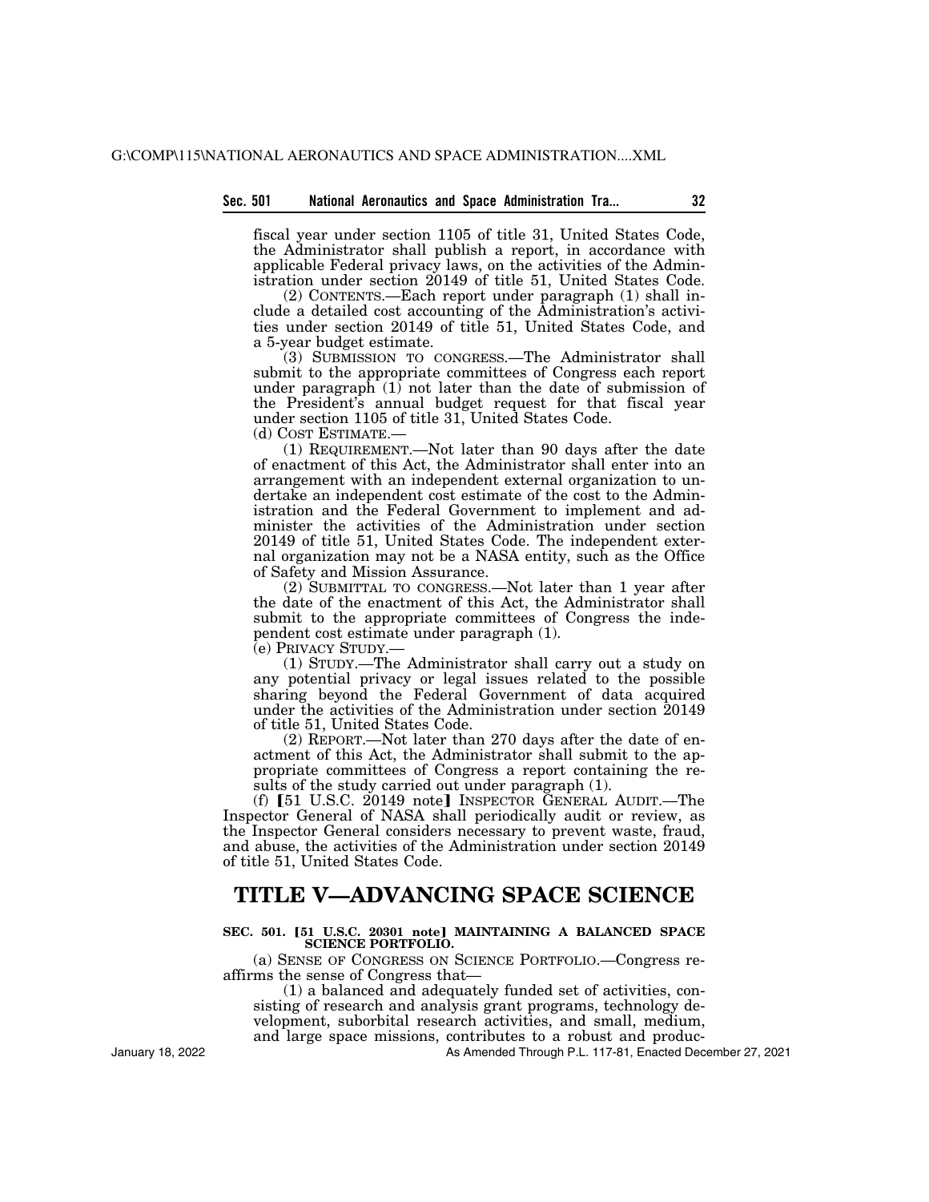fiscal year under section 1105 of title 31, United States Code, the Administrator shall publish a report, in accordance with applicable Federal privacy laws, on the activities of the Administration under section 20149 of title 51, United States Code.

(2) CONTENTS.—Each report under paragraph (1) shall include a detailed cost accounting of the Administration's activities under section 20149 of title 51, United States Code, and a 5-year budget estimate.

(3) SUBMISSION TO CONGRESS.—The Administrator shall submit to the appropriate committees of Congress each report under paragraph (1) not later than the date of submission of the President's annual budget request for that fiscal year under section 1105 of title 31, United States Code.

(d) COST ESTIMATE.—

(1) REQUIREMENT.—Not later than 90 days after the date of enactment of this Act, the Administrator shall enter into an arrangement with an independent external organization to undertake an independent cost estimate of the cost to the Administration and the Federal Government to implement and administer the activities of the Administration under section 20149 of title 51, United States Code. The independent external organization may not be a NASA entity, such as the Office of Safety and Mission Assurance.

(2) SUBMITTAL TO CONGRESS.—Not later than 1 year after the date of the enactment of this Act, the Administrator shall submit to the appropriate committees of Congress the independent cost estimate under paragraph (1).

(e) PRIVACY STUDY.—

(1) STUDY.—The Administrator shall carry out a study on any potential privacy or legal issues related to the possible sharing beyond the Federal Government of data acquired under the activities of the Administration under section 20149 of title 51, United States Code.

(2) REPORT.—Not later than 270 days after the date of enactment of this Act, the Administrator shall submit to the appropriate committees of Congress a report containing the results of the study carried out under paragraph (1).

(f) 【51 U.S.C. 20149 note】 INSPECTOR GENERAL AUDIT.—The Inspector General of NASA shall periodically audit or review, as the Inspector General considers necessary to prevent waste, fraud, and abuse, the activities of the Administration under section 20149 of title 51, United States Code.

# TITLE V—ADVANCING SPACE SCIENCE

**SEC. 501. 【51 U.S.C. 20301 note】 MAINTAINING A BALANCED SPACE SCIENCE PORTFOLIO.**

(a) SENSE OF CONGRESS ON SCIENCE PORTFOLIO.—Congress reaffirms the sense of Congress that—

(1) a balanced and adequately funded set of activities, consisting of research and analysis grant programs, technology development, suborbital research activities, and small, medium, and large space missions, contributes to a robust and produc-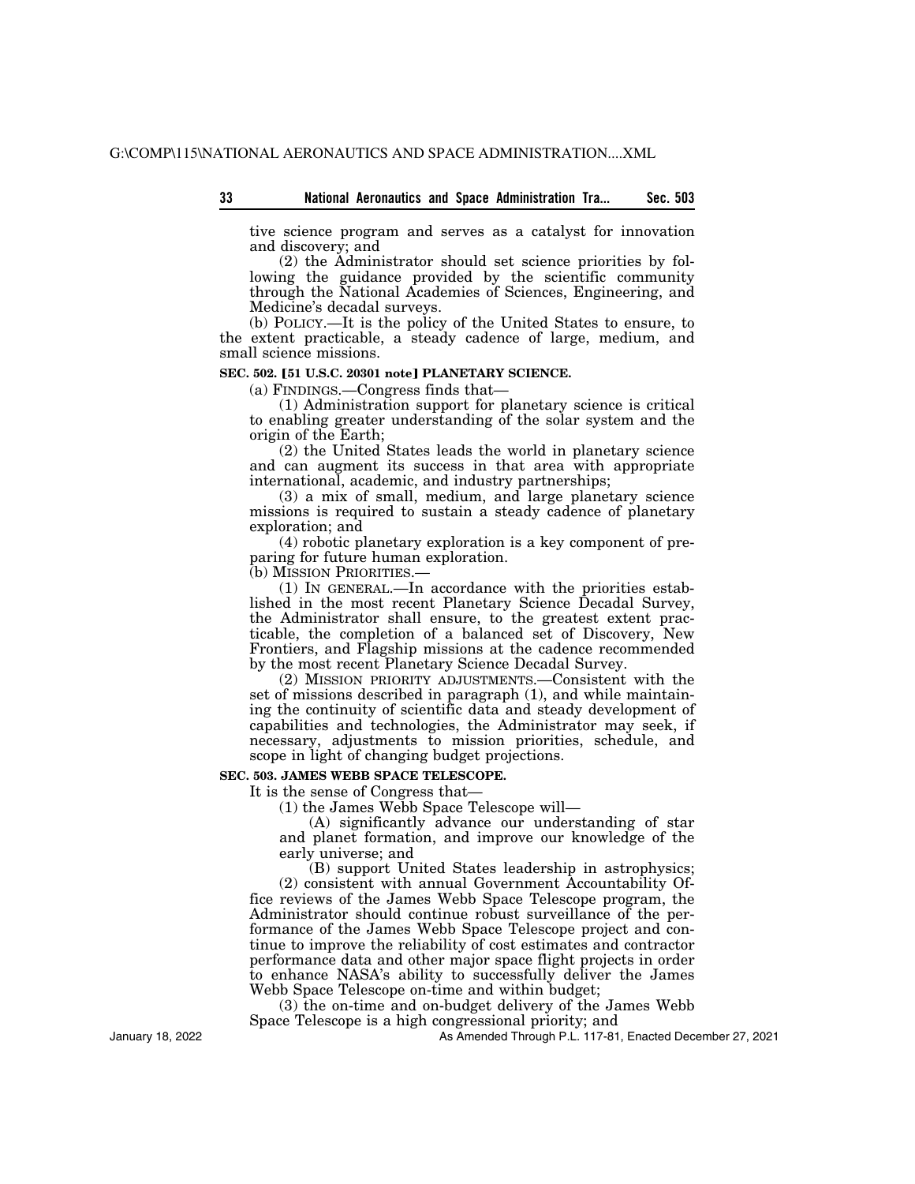tive science program and serves as a catalyst for innovation and discovery; and

(2) the Administrator should set science priorities by following the guidance provided by the scientific community through the National Academies of Sciences, Engineering, and Medicine's decadal surveys.

(b) POLICY.—It is the policy of the United States to ensure, to the extent practicable, a steady cadence of large, medium, and small science missions.

**SEC. 502. [51 U.S.C. 20301 note] PLANETARY SCIENCE.**

(a) FINDINGS.—Congress finds that—

(1) Administration support for planetary science is critical to enabling greater understanding of the solar system and the origin of the Earth;

(2) the United States leads the world in planetary science and can augment its success in that area with appropriate international, academic, and industry partnerships;

(3) a mix of small, medium, and large planetary science missions is required to sustain a steady cadence of planetary exploration; and

(4) robotic planetary exploration is a key component of preparing for future human exploration.

(b) MISSION PRIORITIES.—

(1) IN GENERAL.—In accordance with the priorities established in the most recent Planetary Science Decadal Survey, the Administrator shall ensure, to the greatest extent practicable, the completion of a balanced set of Discovery, New Frontiers, and Flagship missions at the cadence recommended by the most recent Planetary Science Decadal Survey.

(2) MISSION PRIORITY ADJUSTMENTS.—Consistent with the set of missions described in paragraph (1), and while maintaining the continuity of scientific data and steady development of capabilities and technologies, the Administrator may seek, if necessary, adjustments to mission priorities, schedule, and scope in light of changing budget projections.

**SEC. 503. JAMES WEBB SPACE TELESCOPE.**

It is the sense of Congress that—

(1) the James Webb Space Telescope will—

(A) significantly advance our understanding of star and planet formation, and improve our knowledge of the early universe; and

(B) support United States leadership in astrophysics;

(2) consistent with annual Government Accountability Office reviews of the James Webb Space Telescope program, the Administrator should continue robust surveillance of the performance of the James Webb Space Telescope project and continue to improve the reliability of cost estimates and contractor performance data and other major space flight projects in order to enhance NASA's ability to successfully deliver the James Webb Space Telescope on-time and within budget;

(3) the on-time and on-budget delivery of the James Webb Space Telescope is a high congressional priority; and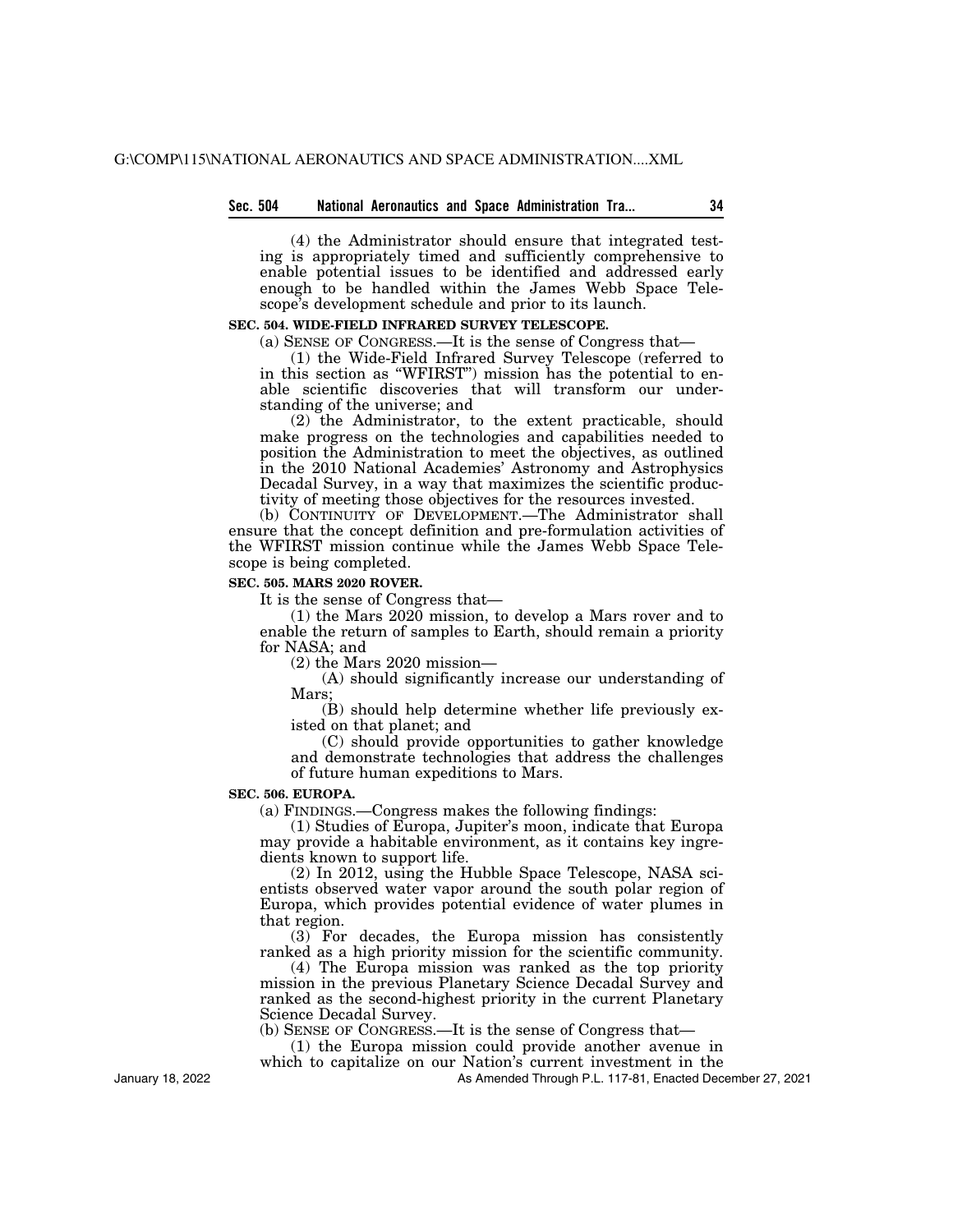(4) the Administrator should ensure that integrated testing is appropriately timed and sufficiently comprehensive to enable potential issues to be identified and addressed early enough to be handled within the James Webb Space Telescope's development schedule and prior to its launch.

**SEC. 504. WIDE-FIELD INFRARED SURVEY TELESCOPE.**

(a) SENSE OF CONGRESS.—It is the sense of Congress that—

(1) the Wide-Field Infrared Survey Telescope (referred to in this section as "WFIRST") mission has the potential to enable scientific discoveries that will transform our understanding of the universe; and

(2) the Administrator, to the extent practicable, should make progress on the technologies and capabilities needed to position the Administration to meet the objectives, as outlined in the 2010 National Academies' Astronomy and Astrophysics Decadal Survey, in a way that maximizes the scientific productivity of meeting those objectives for the resources invested.

(b) CONTINUITY OF DEVELOPMENT.—The Administrator shall ensure that the concept definition and pre-formulation activities of the WFIRST mission continue while the James Webb Space Telescope is being completed.

**SEC. 505. MARS 2020 ROVER.**

It is the sense of Congress that—

(1) the Mars 2020 mission, to develop a Mars rover and to enable the return of samples to Earth, should remain a priority for NASA; and

(2) the Mars 2020 mission—

(A) should significantly increase our understanding of Mars;

(B) should help determine whether life previously existed on that planet; and

(C) should provide opportunities to gather knowledge and demonstrate technologies that address the challenges of future human expeditions to Mars.

**SEC. 506. EUROPA.**

(a) FINDINGS.—Congress makes the following findings:

(1) Studies of Europa, Jupiter's moon, indicate that Europa may provide a habitable environment, as it contains key ingredients known to support life.

(2) In 2012, using the Hubble Space Telescope, NASA scientists observed water vapor around the south polar region of Europa, which provides potential evidence of water plumes in that region.

(3) For decades, the Europa mission has consistently ranked as a high priority mission for the scientific community.

(4) The Europa mission was ranked as the top priority mission in the previous Planetary Science Decadal Survey and ranked as the second-highest priority in the current Planetary Science Decadal Survey.

(b) SENSE OF CONGRESS.—It is the sense of Congress that—

(1) the Europa mission could provide another avenue in which to capitalize on our Nation's current investment in the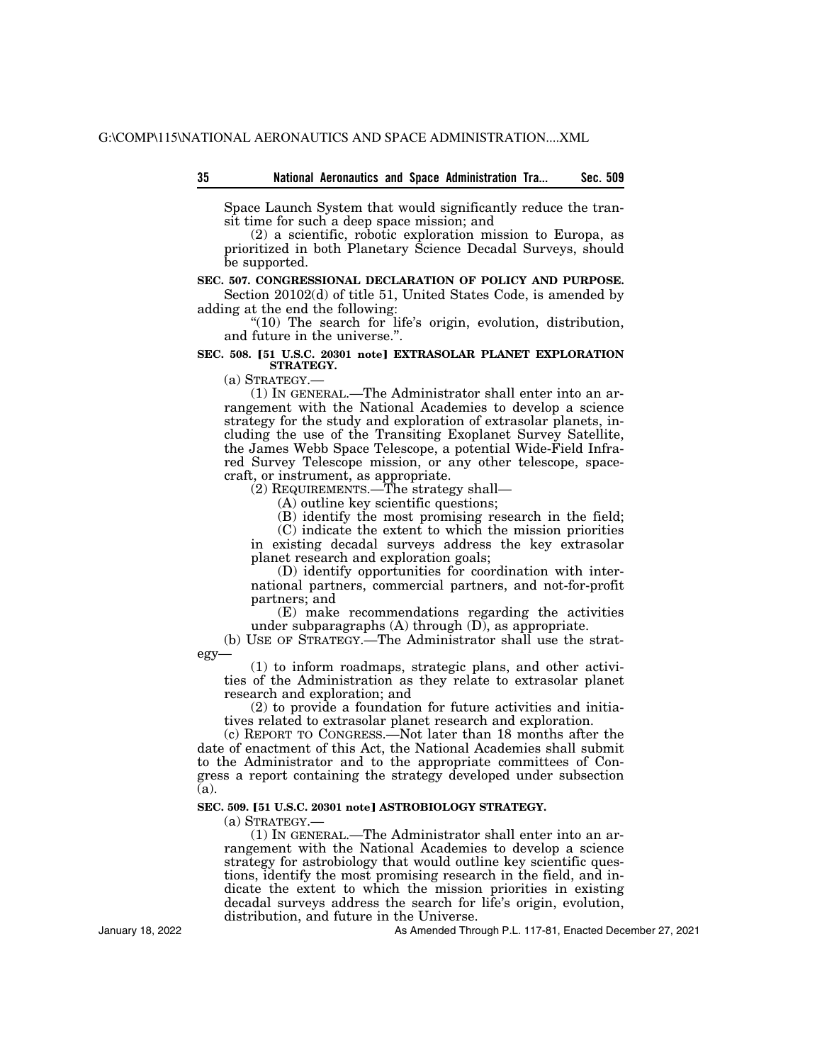Space Launch System that would significantly reduce the transit time for such a deep space mission; and

(2) a scientific, robotic exploration mission to Europa, as prioritized in both Planetary Science Decadal Surveys, should be supported.

**SEC. 507. CONGRESSIONAL DECLARATION OF POLICY AND PURPOSE.**

Section 20102(d) of title 51, United States Code, is amended by adding at the end the following:

"(10) The search for life's origin, evolution, distribution, and future in the universe.".

**SEC. 508. [51 U.S.C. 20301 note] EXTRASOLAR PLANET EXPLORATION STRATEGY.**

(a) STRATEGY.—

(1) IN GENERAL.—The Administrator shall enter into an arrangement with the National Academies to develop a science strategy for the study and exploration of extrasolar planets, including the use of the Transiting Exoplanet Survey Satellite, the James Webb Space Telescope, a potential Wide-Field Infrared Survey Telescope mission, or any other telescope, spacecraft, or instrument, as appropriate.

(2) REQUIREMENTS.—The strategy shall—

(A) outline key scientific questions;

(B) identify the most promising research in the field;

(C) indicate the extent to which the mission priorities in existing decadal surveys address the key extrasolar planet research and exploration goals;

(D) identify opportunities for coordination with international partners, commercial partners, and not-for-profit partners; and

(E) make recommendations regarding the activities under subparagraphs (A) through (D), as appropriate.

(b) USE OF STRATEGY.—The Administrator shall use the strategy—

(1) to inform roadmaps, strategic plans, and other activities of the Administration as they relate to extrasolar planet research and exploration; and

(2) to provide a foundation for future activities and initiatives related to extrasolar planet research and exploration.

(c) REPORT TO CONGRESS.—Not later than 18 months after the date of enactment of this Act, the National Academies shall submit to the Administrator and to the appropriate committees of Congress a report containing the strategy developed under subsection (a).

**SEC. 509. [51 U.S.C. 20301 note] ASTROBIOLOGY STRATEGY.**

(a) STRATEGY.—

(1) IN GENERAL.—The Administrator shall enter into an arrangement with the National Academies to develop a science strategy for astrobiology that would outline key scientific questions, identify the most promising research in the field, and indicate the extent to which the mission priorities in existing decadal surveys address the search for life's origin, evolution, distribution, and future in the Universe.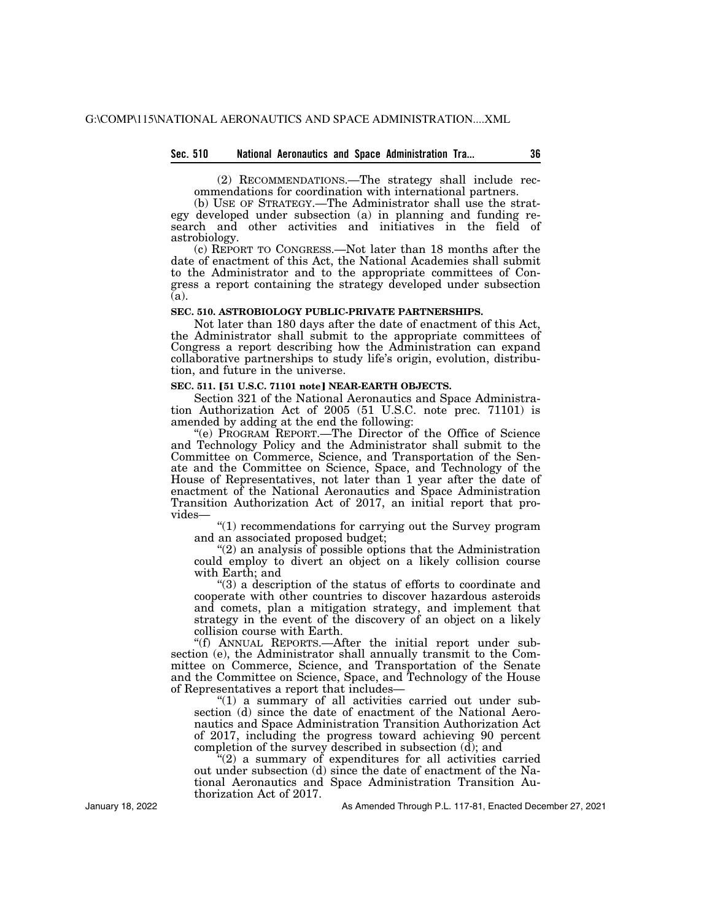(2) RECOMMENDATIONS.—The strategy shall include recommendations for coordination with international partners.

(b) USE OF STRATEGY.—The Administrator shall use the strategy developed under subsection (a) in planning and funding research and other activities and initiatives in the field of astrobiology.

(c) REPORT TO CONGRESS.—Not later than 18 months after the date of enactment of this Act, the National Academies shall submit to the Administrator and to the appropriate committees of Congress a report containing the strategy developed under subsection (a).

**SEC. 510. ASTROBIOLOGY PUBLIC-PRIVATE PARTNERSHIPS.**

Not later than 180 days after the date of enactment of this Act, the Administrator shall submit to the appropriate committees of Congress a report describing how the Administration can expand collaborative partnerships to study life's origin, evolution, distribution, and future in the universe.

**SEC. 511. [51 U.S.C. 71101 note] NEAR-EARTH OBJECTS.**

Section 321 of the National Aeronautics and Space Administration Authorization Act of 2005 (51 U.S.C. note prec. 71101) is amended by adding at the end the following:

"(e) PROGRAM REPORT.—The Director of the Office of Science and Technology Policy and the Administrator shall submit to the Committee on Commerce, Science, and Transportation of the Senate and the Committee on Science, Space, and Technology of the House of Representatives, not later than 1 year after the date of enactment of the National Aeronautics and Space Administration Transition Authorization Act of 2017, an initial report that provides—

"(1) recommendations for carrying out the Survey program and an associated proposed budget;

"(2) an analysis of possible options that the Administration could employ to divert an object on a likely collision course with Earth; and

"(3) a description of the status of efforts to coordinate and cooperate with other countries to discover hazardous asteroids and comets, plan a mitigation strategy, and implement that strategy in the event of the discovery of an object on a likely collision course with Earth.

"(f) ANNUAL REPORTS.—After the initial report under subsection (e), the Administrator shall annually transmit to the Committee on Commerce, Science, and Transportation of the Senate and the Committee on Science, Space, and Technology of the House of Representatives a report that includes—

"(1) a summary of all activities carried out under subsection (d) since the date of enactment of the National Aeronautics and Space Administration Transition Authorization Act of 2017, including the progress toward achieving 90 percent completion of the survey described in subsection (d); and

"(2) a summary of expenditures for all activities carried out under subsection (d) since the date of enactment of the National Aeronautics and Space Administration Transition Authorization Act of 2017.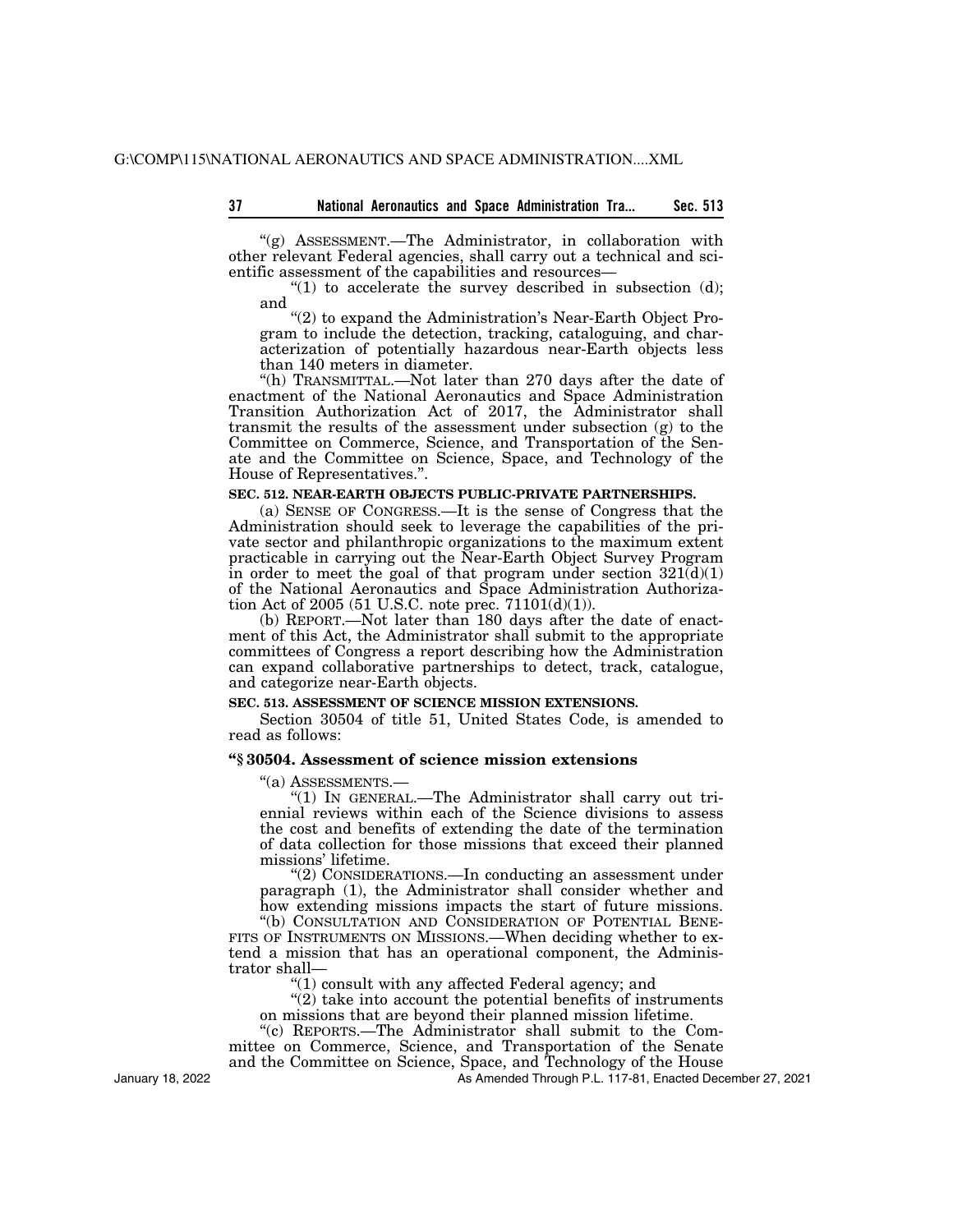"(g) ASSESSMENT.—The Administrator, in collaboration with other relevant Federal agencies, shall carry out a technical and scientific assessment of the capabilities and resources—

"(1) to accelerate the survey described in subsection (d); and

"(2) to expand the Administration's Near-Earth Object Program to include the detection, tracking, cataloguing, and characterization of potentially hazardous near-Earth objects less than 140 meters in diameter.

"(h) TRANSMITTAL.—Not later than 270 days after the date of enactment of the National Aeronautics and Space Administration Transition Authorization Act of 2017, the Administrator shall transmit the results of the assessment under subsection (g) to the Committee on Commerce, Science, and Transportation of the Senate and the Committee on Science, Space, and Technology of the House of Representatives.".

**SEC. 512. NEAR-EARTH OBJECTS PUBLIC-PRIVATE PARTNERSHIPS.**

(a) SENSE OF CONGRESS.—It is the sense of Congress that the Administration should seek to leverage the capabilities of the private sector and philanthropic organizations to the maximum extent practicable in carrying out the Near-Earth Object Survey Program in order to meet the goal of that program under section 321(d)(1) of the National Aeronautics and Space Administration Authorization Act of 2005 (51 U.S.C. note prec. 71101(d)(1)).

(b) REPORT.—Not later than 180 days after the date of enactment of this Act, the Administrator shall submit to the appropriate committees of Congress a report describing how the Administration can expand collaborative partnerships to detect, track, catalogue, and categorize near-Earth objects.

**SEC. 513. ASSESSMENT OF SCIENCE MISSION EXTENSIONS.**

Section 30504 of title 51, United States Code, is amended to read as follows:

**"§ 30504. Assessment of science mission extensions**

"(a) ASSESSMENTS.—

"(1) IN GENERAL.—The Administrator shall carry out triennial reviews within each of the Science divisions to assess the cost and benefits of extending the date of the termination of data collection for those missions that exceed their planned missions' lifetime.

"(2) CONSIDERATIONS.—In conducting an assessment under paragraph (1), the Administrator shall consider whether and how extending missions impacts the start of future missions.

"(b) CONSULTATION AND CONSIDERATION OF POTENTIAL BENEFITS OF INSTRUMENTS ON MISSIONS.—When deciding whether to extend a mission that has an operational component, the Administrator shall—

"(1) consult with any affected Federal agency; and

"(2) take into account the potential benefits of instruments on missions that are beyond their planned mission lifetime.

"(c) REPORTS.—The Administrator shall submit to the Committee on Commerce, Science, and Transportation of the Senate and the Committee on Science, Space, and Technology of the House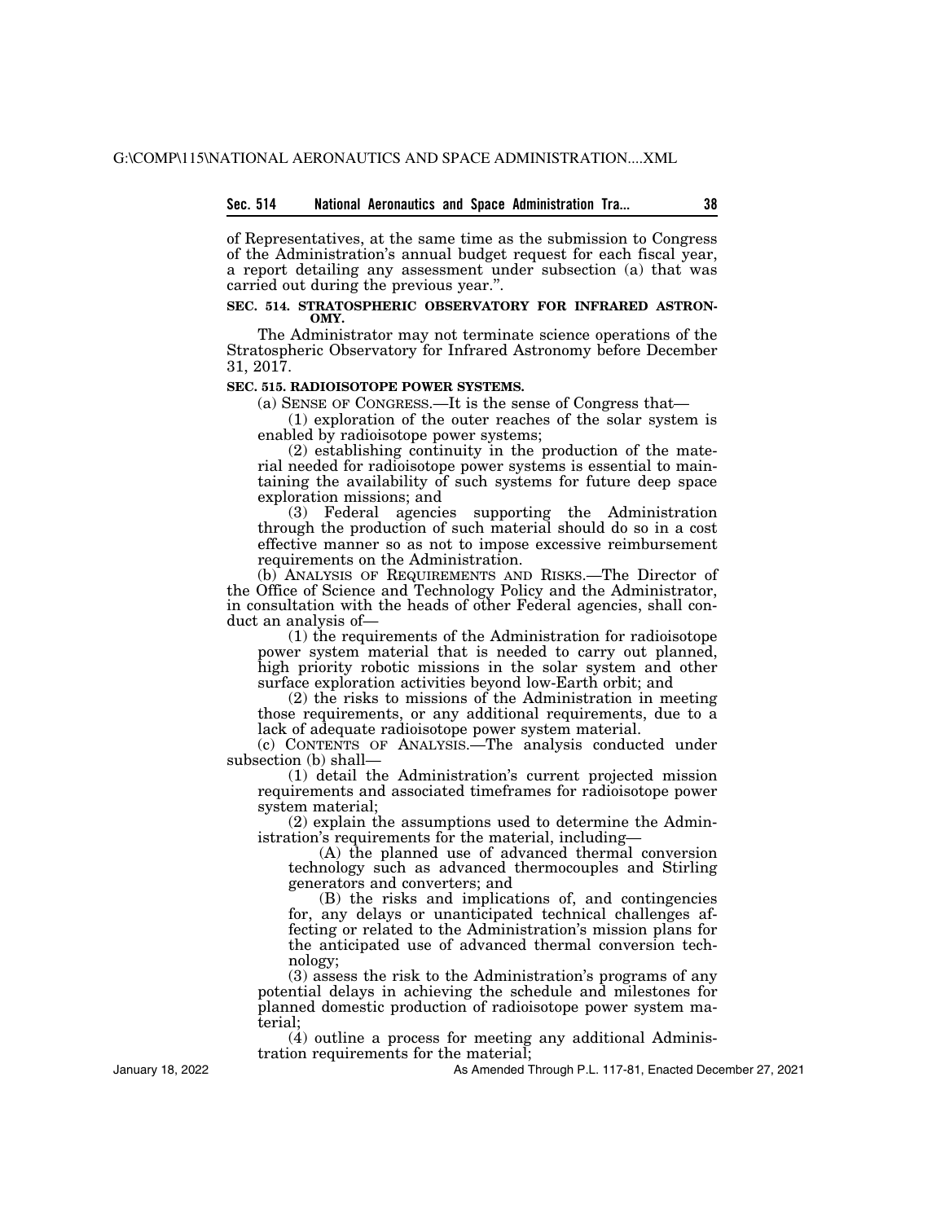of Representatives, at the same time as the submission to Congress of the Administration's annual budget request for each fiscal year, a report detailing any assessment under subsection (a) that was carried out during the previous year.".

**SEC. 514. STRATOSPHERIC OBSERVATORY FOR INFRARED ASTRONOMY.**

The Administrator may not terminate science operations of the Stratospheric Observatory for Infrared Astronomy before December 31, 2017.

**SEC. 515. RADIOISOTOPE POWER SYSTEMS.**

(a) SENSE OF CONGRESS.—It is the sense of Congress that—

(1) exploration of the outer reaches of the solar system is enabled by radioisotope power systems;

(2) establishing continuity in the production of the material needed for radioisotope power systems is essential to maintaining the availability of such systems for future deep space exploration missions; and

(3) Federal agencies supporting the Administration through the production of such material should do so in a cost effective manner so as not to impose excessive reimbursement requirements on the Administration.

(b) ANALYSIS OF REQUIREMENTS AND RISKS.—The Director of the Office of Science and Technology Policy and the Administrator, in consultation with the heads of other Federal agencies, shall conduct an analysis of—

(1) the requirements of the Administration for radioisotope power system material that is needed to carry out planned, high priority robotic missions in the solar system and other surface exploration activities beyond low-Earth orbit; and

(2) the risks to missions of the Administration in meeting those requirements, or any additional requirements, due to a lack of adequate radioisotope power system material.

(c) CONTENTS OF ANALYSIS.—The analysis conducted under subsection (b) shall—

(1) detail the Administration's current projected mission requirements and associated timeframes for radioisotope power system material;

(2) explain the assumptions used to determine the Administration's requirements for the material, including—

(A) the planned use of advanced thermal conversion technology such as advanced thermocouples and Stirling generators and converters; and

(B) the risks and implications of, and contingencies for, any delays or unanticipated technical challenges affecting or related to the Administration's mission plans for the anticipated use of advanced thermal conversion technology;

(3) assess the risk to the Administration's programs of any potential delays in achieving the schedule and milestones for planned domestic production of radioisotope power system material;

(4) outline a process for meeting any additional Administration requirements for the material;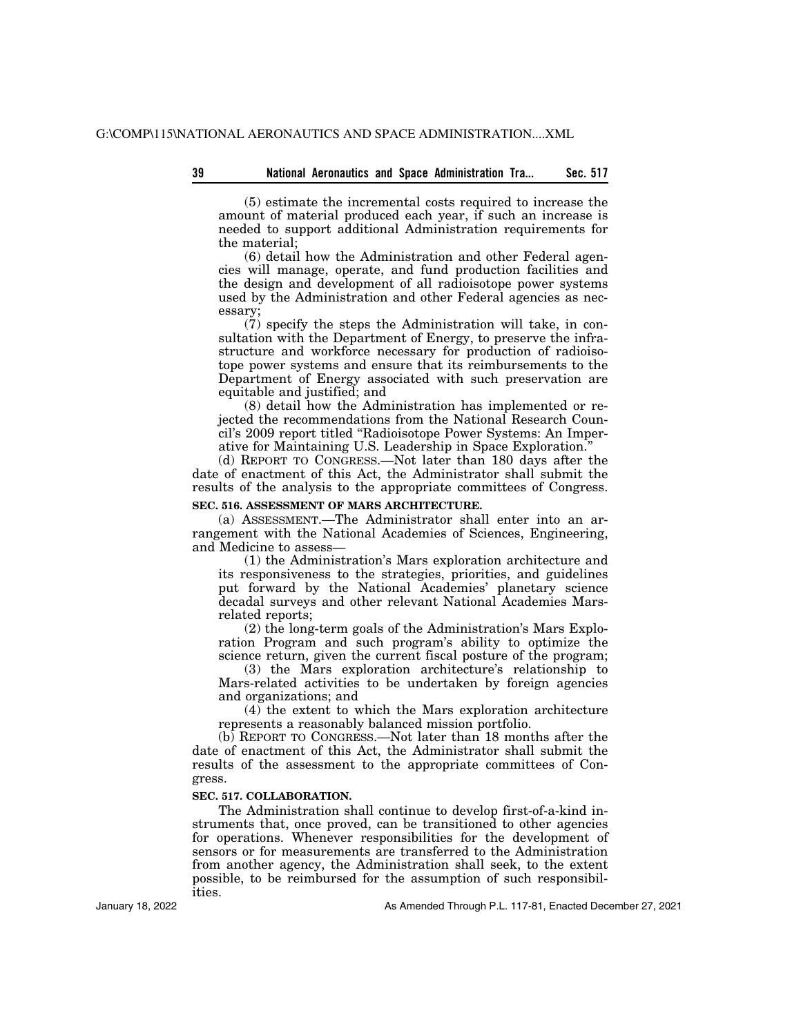(5) estimate the incremental costs required to increase the amount of material produced each year, if such an increase is needed to support additional Administration requirements for the material;

(6) detail how the Administration and other Federal agencies will manage, operate, and fund production facilities and the design and development of all radioisotope power systems used by the Administration and other Federal agencies as necessary;

(7) specify the steps the Administration will take, in consultation with the Department of Energy, to preserve the infrastructure and workforce necessary for production of radioisotope power systems and ensure that its reimbursements to the Department of Energy associated with such preservation are equitable and justified; and

(8) detail how the Administration has implemented or rejected the recommendations from the National Research Council's 2009 report titled "Radioisotope Power Systems: An Imperative for Maintaining U.S. Leadership in Space Exploration."

(d) REPORT TO CONGRESS.—Not later than 180 days after the date of enactment of this Act, the Administrator shall submit the results of the analysis to the appropriate committees of Congress.

**SEC. 516. ASSESSMENT OF MARS ARCHITECTURE.**

(a) ASSESSMENT.—The Administrator shall enter into an arrangement with the National Academies of Sciences, Engineering, and Medicine to assess—

(1) the Administration's Mars exploration architecture and its responsiveness to the strategies, priorities, and guidelines put forward by the National Academies' planetary science decadal surveys and other relevant National Academies Mars-related reports;

(2) the long-term goals of the Administration's Mars Exploration Program and such program's ability to optimize the science return, given the current fiscal posture of the program;

(3) the Mars exploration architecture's relationship to Mars-related activities to be undertaken by foreign agencies and organizations; and

(4) the extent to which the Mars exploration architecture represents a reasonably balanced mission portfolio.

(b) REPORT TO CONGRESS.—Not later than 18 months after the date of enactment of this Act, the Administrator shall submit the results of the assessment to the appropriate committees of Congress.

**SEC. 517. COLLABORATION.**

The Administration shall continue to develop first-of-a-kind instruments that, once proved, can be transitioned to other agencies for operations. Whenever responsibilities for the development of sensors or for measurements are transferred to the Administration from another agency, the Administration shall seek, to the extent possible, to be reimbursed for the assumption of such responsibilities.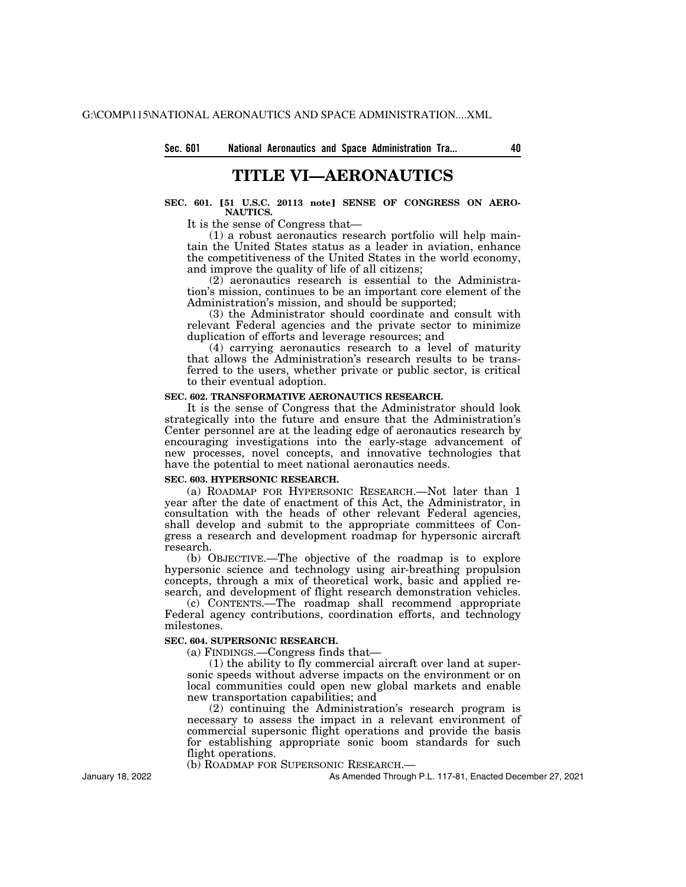# TITLE VI—AERONAUTICS

**SEC. 601. [51 U.S.C. 20113 note] SENSE OF CONGRESS ON AERONAUTICS.**

It is the sense of Congress that—

(1) a robust aeronautics research portfolio will help maintain the United States status as a leader in aviation, enhance the competitiveness of the United States in the world economy, and improve the quality of life of all citizens;

(2) aeronautics research is essential to the Administration's mission, continues to be an important core element of the Administration's mission, and should be supported;

(3) the Administrator should coordinate and consult with relevant Federal agencies and the private sector to minimize duplication of efforts and leverage resources; and

(4) carrying aeronautics research to a level of maturity that allows the Administration's research results to be transferred to the users, whether private or public sector, is critical to their eventual adoption.

**SEC. 602. TRANSFORMATIVE AERONAUTICS RESEARCH.**

It is the sense of Congress that the Administrator should look strategically into the future and ensure that the Administration's Center personnel are at the leading edge of aeronautics research by encouraging investigations into the early-stage advancement of new processes, novel concepts, and innovative technologies that have the potential to meet national aeronautics needs.

**SEC. 603. HYPERSONIC RESEARCH.**

(a) ROADMAP FOR HYPERSONIC RESEARCH.—Not later than 1 year after the date of enactment of this Act, the Administrator, in consultation with the heads of other relevant Federal agencies, shall develop and submit to the appropriate committees of Congress a research and development roadmap for hypersonic aircraft research.

(b) OBJECTIVE.—The objective of the roadmap is to explore hypersonic science and technology using air-breathing propulsion concepts, through a mix of theoretical work, basic and applied research, and development of flight research demonstration vehicles.

(c) CONTENTS.—The roadmap shall recommend appropriate Federal agency contributions, coordination efforts, and technology milestones.

**SEC. 604. SUPERSONIC RESEARCH.**

(a) FINDINGS.—Congress finds that—

(1) the ability to fly commercial aircraft over land at supersonic speeds without adverse impacts on the environment or on local communities could open new global markets and enable new transportation capabilities; and

(2) continuing the Administration's research program is necessary to assess the impact in a relevant environment of commercial supersonic flight operations and provide the basis for establishing appropriate sonic boom standards for such flight operations.

(b) ROADMAP FOR SUPERSONIC RESEARCH.—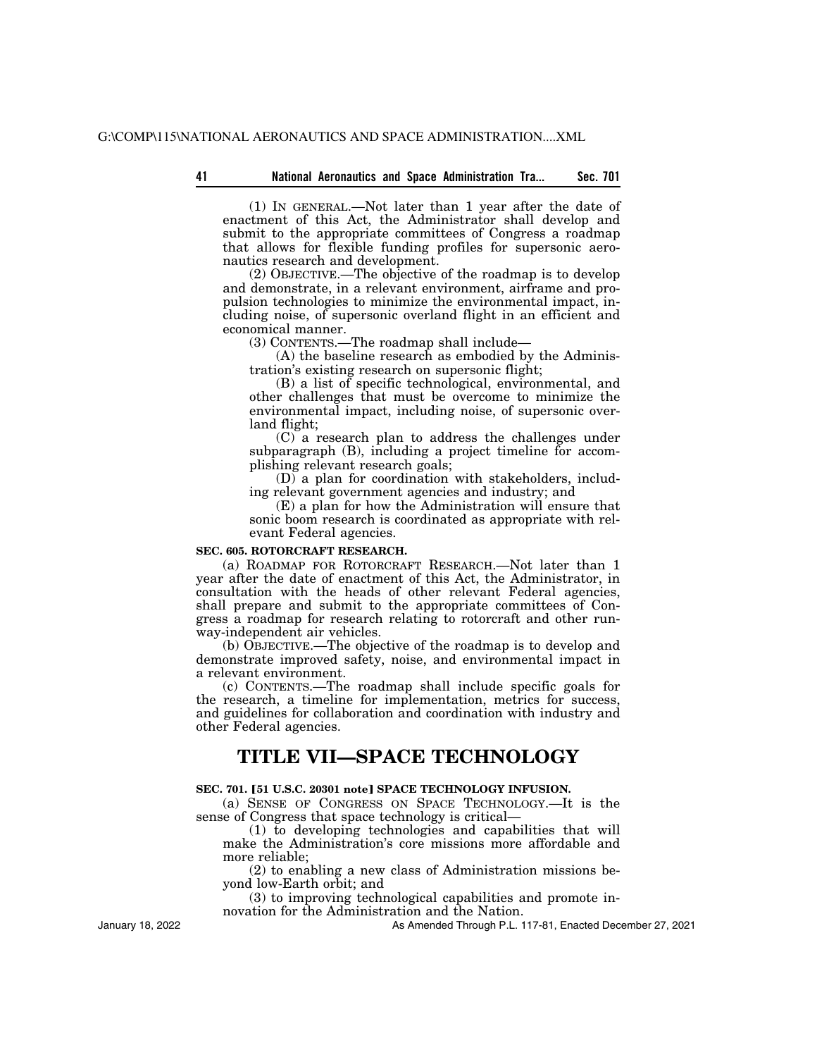(1) IN GENERAL.—Not later than 1 year after the date of enactment of this Act, the Administrator shall develop and submit to the appropriate committees of Congress a roadmap that allows for flexible funding profiles for supersonic aeronautics research and development.

(2) OBJECTIVE.—The objective of the roadmap is to develop and demonstrate, in a relevant environment, airframe and propulsion technologies to minimize the environmental impact, including noise, of supersonic overland flight in an efficient and economical manner.

(3) CONTENTS.—The roadmap shall include—

(A) the baseline research as embodied by the Administration's existing research on supersonic flight;

(B) a list of specific technological, environmental, and other challenges that must be overcome to minimize the environmental impact, including noise, of supersonic overland flight;

(C) a research plan to address the challenges under subparagraph (B), including a project timeline for accomplishing relevant research goals;

(D) a plan for coordination with stakeholders, including relevant government agencies and industry; and

(E) a plan for how the Administration will ensure that sonic boom research is coordinated as appropriate with relevant Federal agencies.

**SEC. 605. ROTORCRAFT RESEARCH.**

(a) ROADMAP FOR ROTORCRAFT RESEARCH.—Not later than 1 year after the date of enactment of this Act, the Administrator, in consultation with the heads of other relevant Federal agencies, shall prepare and submit to the appropriate committees of Congress a roadmap for research relating to rotorcraft and other runway-independent air vehicles.

(b) OBJECTIVE.—The objective of the roadmap is to develop and demonstrate improved safety, noise, and environmental impact in a relevant environment.

(c) CONTENTS.—The roadmap shall include specific goals for the research, a timeline for implementation, metrics for success, and guidelines for collaboration and coordination with industry and other Federal agencies.

# TITLE VII—SPACE TECHNOLOGY

**SEC. 701. [51 U.S.C. 20301 note] SPACE TECHNOLOGY INFUSION.**

(a) SENSE OF CONGRESS ON SPACE TECHNOLOGY.—It is the sense of Congress that space technology is critical—

(1) to developing technologies and capabilities that will make the Administration's core missions more affordable and more reliable;

(2) to enabling a new class of Administration missions beyond low-Earth orbit; and

(3) to improving technological capabilities and promote innovation for the Administration and the Nation.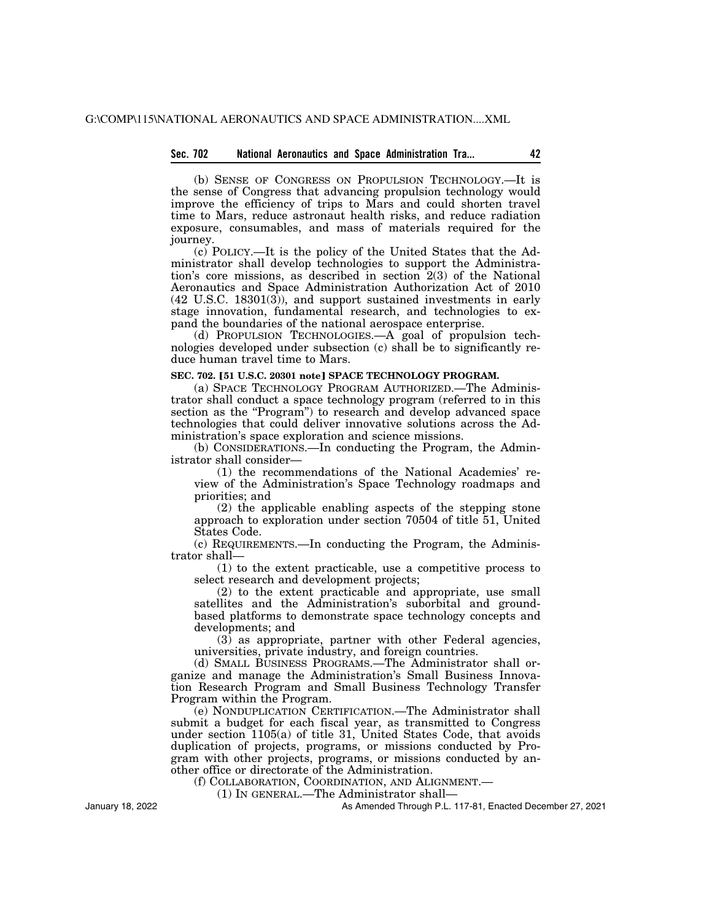(b) SENSE OF CONGRESS ON PROPULSION TECHNOLOGY.—It is the sense of Congress that advancing propulsion technology would improve the efficiency of trips to Mars and could shorten travel time to Mars, reduce astronaut health risks, and reduce radiation exposure, consumables, and mass of materials required for the journey.

(c) POLICY.—It is the policy of the United States that the Administrator shall develop technologies to support the Administration's core missions, as described in section 2(3) of the National Aeronautics and Space Administration Authorization Act of 2010 (42 U.S.C. 18301(3)), and support sustained investments in early stage innovation, fundamental research, and technologies to expand the boundaries of the national aerospace enterprise.

(d) PROPULSION TECHNOLOGIES.—A goal of propulsion technologies developed under subsection (c) shall be to significantly reduce human travel time to Mars.

**SEC. 702. [51 U.S.C. 20301 note] SPACE TECHNOLOGY PROGRAM.**

(a) SPACE TECHNOLOGY PROGRAM AUTHORIZED.—The Administrator shall conduct a space technology program (referred to in this section as the "Program") to research and develop advanced space technologies that could deliver innovative solutions across the Administration's space exploration and science missions.

(b) CONSIDERATIONS.—In conducting the Program, the Administrator shall consider—

(1) the recommendations of the National Academies' review of the Administration's Space Technology roadmaps and priorities; and

(2) the applicable enabling aspects of the stepping stone approach to exploration under section 70504 of title 51, United States Code.

(c) REQUIREMENTS.—In conducting the Program, the Administrator shall—

(1) to the extent practicable, use a competitive process to select research and development projects;

(2) to the extent practicable and appropriate, use small satellites and the Administration's suborbital and ground-based platforms to demonstrate space technology concepts and developments; and

(3) as appropriate, partner with other Federal agencies, universities, private industry, and foreign countries.

(d) SMALL BUSINESS PROGRAMS.—The Administrator shall organize and manage the Administration's Small Business Innovation Research Program and Small Business Technology Transfer Program within the Program.

(e) NONDUPLICATION CERTIFICATION.—The Administrator shall submit a budget for each fiscal year, as transmitted to Congress under section 1105(a) of title 31, United States Code, that avoids duplication of projects, programs, or missions conducted by Program with other projects, programs, or missions conducted by another office or directorate of the Administration.

(f) COLLABORATION, COORDINATION, AND ALIGNMENT.—

(1) IN GENERAL.—The Administrator shall—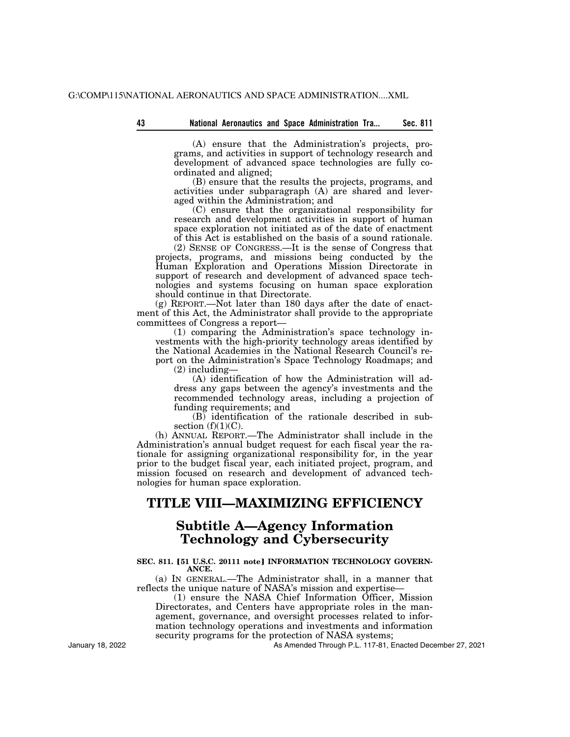(A) ensure that the Administration's projects, programs, and activities in support of technology research and development of advanced space technologies are fully coordinated and aligned;

(B) ensure that the results the projects, programs, and activities under subparagraph (A) are shared and leveraged within the Administration; and

(C) ensure that the organizational responsibility for research and development activities in support of human space exploration not initiated as of the date of enactment of this Act is established on the basis of a sound rationale.

(2) SENSE OF CONGRESS.—It is the sense of Congress that projects, programs, and missions being conducted by the Human Exploration and Operations Mission Directorate in support of research and development of advanced space technologies and systems focusing on human space exploration should continue in that Directorate.

(g) REPORT.—Not later than 180 days after the date of enactment of this Act, the Administrator shall provide to the appropriate committees of Congress a report—

(1) comparing the Administration's space technology investments with the high-priority technology areas identified by the National Academies in the National Research Council's report on the Administration's Space Technology Roadmaps; and

(2) including—

(A) identification of how the Administration will address any gaps between the agency's investments and the recommended technology areas, including a projection of funding requirements; and

(B) identification of the rationale described in subsection (f)(1)(C).

(h) ANNUAL REPORT.—The Administrator shall include in the Administration's annual budget request for each fiscal year the rationale for assigning organizational responsibility for, in the year prior to the budget fiscal year, each initiated project, program, and mission focused on research and development of advanced technologies for human space exploration.

# TITLE VIII—MAXIMIZING EFFICIENCY

## Subtitle A—Agency Information Technology and Cybersecurity

### SEC. 811. [51 U.S.C. 20111 note] INFORMATION TECHNOLOGY GOVERNANCE.

(a) IN GENERAL.—The Administrator shall, in a manner that reflects the unique nature of NASA's mission and expertise—

(1) ensure the NASA Chief Information Officer, Mission Directorates, and Centers have appropriate roles in the management, governance, and oversight processes related to information technology operations and investments and information security programs for the protection of NASA systems;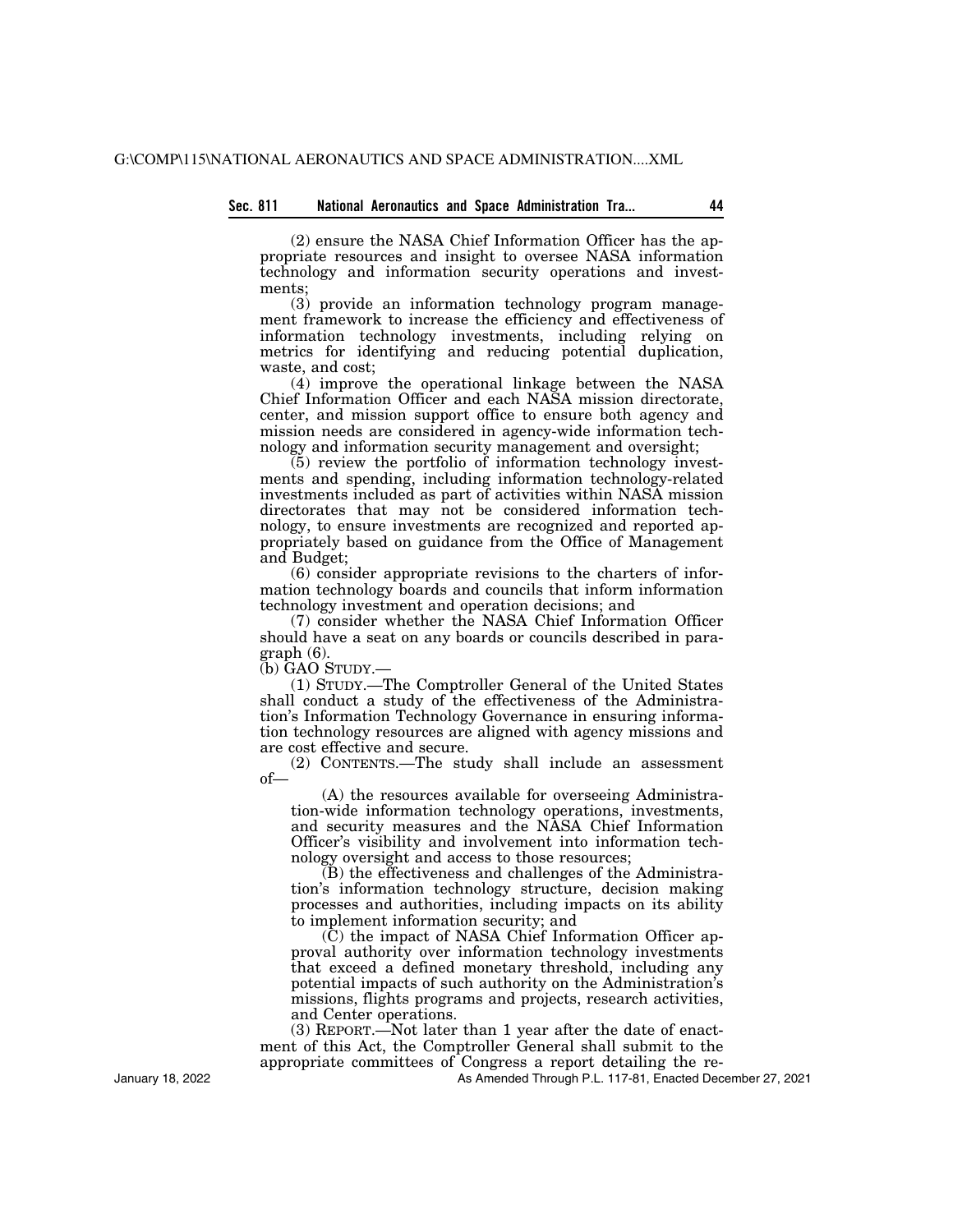(2) ensure the NASA Chief Information Officer has the appropriate resources and insight to oversee NASA information technology and information security operations and investments;

(3) provide an information technology program management framework to increase the efficiency and effectiveness of information technology investments, including relying on metrics for identifying and reducing potential duplication, waste, and cost;

(4) improve the operational linkage between the NASA Chief Information Officer and each NASA mission directorate, center, and mission support office to ensure both agency and mission needs are considered in agency-wide information technology and information security management and oversight;

(5) review the portfolio of information technology investments and spending, including information technology-related investments included as part of activities within NASA mission directorates that may not be considered information technology, to ensure investments are recognized and reported appropriately based on guidance from the Office of Management and Budget;

(6) consider appropriate revisions to the charters of information technology boards and councils that inform information technology investment and operation decisions; and

(7) consider whether the NASA Chief Information Officer should have a seat on any boards or councils described in paragraph (6).

(b) GAO STUDY.—

(1) STUDY.—The Comptroller General of the United States shall conduct a study of the effectiveness of the Administration's Information Technology Governance in ensuring information technology resources are aligned with agency missions and are cost effective and secure.

(2) CONTENTS.—The study shall include an assessment of—

(A) the resources available for overseeing Administration-wide information technology operations, investments, and security measures and the NASA Chief Information Officer's visibility and involvement into information technology oversight and access to those resources;

(B) the effectiveness and challenges of the Administration's information technology structure, decision making processes and authorities, including impacts on its ability to implement information security; and

(C) the impact of NASA Chief Information Officer approval authority over information technology investments that exceed a defined monetary threshold, including any potential impacts of such authority on the Administration's missions, flights programs and projects, research activities, and Center operations.

(3) REPORT.—Not later than 1 year after the date of enactment of this Act, the Comptroller General shall submit to the appropriate committees of Congress a report detailing the re-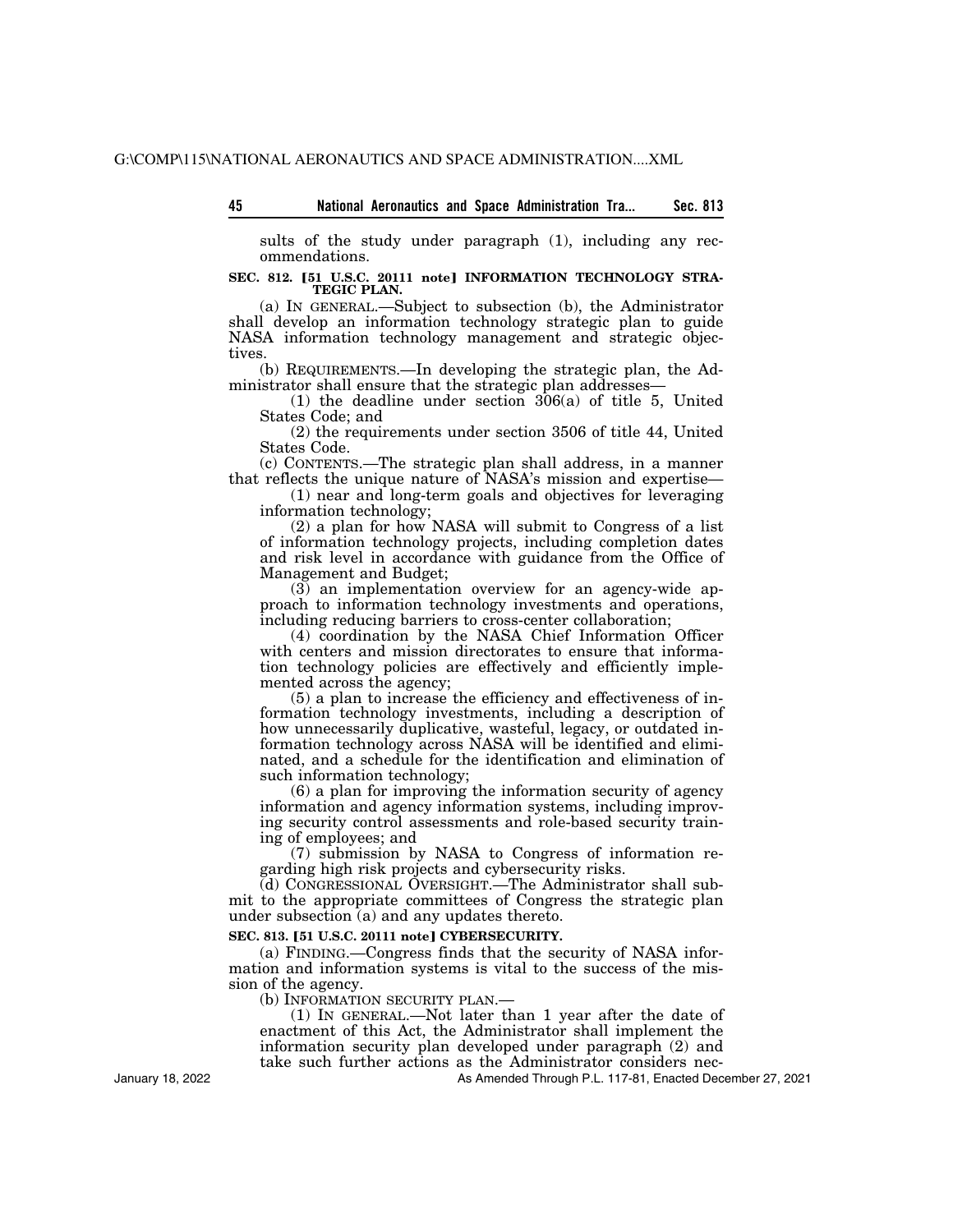sults of the study under paragraph (1), including any recommendations.

**SEC. 812. [51 U.S.C. 20111 note] INFORMATION TECHNOLOGY STRATEGIC PLAN.**

(a) IN GENERAL.—Subject to subsection (b), the Administrator shall develop an information technology strategic plan to guide NASA information technology management and strategic objectives.

(b) REQUIREMENTS.—In developing the strategic plan, the Administrator shall ensure that the strategic plan addresses—

(1) the deadline under section 306(a) of title 5, United States Code; and

(2) the requirements under section 3506 of title 44, United States Code.

(c) CONTENTS.—The strategic plan shall address, in a manner that reflects the unique nature of NASA's mission and expertise—

(1) near and long-term goals and objectives for leveraging information technology;

(2) a plan for how NASA will submit to Congress of a list of information technology projects, including completion dates and risk level in accordance with guidance from the Office of Management and Budget;

(3) an implementation overview for an agency-wide approach to information technology investments and operations, including reducing barriers to cross-center collaboration;

(4) coordination by the NASA Chief Information Officer with centers and mission directorates to ensure that information technology policies are effectively and efficiently implemented across the agency;

(5) a plan to increase the efficiency and effectiveness of information technology investments, including a description of how unnecessarily duplicative, wasteful, legacy, or outdated information technology across NASA will be identified and eliminated, and a schedule for the identification and elimination of such information technology;

(6) a plan for improving the information security of agency information and agency information systems, including improving security control assessments and role-based security training of employees; and

(7) submission by NASA to Congress of information regarding high risk projects and cybersecurity risks.

(d) CONGRESSIONAL OVERSIGHT.—The Administrator shall submit to the appropriate committees of Congress the strategic plan under subsection (a) and any updates thereto.

**SEC. 813. [51 U.S.C. 20111 note] CYBERSECURITY.**

(a) FINDING.—Congress finds that the security of NASA information and information systems is vital to the success of the mission of the agency.

(b) INFORMATION SECURITY PLAN.—

(1) IN GENERAL.—Not later than 1 year after the date of enactment of this Act, the Administrator shall implement the information security plan developed under paragraph (2) and take such further actions as the Administrator considers nec-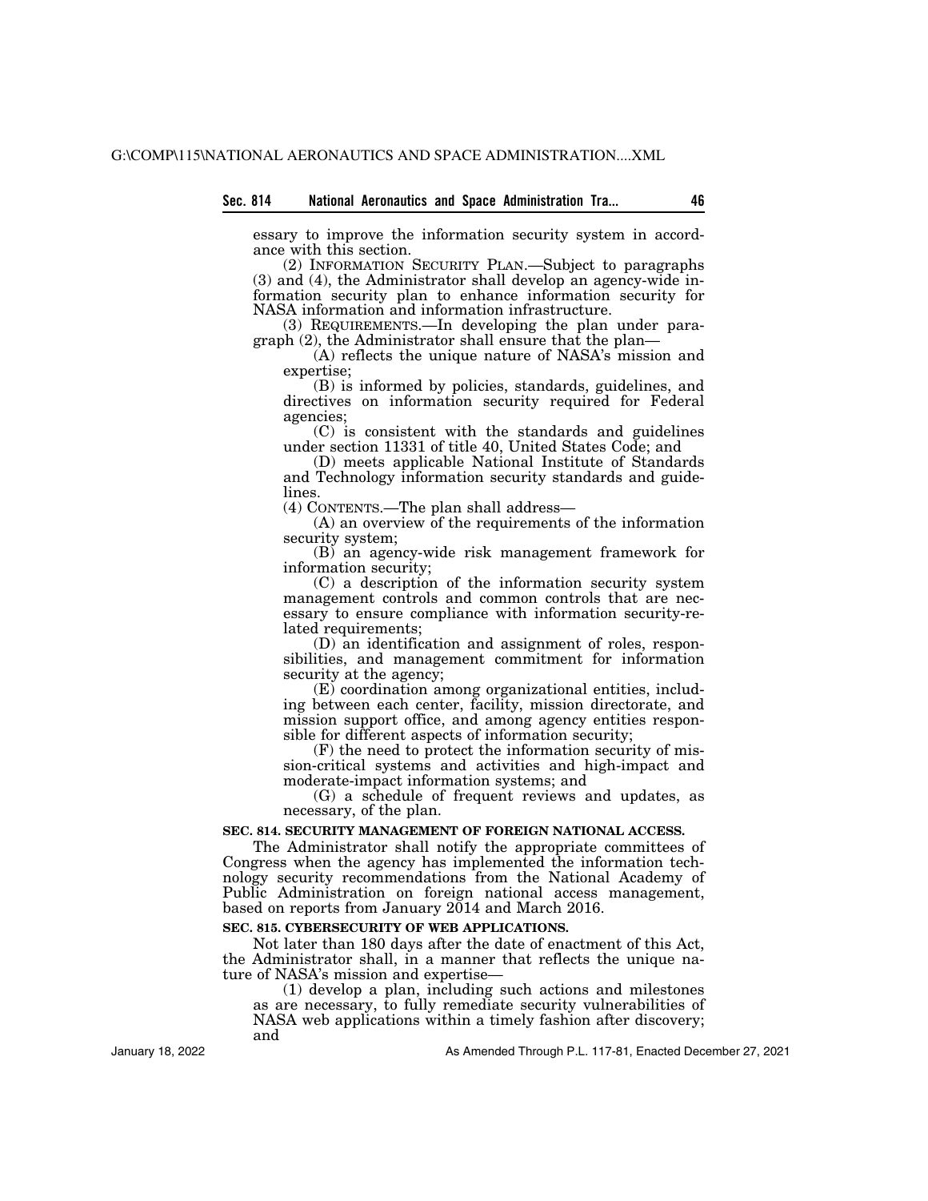essary to improve the information security system in accordance with this section.

(2) INFORMATION SECURITY PLAN.—Subject to paragraphs (3) and (4), the Administrator shall develop an agency-wide information security plan to enhance information security for NASA information and information infrastructure.

(3) REQUIREMENTS.—In developing the plan under paragraph (2), the Administrator shall ensure that the plan—

(A) reflects the unique nature of NASA's mission and expertise;

(B) is informed by policies, standards, guidelines, and directives on information security required for Federal agencies;

(C) is consistent with the standards and guidelines under section 11331 of title 40, United States Code; and

(D) meets applicable National Institute of Standards and Technology information security standards and guidelines.

(4) CONTENTS.—The plan shall address—

(A) an overview of the requirements of the information security system;

(B) an agency-wide risk management framework for information security;

(C) a description of the information security system management controls and common controls that are necessary to ensure compliance with information security-related requirements;

(D) an identification and assignment of roles, responsibilities, and management commitment for information security at the agency;

(E) coordination among organizational entities, including between each center, facility, mission directorate, and mission support office, and among agency entities responsible for different aspects of information security;

(F) the need to protect the information security of mission-critical systems and activities and high-impact and moderate-impact information systems; and

(G) a schedule of frequent reviews and updates, as necessary, of the plan.

**SEC. 814. SECURITY MANAGEMENT OF FOREIGN NATIONAL ACCESS.**

The Administrator shall notify the appropriate committees of Congress when the agency has implemented the information technology security recommendations from the National Academy of Public Administration on foreign national access management, based on reports from January 2014 and March 2016.

**SEC. 815. CYBERSECURITY OF WEB APPLICATIONS.**

Not later than 180 days after the date of enactment of this Act, the Administrator shall, in a manner that reflects the unique nature of NASA's mission and expertise—

(1) develop a plan, including such actions and milestones as are necessary, to fully remediate security vulnerabilities of NASA web applications within a timely fashion after discovery; and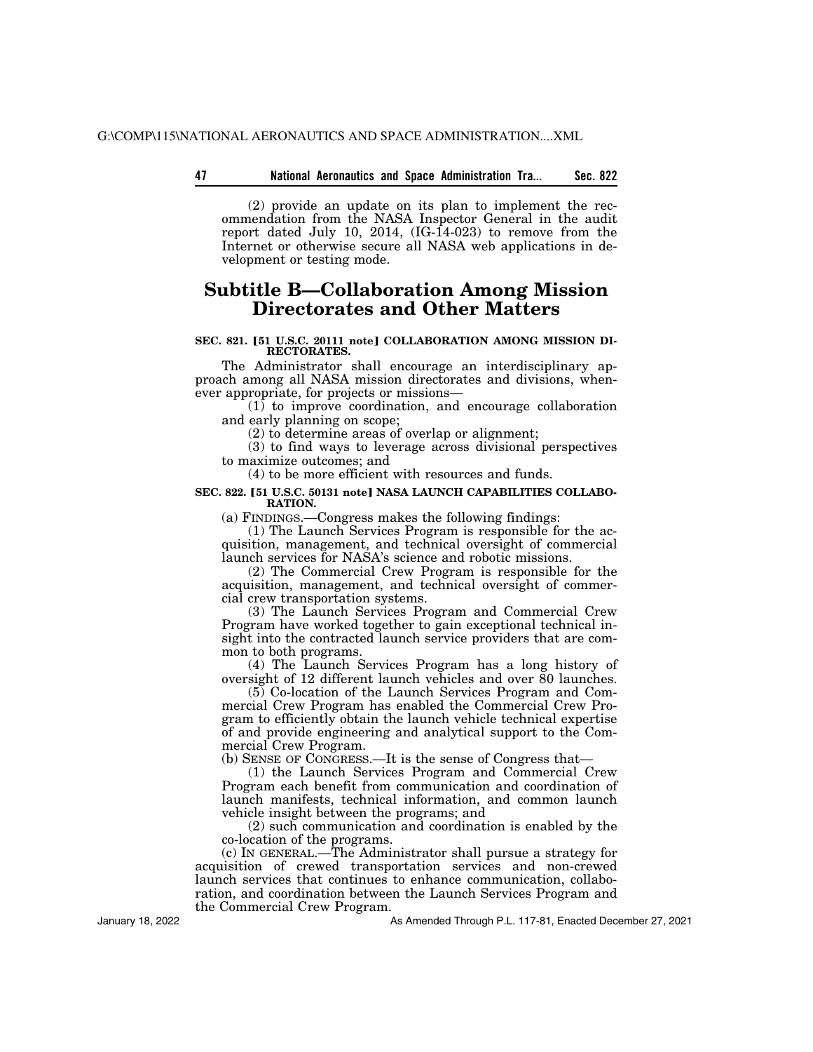(2) provide an update on its plan to implement the recommendation from the NASA Inspector General in the audit report dated July 10, 2014, (IG-14-023) to remove from the Internet or otherwise secure all NASA web applications in development or testing mode.

# Subtitle B—Collaboration Among Mission Directorates and Other Matters

**SEC. 821. [51 U.S.C. 20111 note] COLLABORATION AMONG MISSION DIRECTORATES.**

The Administrator shall encourage an interdisciplinary approach among all NASA mission directorates and divisions, whenever appropriate, for projects or missions—

(1) to improve coordination, and encourage collaboration and early planning on scope;

(2) to determine areas of overlap or alignment;

(3) to find ways to leverage across divisional perspectives to maximize outcomes; and

(4) to be more efficient with resources and funds.

**SEC. 822. [51 U.S.C. 50131 note] NASA LAUNCH CAPABILITIES COLLABORATION.**

(a) FINDINGS.—Congress makes the following findings:

(1) The Launch Services Program is responsible for the acquisition, management, and technical oversight of commercial launch services for NASA's science and robotic missions.

(2) The Commercial Crew Program is responsible for the acquisition, management, and technical oversight of commercial crew transportation systems.

(3) The Launch Services Program and Commercial Crew Program have worked together to gain exceptional technical insight into the contracted launch service providers that are common to both programs.

(4) The Launch Services Program has a long history of oversight of 12 different launch vehicles and over 80 launches.

(5) Co-location of the Launch Services Program and Commercial Crew Program has enabled the Commercial Crew Program to efficiently obtain the launch vehicle technical expertise of and provide engineering and analytical support to the Commercial Crew Program.

(b) SENSE OF CONGRESS.—It is the sense of Congress that—

(1) the Launch Services Program and Commercial Crew Program each benefit from communication and coordination of launch manifests, technical information, and common launch vehicle insight between the programs; and

(2) such communication and coordination is enabled by the co-location of the programs.

(c) IN GENERAL.—The Administrator shall pursue a strategy for acquisition of crewed transportation services and non-crewed launch services that continues to enhance communication, collaboration, and coordination between the Launch Services Program and the Commercial Crew Program.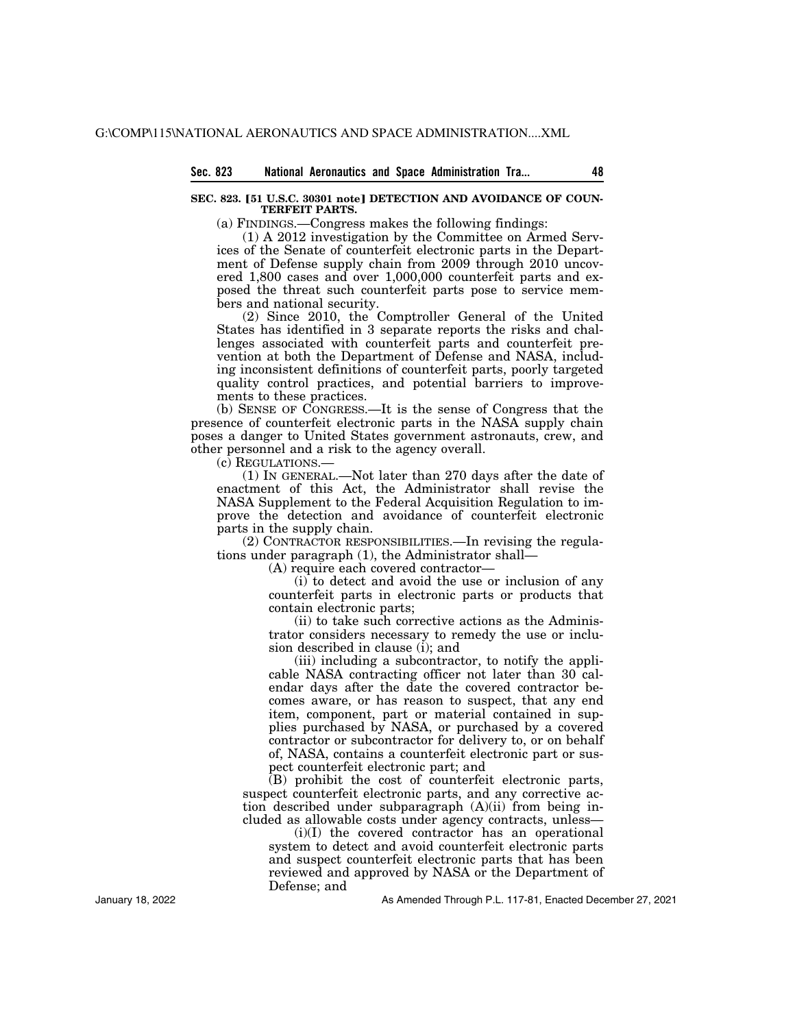## SEC. 823. [51 U.S.C. 30301 note] DETECTION AND AVOIDANCE OF COUNTERFEIT PARTS.

(a) FINDINGS.—Congress makes the following findings:

(1) A 2012 investigation by the Committee on Armed Services of the Senate of counterfeit electronic parts in the Department of Defense supply chain from 2009 through 2010 uncovered 1,800 cases and over 1,000,000 counterfeit parts and exposed the threat such counterfeit parts pose to service members and national security.

(2) Since 2010, the Comptroller General of the United States has identified in 3 separate reports the risks and challenges associated with counterfeit parts and counterfeit prevention at both the Department of Defense and NASA, including inconsistent definitions of counterfeit parts, poorly targeted quality control practices, and potential barriers to improvements to these practices.

(b) SENSE OF CONGRESS.—It is the sense of Congress that the presence of counterfeit electronic parts in the NASA supply chain poses a danger to United States government astronauts, crew, and other personnel and a risk to the agency overall.

(c) REGULATIONS.—

(1) IN GENERAL.—Not later than 270 days after the date of enactment of this Act, the Administrator shall revise the NASA Supplement to the Federal Acquisition Regulation to improve the detection and avoidance of counterfeit electronic parts in the supply chain.

(2) CONTRACTOR RESPONSIBILITIES.—In revising the regulations under paragraph (1), the Administrator shall—

(A) require each covered contractor—

(i) to detect and avoid the use or inclusion of any counterfeit parts in electronic parts or products that contain electronic parts;

(ii) to take such corrective actions as the Administrator considers necessary to remedy the use or inclusion described in clause (i); and

(iii) including a subcontractor, to notify the applicable NASA contracting officer not later than 30 calendar days after the date the covered contractor becomes aware, or has reason to suspect, that any end item, component, part or material contained in supplies purchased by NASA, or purchased by a covered contractor or subcontractor for delivery to, or on behalf of, NASA, contains a counterfeit electronic part or suspect counterfeit electronic part; and

(B) prohibit the cost of counterfeit electronic parts, suspect counterfeit electronic parts, and any corrective action described under subparagraph (A)(ii) from being included as allowable costs under agency contracts, unless—

(i)(I) the covered contractor has an operational system to detect and avoid counterfeit electronic parts and suspect counterfeit electronic parts that has been reviewed and approved by NASA or the Department of Defense; and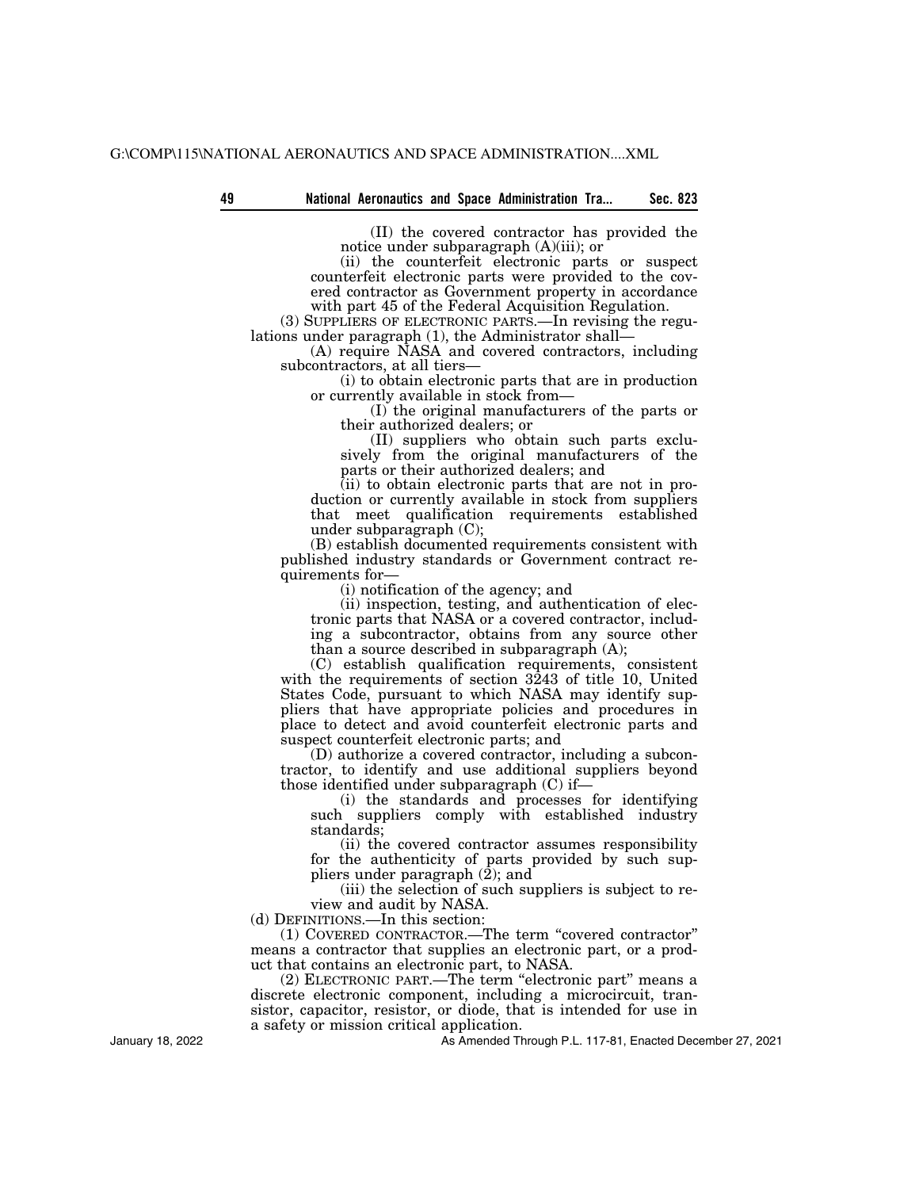(II) the covered contractor has provided the notice under subparagraph (A)(iii); or

(ii) the counterfeit electronic parts or suspect counterfeit electronic parts were provided to the covered contractor as Government property in accordance with part 45 of the Federal Acquisition Regulation.

(3) SUPPLIERS OF ELECTRONIC PARTS.—In revising the regulations under paragraph (1), the Administrator shall—

(A) require NASA and covered contractors, including subcontractors, at all tiers—

(i) to obtain electronic parts that are in production or currently available in stock from—

(I) the original manufacturers of the parts or their authorized dealers; or

(II) suppliers who obtain such parts exclusively from the original manufacturers of the parts or their authorized dealers; and

(ii) to obtain electronic parts that are not in production or currently available in stock from suppliers that meet qualification requirements established under subparagraph (C);

(B) establish documented requirements consistent with published industry standards or Government contract requirements for—

(i) notification of the agency; and

(ii) inspection, testing, and authentication of electronic parts that NASA or a covered contractor, including a subcontractor, obtains from any source other than a source described in subparagraph (A);

(C) establish qualification requirements, consistent with the requirements of section 3243 of title 10, United States Code, pursuant to which NASA may identify suppliers that have appropriate policies and procedures in place to detect and avoid counterfeit electronic parts and suspect counterfeit electronic parts; and

(D) authorize a covered contractor, including a subcontractor, to identify and use additional suppliers beyond those identified under subparagraph (C) if—

(i) the standards and processes for identifying such suppliers comply with established industry standards;

(ii) the covered contractor assumes responsibility for the authenticity of parts provided by such suppliers under paragraph (2); and

(iii) the selection of such suppliers is subject to review and audit by NASA.

(d) DEFINITIONS.—In this section:

(1) COVERED CONTRACTOR.—The term "covered contractor" means a contractor that supplies an electronic part, or a product that contains an electronic part, to NASA.

(2) ELECTRONIC PART.—The term "electronic part" means a discrete electronic component, including a microcircuit, transistor, capacitor, resistor, or diode, that is intended for use in a safety or mission critical application.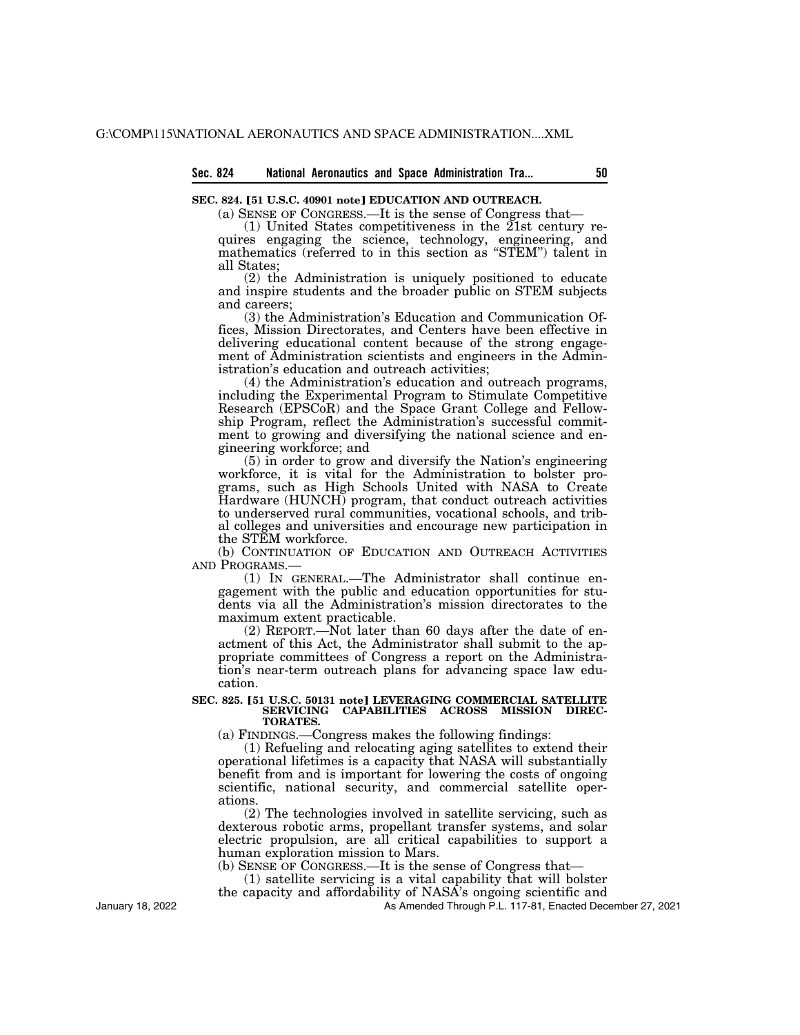**SEC. 824. [51 U.S.C. 40901 note] EDUCATION AND OUTREACH.**

(a) SENSE OF CONGRESS.—It is the sense of Congress that—

(1) United States competitiveness in the 21st century requires engaging the science, technology, engineering, and mathematics (referred to in this section as "STEM") talent in all States;

(2) the Administration is uniquely positioned to educate and inspire students and the broader public on STEM subjects and careers;

(3) the Administration's Education and Communication Offices, Mission Directorates, and Centers have been effective in delivering educational content because of the strong engagement of Administration scientists and engineers in the Administration's education and outreach activities;

(4) the Administration's education and outreach programs, including the Experimental Program to Stimulate Competitive Research (EPSCoR) and the Space Grant College and Fellowship Program, reflect the Administration's successful commitment to growing and diversifying the national science and engineering workforce; and

(5) in order to grow and diversify the Nation's engineering workforce, it is vital for the Administration to bolster programs, such as High Schools United with NASA to Create Hardware (HUNCH) program, that conduct outreach activities to underserved rural communities, vocational schools, and tribal colleges and universities and encourage new participation in the STEM workforce.

(b) CONTINUATION OF EDUCATION AND OUTREACH ACTIVITIES AND PROGRAMS.—

(1) IN GENERAL.—The Administrator shall continue engagement with the public and education opportunities for students via all the Administration's mission directorates to the maximum extent practicable.

(2) REPORT.—Not later than 60 days after the date of enactment of this Act, the Administrator shall submit to the appropriate committees of Congress a report on the Administration's near-term outreach plans for advancing space law education.

**SEC. 825. [51 U.S.C. 50131 note] LEVERAGING COMMERCIAL SATELLITE SERVICING CAPABILITIES ACROSS MISSION DIRECTORATES.**

(a) FINDINGS.—Congress makes the following findings:

(1) Refueling and relocating aging satellites to extend their operational lifetimes is a capacity that NASA will substantially benefit from and is important for lowering the costs of ongoing scientific, national security, and commercial satellite operations.

(2) The technologies involved in satellite servicing, such as dexterous robotic arms, propellant transfer systems, and solar electric propulsion, are all critical capabilities to support a human exploration mission to Mars.

(b) SENSE OF CONGRESS.—It is the sense of Congress that—

(1) satellite servicing is a vital capability that will bolster the capacity and affordability of NASA's ongoing scientific and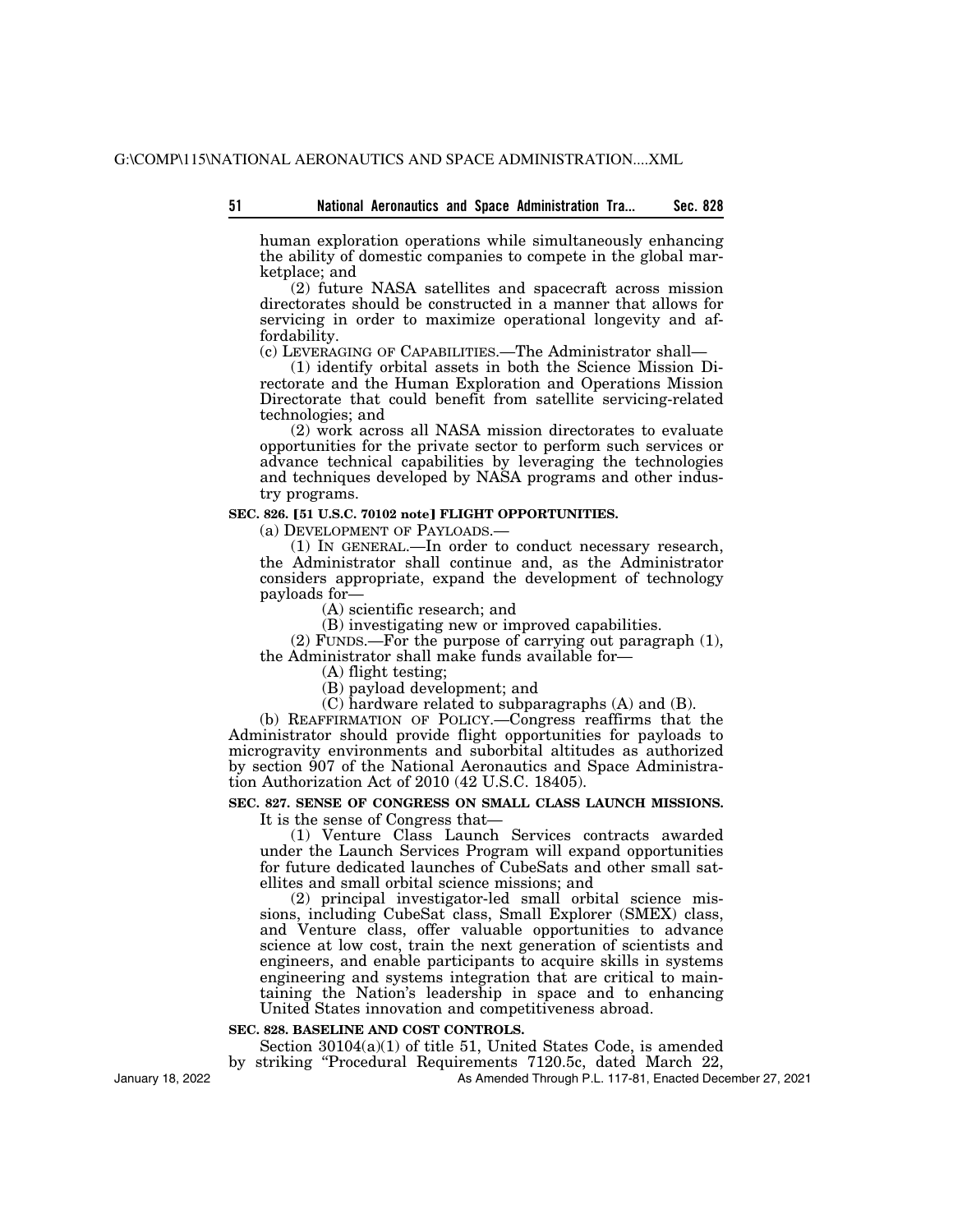human exploration operations while simultaneously enhancing the ability of domestic companies to compete in the global marketplace; and

(2) future NASA satellites and spacecraft across mission directorates should be constructed in a manner that allows for servicing in order to maximize operational longevity and affordability.

(c) LEVERAGING OF CAPABILITIES.—The Administrator shall—

(1) identify orbital assets in both the Science Mission Directorate and the Human Exploration and Operations Mission Directorate that could benefit from satellite servicing-related technologies; and

(2) work across all NASA mission directorates to evaluate opportunities for the private sector to perform such services or advance technical capabilities by leveraging the technologies and techniques developed by NASA programs and other industry programs.

**SEC. 826. [51 U.S.C. 70102 note] FLIGHT OPPORTUNITIES.**

(a) DEVELOPMENT OF PAYLOADS.—

(1) IN GENERAL.—In order to conduct necessary research, the Administrator shall continue and, as the Administrator considers appropriate, expand the development of technology payloads for—

(A) scientific research; and

(B) investigating new or improved capabilities.

(2) FUNDS.—For the purpose of carrying out paragraph (1), the Administrator shall make funds available for—

(A) flight testing;

(B) payload development; and

(C) hardware related to subparagraphs (A) and (B).

(b) REAFFIRMATION OF POLICY.—Congress reaffirms that the Administrator should provide flight opportunities for payloads to microgravity environments and suborbital altitudes as authorized by section 907 of the National Aeronautics and Space Administration Authorization Act of 2010 (42 U.S.C. 18405).

**SEC. 827. SENSE OF CONGRESS ON SMALL CLASS LAUNCH MISSIONS.**

It is the sense of Congress that—

(1) Venture Class Launch Services contracts awarded under the Launch Services Program will expand opportunities for future dedicated launches of CubeSats and other small satellites and small orbital science missions; and

(2) principal investigator-led small orbital science missions, including CubeSat class, Small Explorer (SMEX) class, and Venture class, offer valuable opportunities to advance science at low cost, train the next generation of scientists and engineers, and enable participants to acquire skills in systems engineering and systems integration that are critical to maintaining the Nation's leadership in space and to enhancing United States innovation and competitiveness abroad.

**SEC. 828. BASELINE AND COST CONTROLS.**

Section 30104(a)(1) of title 51, United States Code, is amended by striking "Procedural Requirements 7120.5c, dated March 22,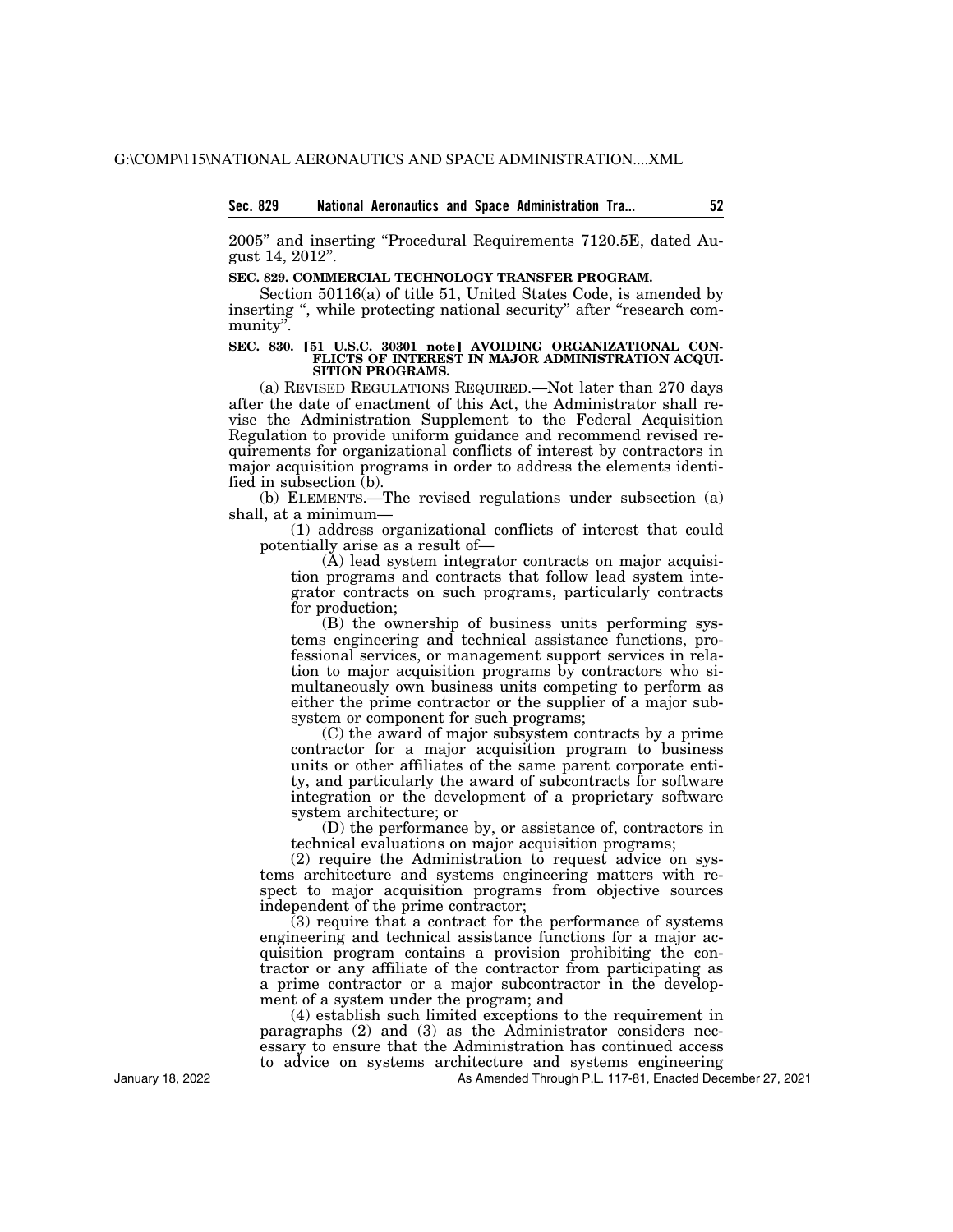2005" and inserting "Procedural Requirements 7120.5E, dated August 14, 2012".

**SEC. 829. COMMERCIAL TECHNOLOGY TRANSFER PROGRAM.**

Section 50116(a) of title 51, United States Code, is amended by inserting ", while protecting national security" after "research community".

**SEC. 830. [51 U.S.C. 30301 note] AVOIDING ORGANIZATIONAL CONFLICTS OF INTEREST IN MAJOR ADMINISTRATION ACQUISITION PROGRAMS.**

(a) REVISED REGULATIONS REQUIRED.—Not later than 270 days after the date of enactment of this Act, the Administrator shall revise the Administration Supplement to the Federal Acquisition Regulation to provide uniform guidance and recommend revised requirements for organizational conflicts of interest by contractors in major acquisition programs in order to address the elements identified in subsection (b).

(b) ELEMENTS.—The revised regulations under subsection (a) shall, at a minimum—

(1) address organizational conflicts of interest that could potentially arise as a result of—

(A) lead system integrator contracts on major acquisition programs and contracts that follow lead system integrator contracts on such programs, particularly contracts for production;

(B) the ownership of business units performing systems engineering and technical assistance functions, professional services, or management support services in relation to major acquisition programs by contractors who simultaneously own business units competing to perform as either the prime contractor or the supplier of a major subsystem or component for such programs;

(C) the award of major subsystem contracts by a prime contractor for a major acquisition program to business units or other affiliates of the same parent corporate entity, and particularly the award of subcontracts for software integration or the development of a proprietary software system architecture; or

(D) the performance by, or assistance of, contractors in technical evaluations on major acquisition programs;

(2) require the Administration to request advice on systems architecture and systems engineering matters with respect to major acquisition programs from objective sources independent of the prime contractor;

(3) require that a contract for the performance of systems engineering and technical assistance functions for a major acquisition program contains a provision prohibiting the contractor or any affiliate of the contractor from participating as a prime contractor or a major subcontractor in the development of a system under the program; and

(4) establish such limited exceptions to the requirement in paragraphs (2) and (3) as the Administrator considers necessary to ensure that the Administration has continued access to advice on systems architecture and systems engineering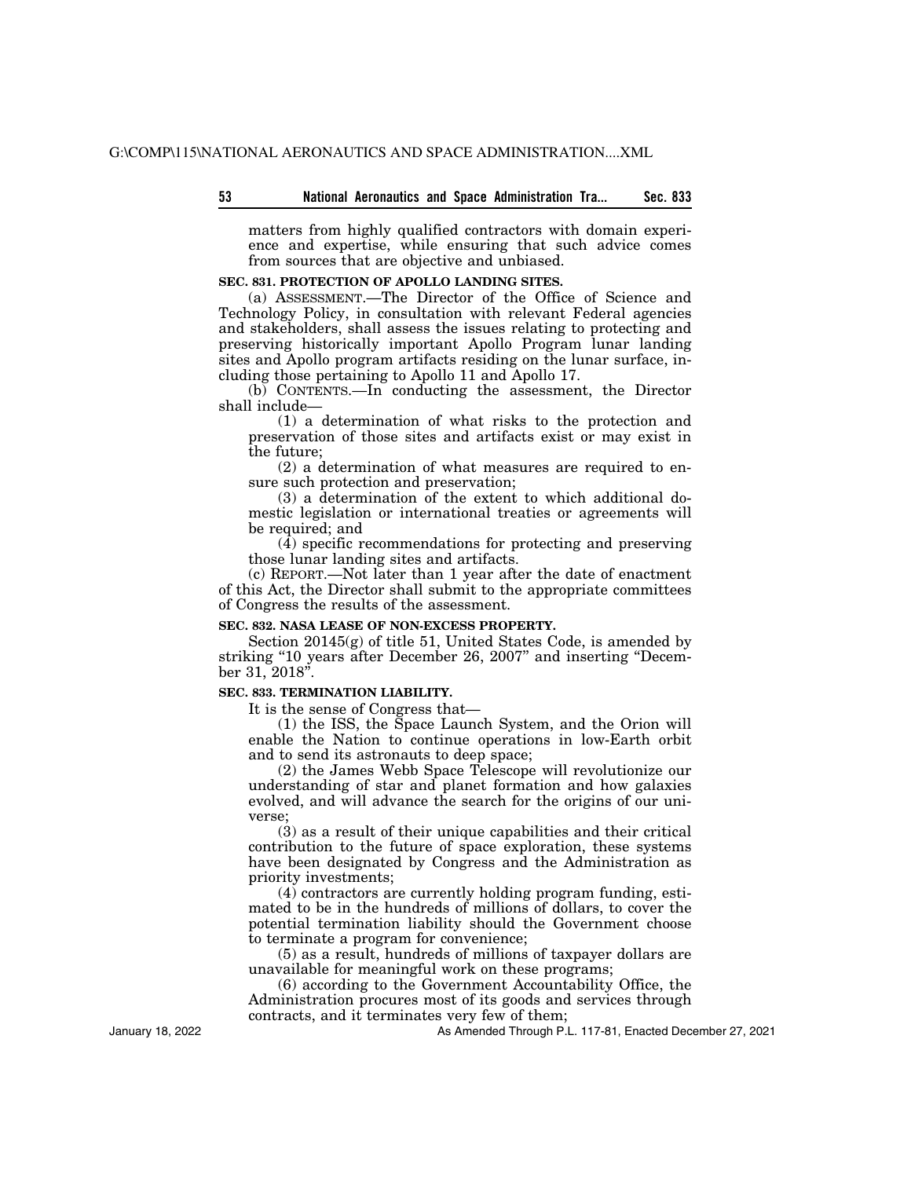matters from highly qualified contractors with domain experience and expertise, while ensuring that such advice comes from sources that are objective and unbiased.

**SEC. 831. PROTECTION OF APOLLO LANDING SITES.**

(a) ASSESSMENT.—The Director of the Office of Science and Technology Policy, in consultation with relevant Federal agencies and stakeholders, shall assess the issues relating to protecting and preserving historically important Apollo Program lunar landing sites and Apollo program artifacts residing on the lunar surface, including those pertaining to Apollo 11 and Apollo 17.

(b) CONTENTS.—In conducting the assessment, the Director shall include—

(1) a determination of what risks to the protection and preservation of those sites and artifacts exist or may exist in the future;

(2) a determination of what measures are required to ensure such protection and preservation;

(3) a determination of the extent to which additional domestic legislation or international treaties or agreements will be required; and

(4) specific recommendations for protecting and preserving those lunar landing sites and artifacts.

(c) REPORT.—Not later than 1 year after the date of enactment of this Act, the Director shall submit to the appropriate committees of Congress the results of the assessment.

**SEC. 832. NASA LEASE OF NON-EXCESS PROPERTY.**

Section 20145(g) of title 51, United States Code, is amended by striking "10 years after December 26, 2007" and inserting "December 31, 2018".

**SEC. 833. TERMINATION LIABILITY.**

It is the sense of Congress that—

(1) the ISS, the Space Launch System, and the Orion will enable the Nation to continue operations in low-Earth orbit and to send its astronauts to deep space;

(2) the James Webb Space Telescope will revolutionize our understanding of star and planet formation and how galaxies evolved, and will advance the search for the origins of our universe;

(3) as a result of their unique capabilities and their critical contribution to the future of space exploration, these systems have been designated by Congress and the Administration as priority investments;

(4) contractors are currently holding program funding, estimated to be in the hundreds of millions of dollars, to cover the potential termination liability should the Government choose to terminate a program for convenience;

(5) as a result, hundreds of millions of taxpayer dollars are unavailable for meaningful work on these programs;

(6) according to the Government Accountability Office, the Administration procures most of its goods and services through contracts, and it terminates very few of them;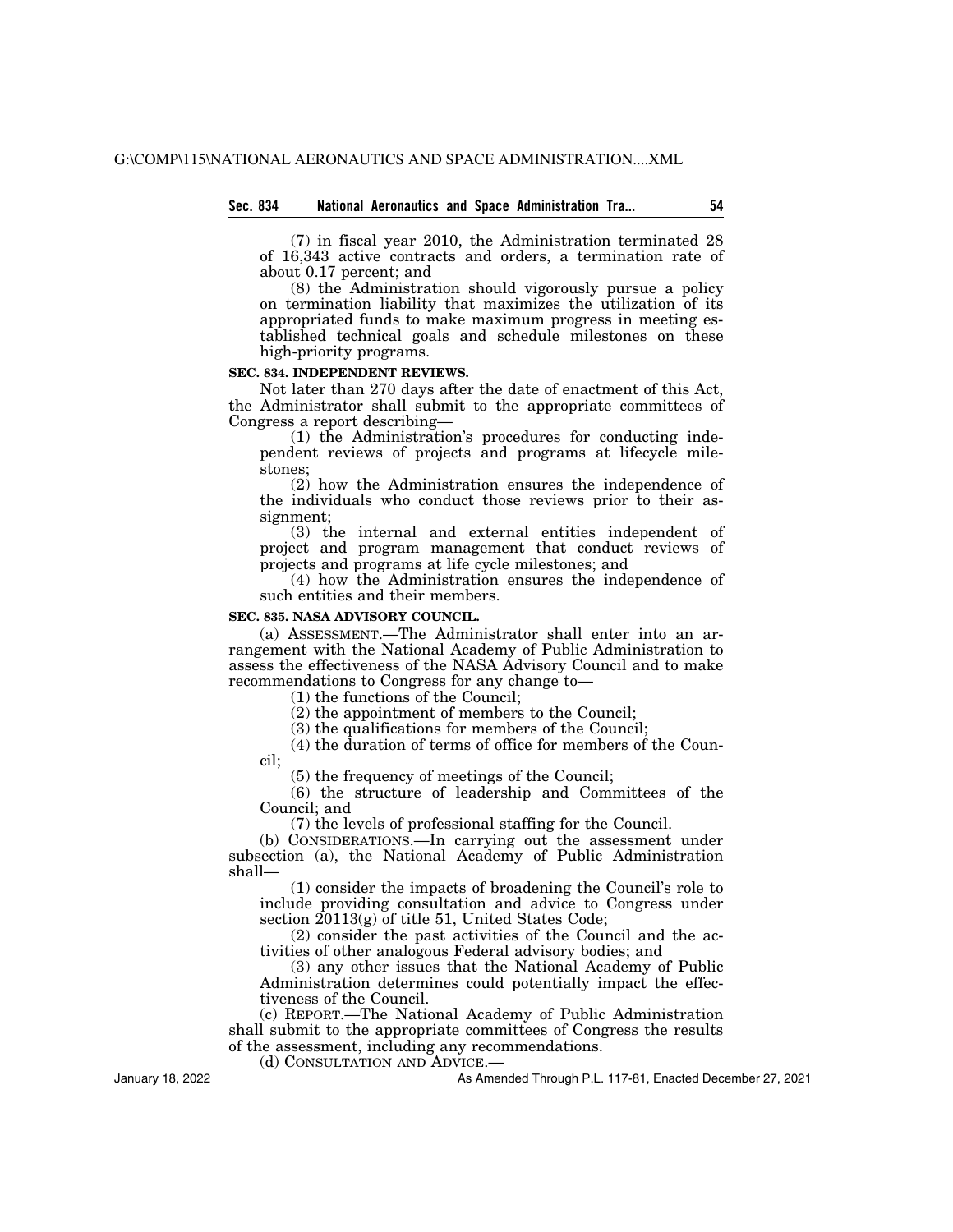(7) in fiscal year 2010, the Administration terminated 28 of 16,343 active contracts and orders, a termination rate of about 0.17 percent; and

(8) the Administration should vigorously pursue a policy on termination liability that maximizes the utilization of its appropriated funds to make maximum progress in meeting established technical goals and schedule milestones on these high-priority programs.

**SEC. 834. INDEPENDENT REVIEWS.**

Not later than 270 days after the date of enactment of this Act, the Administrator shall submit to the appropriate committees of Congress a report describing—

(1) the Administration's procedures for conducting independent reviews of projects and programs at lifecycle milestones;

(2) how the Administration ensures the independence of the individuals who conduct those reviews prior to their assignment;

(3) the internal and external entities independent of project and program management that conduct reviews of projects and programs at life cycle milestones; and

(4) how the Administration ensures the independence of such entities and their members.

**SEC. 835. NASA ADVISORY COUNCIL.**

(a) ASSESSMENT.—The Administrator shall enter into an arrangement with the National Academy of Public Administration to assess the effectiveness of the NASA Advisory Council and to make recommendations to Congress for any change to—

(1) the functions of the Council;

(2) the appointment of members to the Council;

(3) the qualifications for members of the Council;

(4) the duration of terms of office for members of the Council;

(5) the frequency of meetings of the Council;

(6) the structure of leadership and Committees of the Council; and

(7) the levels of professional staffing for the Council.

(b) CONSIDERATIONS.—In carrying out the assessment under subsection (a), the National Academy of Public Administration shall—

(1) consider the impacts of broadening the Council's role to include providing consultation and advice to Congress under section 20113(g) of title 51, United States Code;

(2) consider the past activities of the Council and the activities of other analogous Federal advisory bodies; and

(3) any other issues that the National Academy of Public Administration determines could potentially impact the effectiveness of the Council.

(c) REPORT.—The National Academy of Public Administration shall submit to the appropriate committees of Congress the results of the assessment, including any recommendations.

(d) CONSULTATION AND ADVICE.—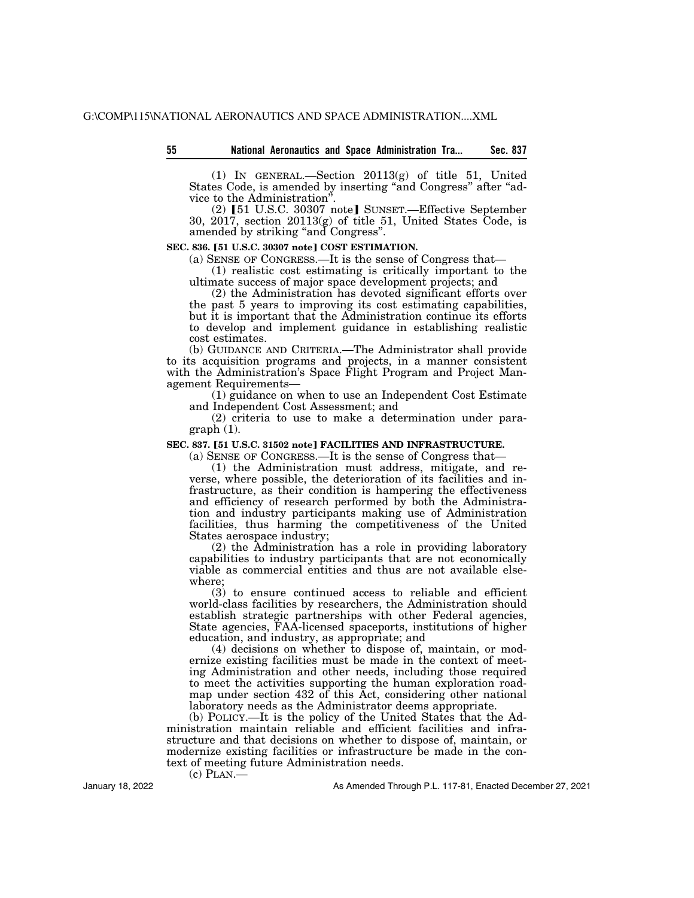(1) IN GENERAL.—Section 20113(g) of title 51, United States Code, is amended by inserting "and Congress" after "advice to the Administration".

(2) [51 U.S.C. 30307 note] SUNSET.—Effective September 30, 2017, section 20113(g) of title 51, United States Code, is amended by striking "and Congress".

**SEC. 836. [51 U.S.C. 30307 note] COST ESTIMATION.**

(a) SENSE OF CONGRESS.—It is the sense of Congress that—

(1) realistic cost estimating is critically important to the ultimate success of major space development projects; and

(2) the Administration has devoted significant efforts over the past 5 years to improving its cost estimating capabilities, but it is important that the Administration continue its efforts to develop and implement guidance in establishing realistic cost estimates.

(b) GUIDANCE AND CRITERIA.—The Administrator shall provide to its acquisition programs and projects, in a manner consistent with the Administration's Space Flight Program and Project Management Requirements—

(1) guidance on when to use an Independent Cost Estimate and Independent Cost Assessment; and

(2) criteria to use to make a determination under paragraph (1).

**SEC. 837. [51 U.S.C. 31502 note] FACILITIES AND INFRASTRUCTURE.**

(a) SENSE OF CONGRESS.—It is the sense of Congress that—

(1) the Administration must address, mitigate, and reverse, where possible, the deterioration of its facilities and infrastructure, as their condition is hampering the effectiveness and efficiency of research performed by both the Administration and industry participants making use of Administration facilities, thus harming the competitiveness of the United States aerospace industry;

(2) the Administration has a role in providing laboratory capabilities to industry participants that are not economically viable as commercial entities and thus are not available elsewhere;

(3) to ensure continued access to reliable and efficient world-class facilities by researchers, the Administration should establish strategic partnerships with other Federal agencies, State agencies, FAA-licensed spaceports, institutions of higher education, and industry, as appropriate; and

(4) decisions on whether to dispose of, maintain, or modernize existing facilities must be made in the context of meeting Administration and other needs, including those required to meet the activities supporting the human exploration roadmap under section 432 of this Act, considering other national laboratory needs as the Administrator deems appropriate.

(b) POLICY.—It is the policy of the United States that the Administration maintain reliable and efficient facilities and infrastructure and that decisions on whether to dispose of, maintain, or modernize existing facilities or infrastructure be made in the context of meeting future Administration needs.

(c) PLAN.—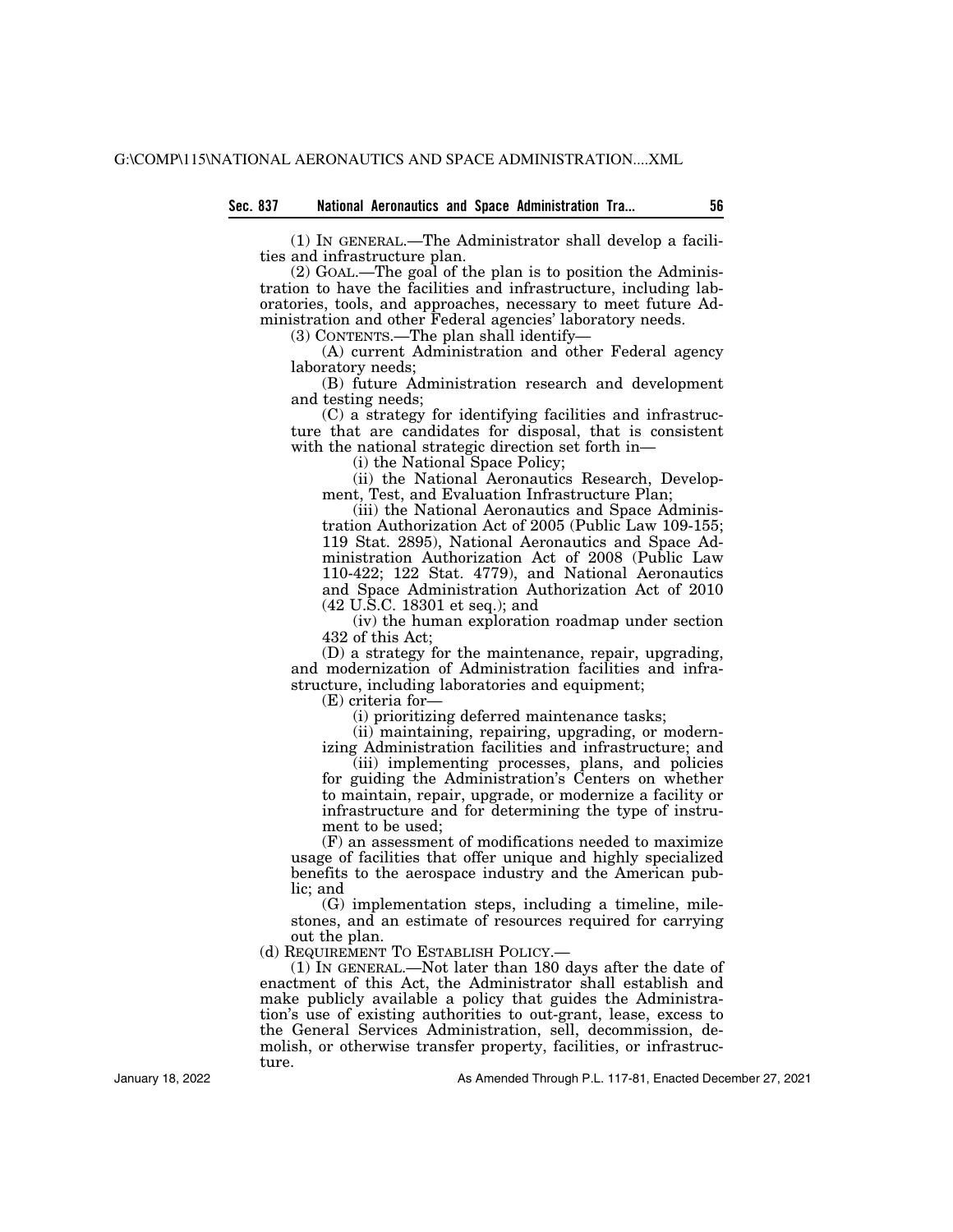(1) IN GENERAL.—The Administrator shall develop a facilities and infrastructure plan.

(2) GOAL.—The goal of the plan is to position the Administration to have the facilities and infrastructure, including laboratories, tools, and approaches, necessary to meet future Administration and other Federal agencies' laboratory needs.

(3) CONTENTS.—The plan shall identify—

(A) current Administration and other Federal agency laboratory needs;

(B) future Administration research and development and testing needs;

(C) a strategy for identifying facilities and infrastructure that are candidates for disposal, that is consistent with the national strategic direction set forth in—

(i) the National Space Policy;

(ii) the National Aeronautics Research, Development, Test, and Evaluation Infrastructure Plan;

(iii) the National Aeronautics and Space Administration Authorization Act of 2005 (Public Law 109-155; 119 Stat. 2895), National Aeronautics and Space Administration Authorization Act of 2008 (Public Law 110-422; 122 Stat. 4779), and National Aeronautics and Space Administration Authorization Act of 2010 (42 U.S.C. 18301 et seq.); and

(iv) the human exploration roadmap under section 432 of this Act;

(D) a strategy for the maintenance, repair, upgrading, and modernization of Administration facilities and infrastructure, including laboratories and equipment;

(E) criteria for—

(i) prioritizing deferred maintenance tasks;

(ii) maintaining, repairing, upgrading, or modernizing Administration facilities and infrastructure; and

(iii) implementing processes, plans, and policies for guiding the Administration's Centers on whether to maintain, repair, upgrade, or modernize a facility or infrastructure and for determining the type of instrument to be used;

(F) an assessment of modifications needed to maximize usage of facilities that offer unique and highly specialized benefits to the aerospace industry and the American public; and

(G) implementation steps, including a timeline, milestones, and an estimate of resources required for carrying out the plan.

(d) REQUIREMENT TO ESTABLISH POLICY.—

(1) IN GENERAL.—Not later than 180 days after the date of enactment of this Act, the Administrator shall establish and make publicly available a policy that guides the Administration's use of existing authorities to out-grant, lease, excess to the General Services Administration, sell, decommission, demolish, or otherwise transfer property, facilities, or infrastructure.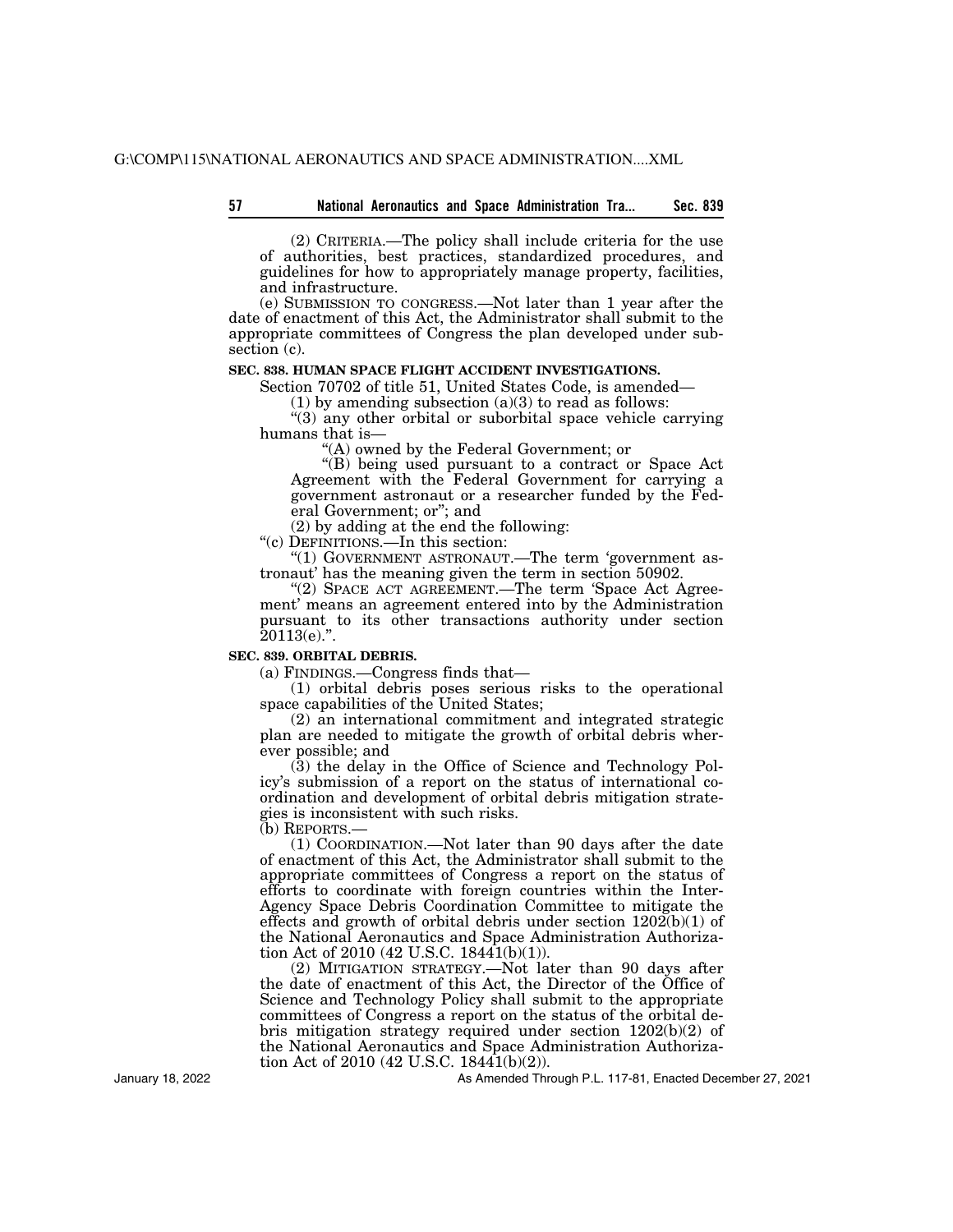(2) CRITERIA.—The policy shall include criteria for the use of authorities, best practices, standardized procedures, and guidelines for how to appropriately manage property, facilities, and infrastructure.

(e) SUBMISSION TO CONGRESS.—Not later than 1 year after the date of enactment of this Act, the Administrator shall submit to the appropriate committees of Congress the plan developed under subsection (c).

**SEC. 838. HUMAN SPACE FLIGHT ACCIDENT INVESTIGATIONS.**

Section 70702 of title 51, United States Code, is amended—

(1) by amending subsection (a)(3) to read as follows:

"(3) any other orbital or suborbital space vehicle carrying humans that is—

"(A) owned by the Federal Government; or

"(B) being used pursuant to a contract or Space Act Agreement with the Federal Government for carrying a government astronaut or a researcher funded by the Federal Government; or"; and

(2) by adding at the end the following:

"(c) DEFINITIONS.—In this section:

"(1) GOVERNMENT ASTRONAUT.—The term 'government astronaut' has the meaning given the term in section 50902.

"(2) SPACE ACT AGREEMENT.—The term 'Space Act Agreement' means an agreement entered into by the Administration pursuant to its other transactions authority under section 20113(e).".

**SEC. 839. ORBITAL DEBRIS.**

(a) FINDINGS.—Congress finds that—

(1) orbital debris poses serious risks to the operational space capabilities of the United States;

(2) an international commitment and integrated strategic plan are needed to mitigate the growth of orbital debris wherever possible; and

(3) the delay in the Office of Science and Technology Policy's submission of a report on the status of international coordination and development of orbital debris mitigation strategies is inconsistent with such risks.

(b) REPORTS.—

(1) COORDINATION.—Not later than 90 days after the date of enactment of this Act, the Administrator shall submit to the appropriate committees of Congress a report on the status of efforts to coordinate with foreign countries within the Inter-Agency Space Debris Coordination Committee to mitigate the effects and growth of orbital debris under section 1202(b)(1) of the National Aeronautics and Space Administration Authorization Act of 2010 (42 U.S.C. 18441(b)(1)).

(2) MITIGATION STRATEGY.—Not later than 90 days after the date of enactment of this Act, the Director of the Office of Science and Technology Policy shall submit to the appropriate committees of Congress a report on the status of the orbital debris mitigation strategy required under section 1202(b)(2) of the National Aeronautics and Space Administration Authorization Act of 2010 (42 U.S.C. 18441(b)(2)).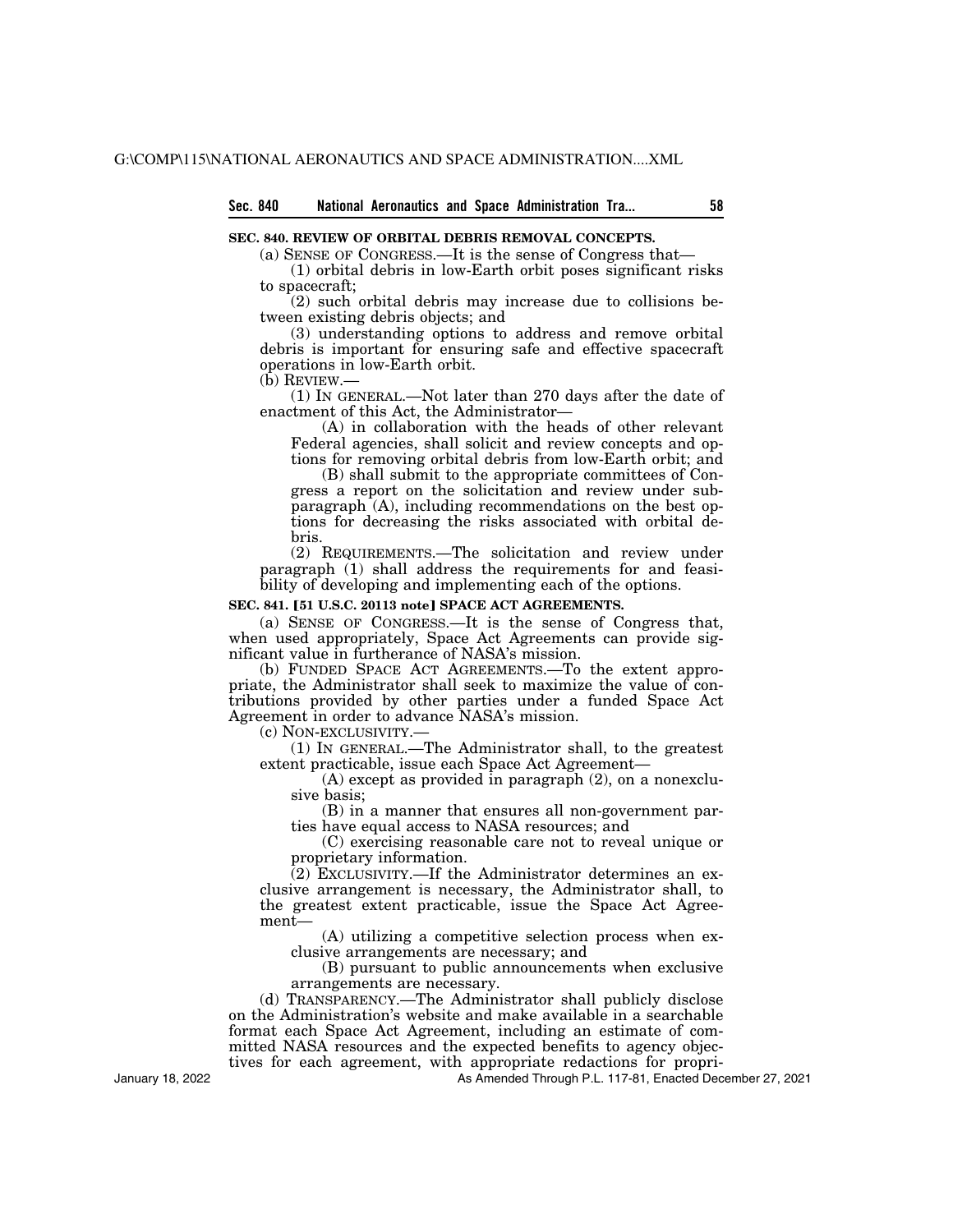**SEC. 840. REVIEW OF ORBITAL DEBRIS REMOVAL CONCEPTS.**

(a) SENSE OF CONGRESS.—It is the sense of Congress that—

(1) orbital debris in low-Earth orbit poses significant risks to spacecraft;

(2) such orbital debris may increase due to collisions between existing debris objects; and

(3) understanding options to address and remove orbital debris is important for ensuring safe and effective spacecraft operations in low-Earth orbit.

(b) REVIEW.—

(1) IN GENERAL.—Not later than 270 days after the date of enactment of this Act, the Administrator—

(A) in collaboration with the heads of other relevant Federal agencies, shall solicit and review concepts and options for removing orbital debris from low-Earth orbit; and

(B) shall submit to the appropriate committees of Congress a report on the solicitation and review under subparagraph (A), including recommendations on the best options for decreasing the risks associated with orbital debris.

(2) REQUIREMENTS.—The solicitation and review under paragraph (1) shall address the requirements for and feasibility of developing and implementing each of the options.

**SEC. 841. [51 U.S.C. 20113 note] SPACE ACT AGREEMENTS.**

(a) SENSE OF CONGRESS.—It is the sense of Congress that, when used appropriately, Space Act Agreements can provide significant value in furtherance of NASA's mission.

(b) FUNDED SPACE ACT AGREEMENTS.—To the extent appropriate, the Administrator shall seek to maximize the value of contributions provided by other parties under a funded Space Act Agreement in order to advance NASA's mission.

(c) NON-EXCLUSIVITY.—

(1) IN GENERAL.—The Administrator shall, to the greatest extent practicable, issue each Space Act Agreement—

(A) except as provided in paragraph (2), on a nonexclusive basis;

(B) in a manner that ensures all non-government parties have equal access to NASA resources; and

(C) exercising reasonable care not to reveal unique or proprietary information.

(2) EXCLUSIVITY.—If the Administrator determines an exclusive arrangement is necessary, the Administrator shall, to the greatest extent practicable, issue the Space Act Agreement—

(A) utilizing a competitive selection process when exclusive arrangements are necessary; and

(B) pursuant to public announcements when exclusive arrangements are necessary.

(d) TRANSPARENCY.—The Administrator shall publicly disclose on the Administration's website and make available in a searchable format each Space Act Agreement, including an estimate of committed NASA resources and the expected benefits to agency objectives for each agreement, with appropriate redactions for propri-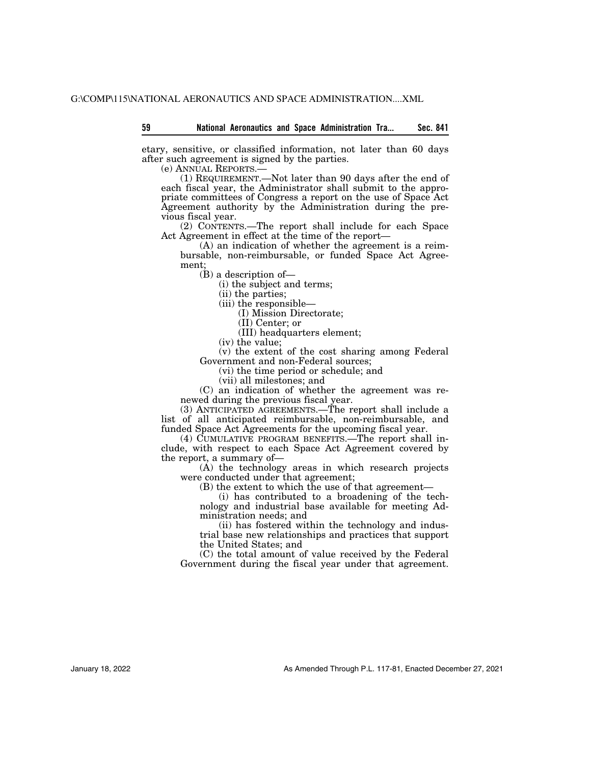etary, sensitive, or classified information, not later than 60 days after such agreement is signed by the parties.

(e) ANNUAL REPORTS.—

(1) REQUIREMENT.—Not later than 90 days after the end of each fiscal year, the Administrator shall submit to the appropriate committees of Congress a report on the use of Space Act Agreement authority by the Administration during the previous fiscal year.

(2) CONTENTS.—The report shall include for each Space Act Agreement in effect at the time of the report—

(A) an indication of whether the agreement is a reimbursable, non-reimbursable, or funded Space Act Agreement;

(B) a description of—

(i) the subject and terms;

(ii) the parties;

(iii) the responsible—

(I) Mission Directorate;

(II) Center; or

(III) headquarters element;

(iv) the value;

(v) the extent of the cost sharing among Federal Government and non-Federal sources;

(vi) the time period or schedule; and

(vii) all milestones; and

(C) an indication of whether the agreement was renewed during the previous fiscal year.

(3) ANTICIPATED AGREEMENTS.—The report shall include a list of all anticipated reimbursable, non-reimbursable, and funded Space Act Agreements for the upcoming fiscal year.

(4) CUMULATIVE PROGRAM BENEFITS.—The report shall include, with respect to each Space Act Agreement covered by the report, a summary of—

(A) the technology areas in which research projects were conducted under that agreement;

(B) the extent to which the use of that agreement—

(i) has contributed to a broadening of the technology and industrial base available for meeting Administration needs; and

(ii) has fostered within the technology and industrial base new relationships and practices that support the United States; and

(C) the total amount of value received by the Federal Government during the fiscal year under that agreement.